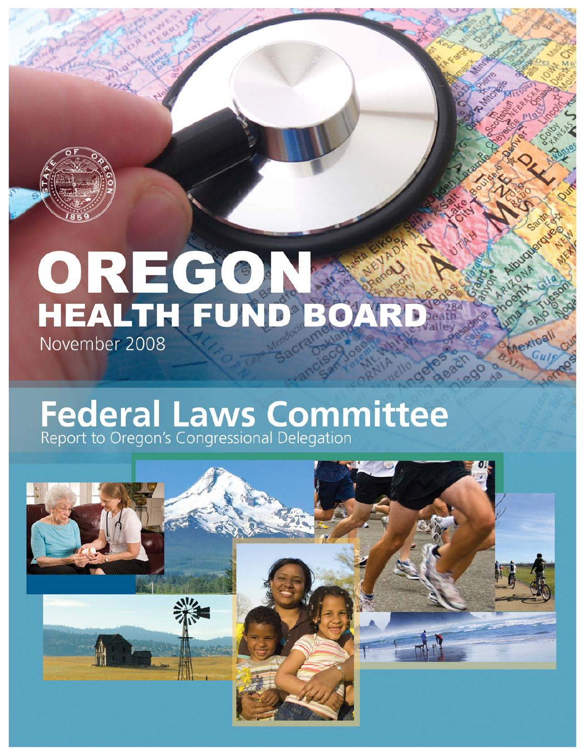# OREGON
## HEALTH FUND BOARD

November 2008

# Federal Laws Committee

Report to Oregon's Congressional Delegation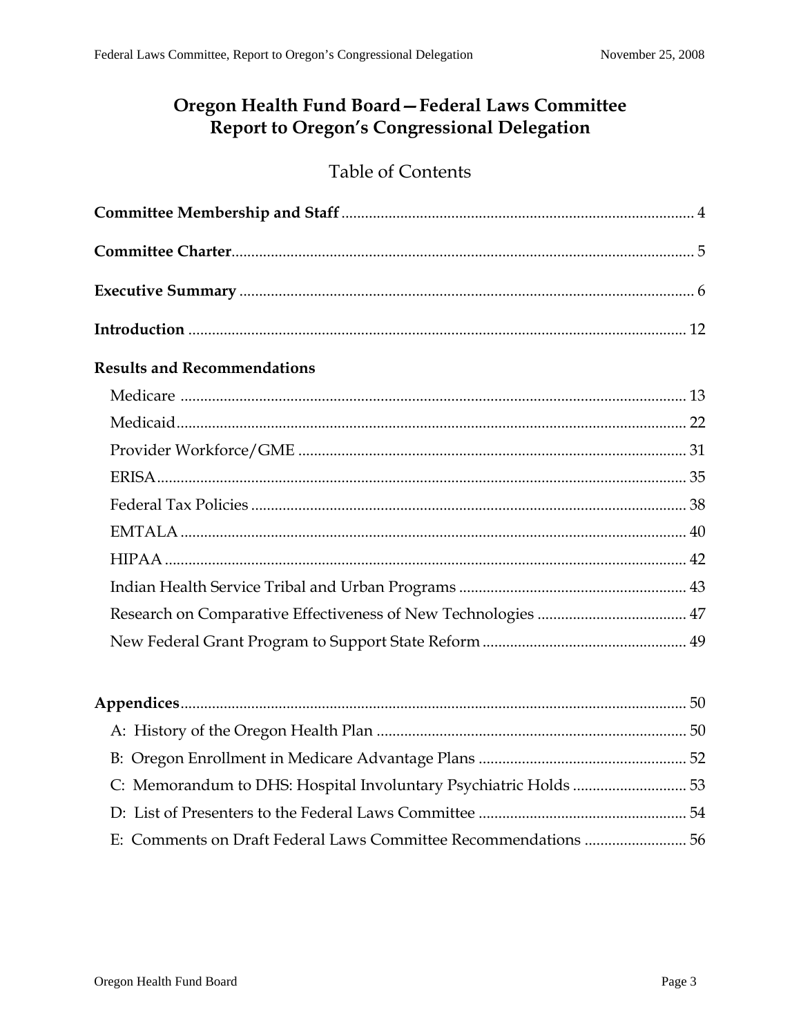# Oregon Health Fund Board—Federal Laws Committee
# Report to Oregon's Congressional Delegation

## Table of Contents

**Committee Membership and Staff** ........................................ 4

**Committee Charter** ........................................ 5

**Executive Summary** ........................................ 6

**Introduction** ........................................ 12

**Results and Recommendations**

- Medicare ........................................ 13
- Medicaid ........................................ 22
- Provider Workforce/GME ........................................ 31
- ERISA ........................................ 35
- Federal Tax Policies ........................................ 38
- EMTALA ........................................ 40
- HIPAA ........................................ 42
- Indian Health Service Tribal and Urban Programs ........................................ 43
- Research on Comparative Effectiveness of New Technologies ........................................ 47
- New Federal Grant Program to Support State Reform ........................................ 49

**Appendices** ........................................ 50

- A: History of the Oregon Health Plan ........................................ 50
- B: Oregon Enrollment in Medicare Advantage Plans ........................................ 52
- C: Memorandum to DHS: Hospital Involuntary Psychiatric Holds ........................................ 53
- D: List of Presenters to the Federal Laws Committee ........................................ 54
- E: Comments on Draft Federal Laws Committee Recommendations ........................................ 56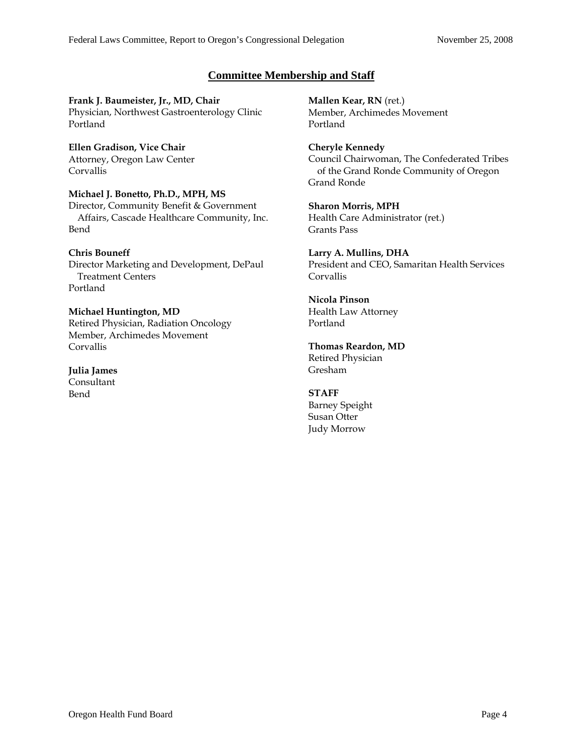## Committee Membership and Staff

**Frank J. Baumeister, Jr., MD, Chair**
Physician, Northwest Gastroenterology Clinic
Portland

**Ellen Gradison, Vice Chair**
Attorney, Oregon Law Center
Corvallis

**Michael J. Bonetto, Ph.D., MPH, MS**
Director, Community Benefit & Government Affairs, Cascade Healthcare Community, Inc.
Bend

**Chris Bouneff**
Director Marketing and Development, DePaul Treatment Centers
Portland

**Michael Huntington, MD**
Retired Physician, Radiation Oncology
Member, Archimedes Movement
Corvallis

**Julia James**
Consultant
Bend

**Mallen Kear, RN** (ret.)
Member, Archimedes Movement
Portland

**Cheryle Kennedy**
Council Chairwoman, The Confederated Tribes of the Grand Ronde Community of Oregon
Grand Ronde

**Sharon Morris, MPH**
Health Care Administrator (ret.)
Grants Pass

**Larry A. Mullins, DHA**
President and CEO, Samaritan Health Services
Corvallis

**Nicola Pinson**
Health Law Attorney
Portland

**Thomas Reardon, MD**
Retired Physician
Gresham

**STAFF**
Barney Speight
Susan Otter
Judy Morrow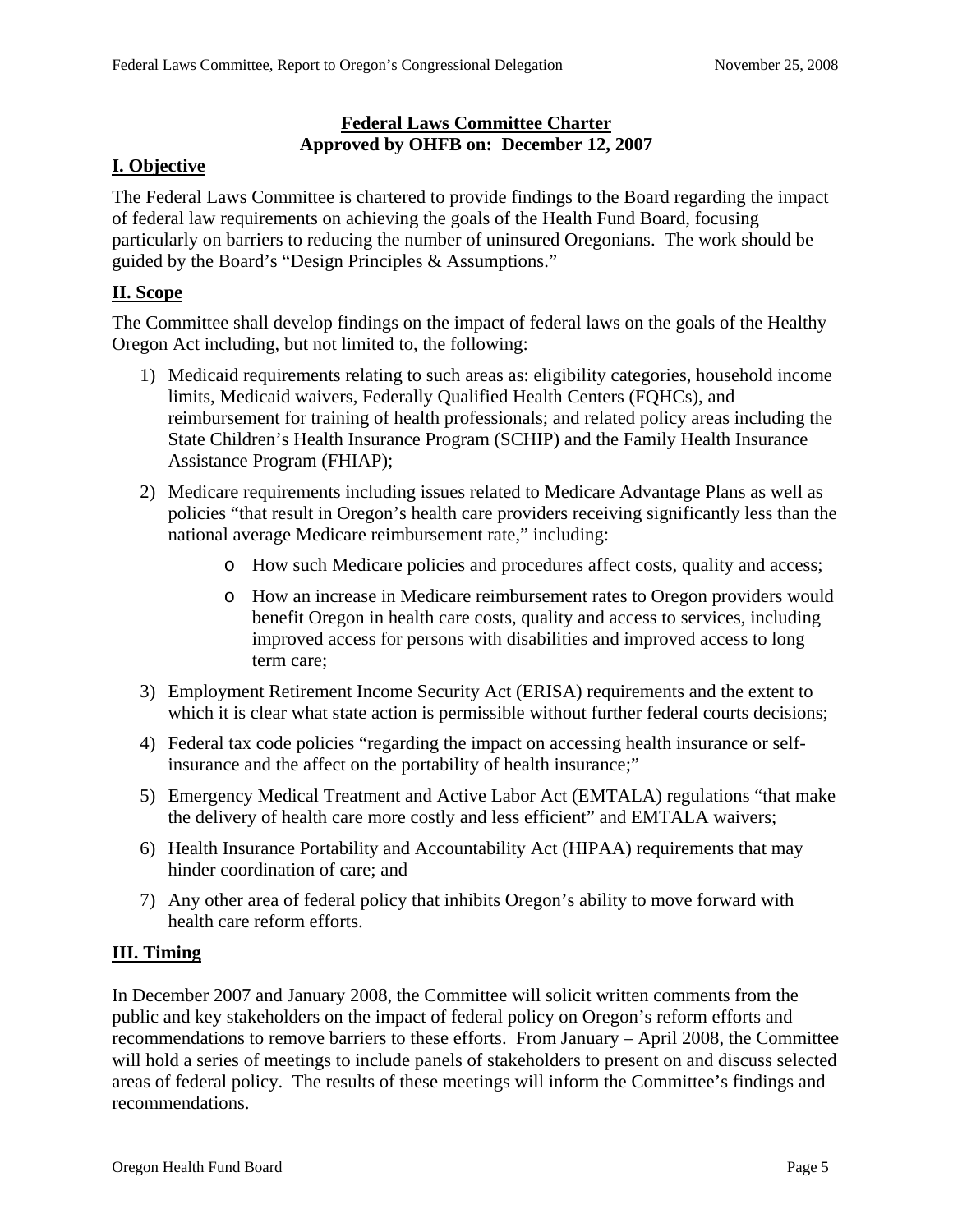## Federal Laws Committee Charter
## Approved by OHFB on: December 12, 2007

### I. Objective

The Federal Laws Committee is chartered to provide findings to the Board regarding the impact of federal law requirements on achieving the goals of the Health Fund Board, focusing particularly on barriers to reducing the number of uninsured Oregonians. The work should be guided by the Board's "Design Principles & Assumptions."

### II. Scope

The Committee shall develop findings on the impact of federal laws on the goals of the Healthy Oregon Act including, but not limited to, the following:

1) Medicaid requirements relating to such areas as: eligibility categories, household income limits, Medicaid waivers, Federally Qualified Health Centers (FQHCs), and reimbursement for training of health professionals; and related policy areas including the State Children's Health Insurance Program (SCHIP) and the Family Health Insurance Assistance Program (FHIAP);

2) Medicare requirements including issues related to Medicare Advantage Plans as well as policies "that result in Oregon's health care providers receiving significantly less than the national average Medicare reimbursement rate," including:
   - How such Medicare policies and procedures affect costs, quality and access;
   - How an increase in Medicare reimbursement rates to Oregon providers would benefit Oregon in health care costs, quality and access to services, including improved access for persons with disabilities and improved access to long term care;

3) Employment Retirement Income Security Act (ERISA) requirements and the extent to which it is clear what state action is permissible without further federal courts decisions;

4) Federal tax code policies "regarding the impact on accessing health insurance or self-insurance and the affect on the portability of health insurance;"

5) Emergency Medical Treatment and Active Labor Act (EMTALA) regulations "that make the delivery of health care more costly and less efficient" and EMTALA waivers;

6) Health Insurance Portability and Accountability Act (HIPAA) requirements that may hinder coordination of care; and

7) Any other area of federal policy that inhibits Oregon's ability to move forward with health care reform efforts.

### III. Timing

In December 2007 and January 2008, the Committee will solicit written comments from the public and key stakeholders on the impact of federal policy on Oregon's reform efforts and recommendations to remove barriers to these efforts. From January – April 2008, the Committee will hold a series of meetings to include panels of stakeholders to present on and discuss selected areas of federal policy. The results of these meetings will inform the Committee's findings and recommendations.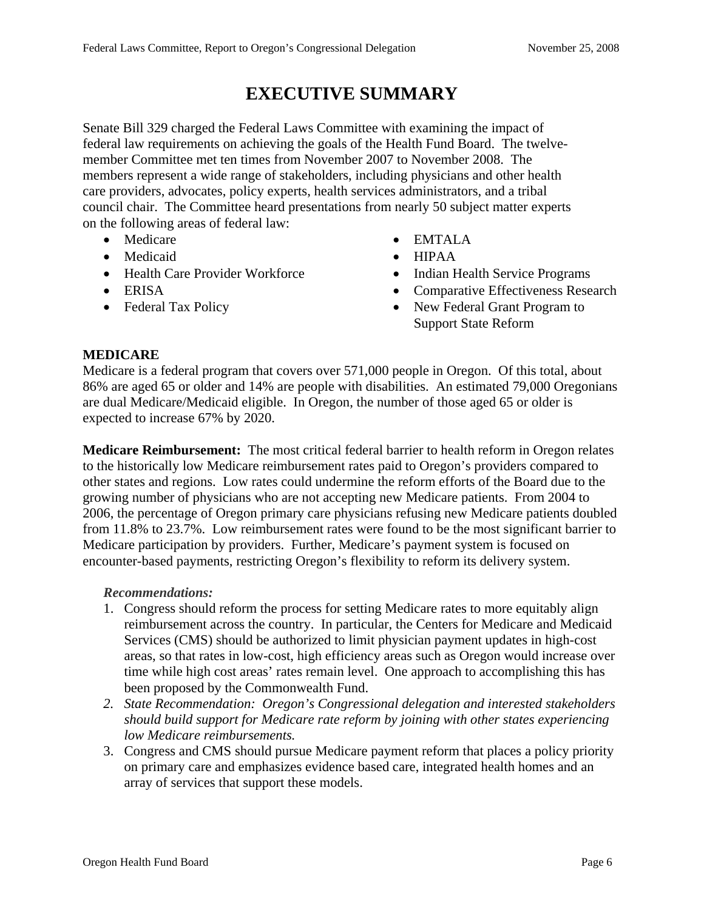# EXECUTIVE SUMMARY

Senate Bill 329 charged the Federal Laws Committee with examining the impact of federal law requirements on achieving the goals of the Health Fund Board. The twelve-member Committee met ten times from November 2007 to November 2008. The members represent a wide range of stakeholders, including physicians and other health care providers, advocates, policy experts, health services administrators, and a tribal council chair. The Committee heard presentations from nearly 50 subject matter experts on the following areas of federal law:

- Medicare
- Medicaid
- Health Care Provider Workforce
- ERISA
- Federal Tax Policy
- EMTALA
- HIPAA
- Indian Health Service Programs
- Comparative Effectiveness Research
- New Federal Grant Program to Support State Reform

**MEDICARE**

Medicare is a federal program that covers over 571,000 people in Oregon. Of this total, about 86% are aged 65 or older and 14% are people with disabilities. An estimated 79,000 Oregonians are dual Medicare/Medicaid eligible. In Oregon, the number of those aged 65 or older is expected to increase 67% by 2020.

**Medicare Reimbursement:** The most critical federal barrier to health reform in Oregon relates to the historically low Medicare reimbursement rates paid to Oregon's providers compared to other states and regions. Low rates could undermine the reform efforts of the Board due to the growing number of physicians who are not accepting new Medicare patients. From 2004 to 2006, the percentage of Oregon primary care physicians refusing new Medicare patients doubled from 11.8% to 23.7%. Low reimbursement rates were found to be the most significant barrier to Medicare participation by providers. Further, Medicare's payment system is focused on encounter-based payments, restricting Oregon's flexibility to reform its delivery system.

***Recommendations:***

1. Congress should reform the process for setting Medicare rates to more equitably align reimbursement across the country. In particular, the Centers for Medicare and Medicaid Services (CMS) should be authorized to limit physician payment updates in high-cost areas, so that rates in low-cost, high efficiency areas such as Oregon would increase over time while high cost areas' rates remain level. One approach to accomplishing this has been proposed by the Commonwealth Fund.
2. *State Recommendation: Oregon's Congressional delegation and interested stakeholders should build support for Medicare rate reform by joining with other states experiencing low Medicare reimbursements.*
3. Congress and CMS should pursue Medicare payment reform that places a policy priority on primary care and emphasizes evidence based care, integrated health homes and an array of services that support these models.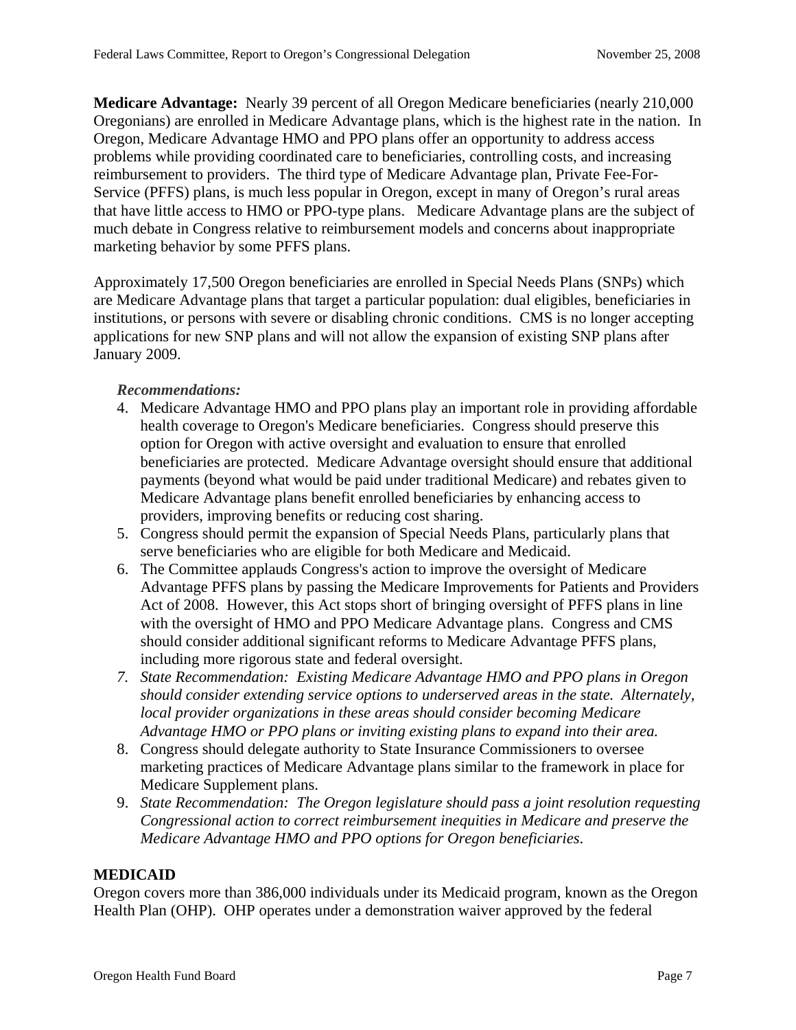**Medicare Advantage:** Nearly 39 percent of all Oregon Medicare beneficiaries (nearly 210,000 Oregonians) are enrolled in Medicare Advantage plans, which is the highest rate in the nation. In Oregon, Medicare Advantage HMO and PPO plans offer an opportunity to address access problems while providing coordinated care to beneficiaries, controlling costs, and increasing reimbursement to providers. The third type of Medicare Advantage plan, Private Fee-For-Service (PFFS) plans, is much less popular in Oregon, except in many of Oregon's rural areas that have little access to HMO or PPO-type plans. Medicare Advantage plans are the subject of much debate in Congress relative to reimbursement models and concerns about inappropriate marketing behavior by some PFFS plans.

Approximately 17,500 Oregon beneficiaries are enrolled in Special Needs Plans (SNPs) which are Medicare Advantage plans that target a particular population: dual eligibles, beneficiaries in institutions, or persons with severe or disabling chronic conditions. CMS is no longer accepting applications for new SNP plans and will not allow the expansion of existing SNP plans after January 2009.

*Recommendations:*

4. Medicare Advantage HMO and PPO plans play an important role in providing affordable health coverage to Oregon's Medicare beneficiaries. Congress should preserve this option for Oregon with active oversight and evaluation to ensure that enrolled beneficiaries are protected. Medicare Advantage oversight should ensure that additional payments (beyond what would be paid under traditional Medicare) and rebates given to Medicare Advantage plans benefit enrolled beneficiaries by enhancing access to providers, improving benefits or reducing cost sharing.
5. Congress should permit the expansion of Special Needs Plans, particularly plans that serve beneficiaries who are eligible for both Medicare and Medicaid.
6. The Committee applauds Congress's action to improve the oversight of Medicare Advantage PFFS plans by passing the Medicare Improvements for Patients and Providers Act of 2008. However, this Act stops short of bringing oversight of PFFS plans in line with the oversight of HMO and PPO Medicare Advantage plans. Congress and CMS should consider additional significant reforms to Medicare Advantage PFFS plans, including more rigorous state and federal oversight.
7. *State Recommendation: Existing Medicare Advantage HMO and PPO plans in Oregon should consider extending service options to underserved areas in the state. Alternately, local provider organizations in these areas should consider becoming Medicare Advantage HMO or PPO plans or inviting existing plans to expand into their area.*
8. Congress should delegate authority to State Insurance Commissioners to oversee marketing practices of Medicare Advantage plans similar to the framework in place for Medicare Supplement plans.
9. *State Recommendation: The Oregon legislature should pass a joint resolution requesting Congressional action to correct reimbursement inequities in Medicare and preserve the Medicare Advantage HMO and PPO options for Oregon beneficiaries.*

## MEDICAID

Oregon covers more than 386,000 individuals under its Medicaid program, known as the Oregon Health Plan (OHP). OHP operates under a demonstration waiver approved by the federal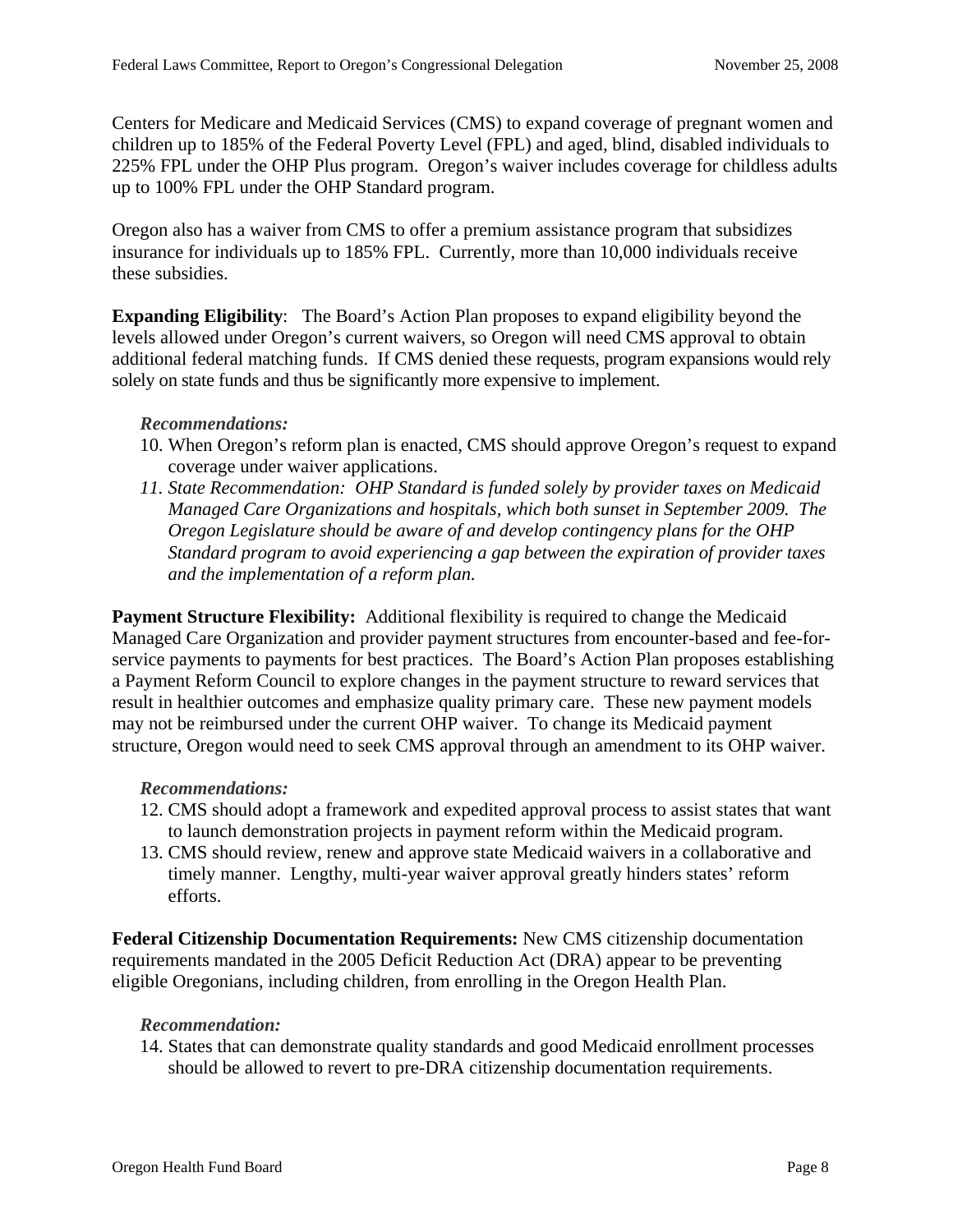Centers for Medicare and Medicaid Services (CMS) to expand coverage of pregnant women and children up to 185% of the Federal Poverty Level (FPL) and aged, blind, disabled individuals to 225% FPL under the OHP Plus program. Oregon's waiver includes coverage for childless adults up to 100% FPL under the OHP Standard program.

Oregon also has a waiver from CMS to offer a premium assistance program that subsidizes insurance for individuals up to 185% FPL. Currently, more than 10,000 individuals receive these subsidies.

**Expanding Eligibility**: The Board's Action Plan proposes to expand eligibility beyond the levels allowed under Oregon's current waivers, so Oregon will need CMS approval to obtain additional federal matching funds. If CMS denied these requests, program expansions would rely solely on state funds and thus be significantly more expensive to implement.

*Recommendations:*

10. When Oregon's reform plan is enacted, CMS should approve Oregon's request to expand coverage under waiver applications.
11. *State Recommendation: OHP Standard is funded solely by provider taxes on Medicaid Managed Care Organizations and hospitals, which both sunset in September 2009. The Oregon Legislature should be aware of and develop contingency plans for the OHP Standard program to avoid experiencing a gap between the expiration of provider taxes and the implementation of a reform plan.*

**Payment Structure Flexibility:** Additional flexibility is required to change the Medicaid Managed Care Organization and provider payment structures from encounter-based and fee-for-service payments to payments for best practices. The Board's Action Plan proposes establishing a Payment Reform Council to explore changes in the payment structure to reward services that result in healthier outcomes and emphasize quality primary care. These new payment models may not be reimbursed under the current OHP waiver. To change its Medicaid payment structure, Oregon would need to seek CMS approval through an amendment to its OHP waiver.

*Recommendations:*

12. CMS should adopt a framework and expedited approval process to assist states that want to launch demonstration projects in payment reform within the Medicaid program.
13. CMS should review, renew and approve state Medicaid waivers in a collaborative and timely manner. Lengthy, multi-year waiver approval greatly hinders states' reform efforts.

**Federal Citizenship Documentation Requirements:** New CMS citizenship documentation requirements mandated in the 2005 Deficit Reduction Act (DRA) appear to be preventing eligible Oregonians, including children, from enrolling in the Oregon Health Plan.

*Recommendation:*

14. States that can demonstrate quality standards and good Medicaid enrollment processes should be allowed to revert to pre-DRA citizenship documentation requirements.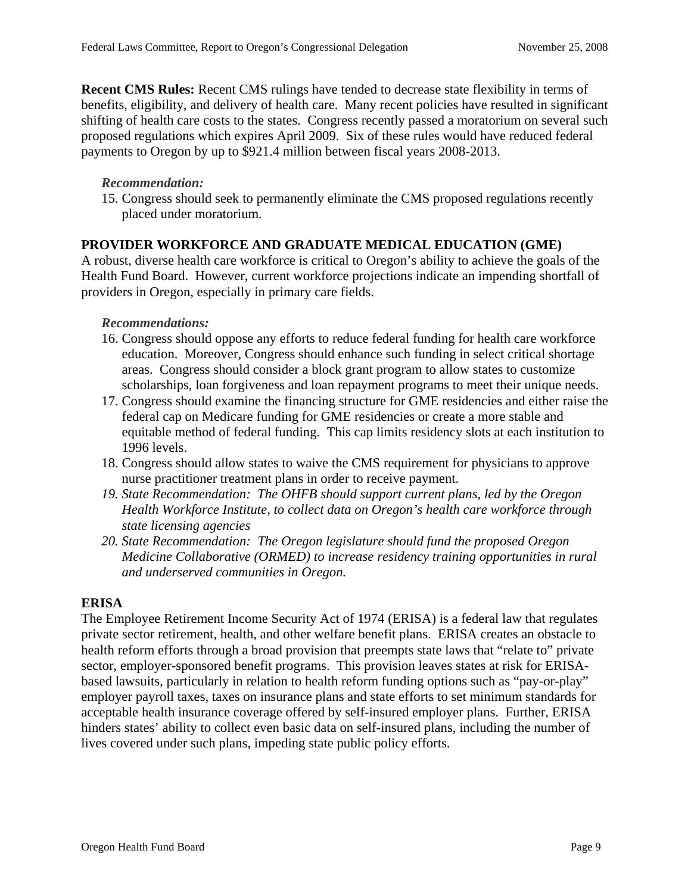**Recent CMS Rules:** Recent CMS rulings have tended to decrease state flexibility in terms of benefits, eligibility, and delivery of health care. Many recent policies have resulted in significant shifting of health care costs to the states. Congress recently passed a moratorium on several such proposed regulations which expires April 2009. Six of these rules would have reduced federal payments to Oregon by up to $921.4 million between fiscal years 2008-2013.

*Recommendation:*

15. Congress should seek to permanently eliminate the CMS proposed regulations recently placed under moratorium.

**PROVIDER WORKFORCE AND GRADUATE MEDICAL EDUCATION (GME)**

A robust, diverse health care workforce is critical to Oregon's ability to achieve the goals of the Health Fund Board. However, current workforce projections indicate an impending shortfall of providers in Oregon, especially in primary care fields.

*Recommendations:*

16. Congress should oppose any efforts to reduce federal funding for health care workforce education. Moreover, Congress should enhance such funding in select critical shortage areas. Congress should consider a block grant program to allow states to customize scholarships, loan forgiveness and loan repayment programs to meet their unique needs.
17. Congress should examine the financing structure for GME residencies and either raise the federal cap on Medicare funding for GME residencies or create a more stable and equitable method of federal funding. This cap limits residency slots at each institution to 1996 levels.
18. Congress should allow states to waive the CMS requirement for physicians to approve nurse practitioner treatment plans in order to receive payment.
19. *State Recommendation: The OHFB should support current plans, led by the Oregon Health Workforce Institute, to collect data on Oregon's health care workforce through state licensing agencies*
20. *State Recommendation: The Oregon legislature should fund the proposed Oregon Medicine Collaborative (ORMED) to increase residency training opportunities in rural and underserved communities in Oregon.*

**ERISA**

The Employee Retirement Income Security Act of 1974 (ERISA) is a federal law that regulates private sector retirement, health, and other welfare benefit plans. ERISA creates an obstacle to health reform efforts through a broad provision that preempts state laws that "relate to" private sector, employer-sponsored benefit programs. This provision leaves states at risk for ERISA-based lawsuits, particularly in relation to health reform funding options such as "pay-or-play" employer payroll taxes, taxes on insurance plans and state efforts to set minimum standards for acceptable health insurance coverage offered by self-insured employer plans. Further, ERISA hinders states' ability to collect even basic data on self-insured plans, including the number of lives covered under such plans, impeding state public policy efforts.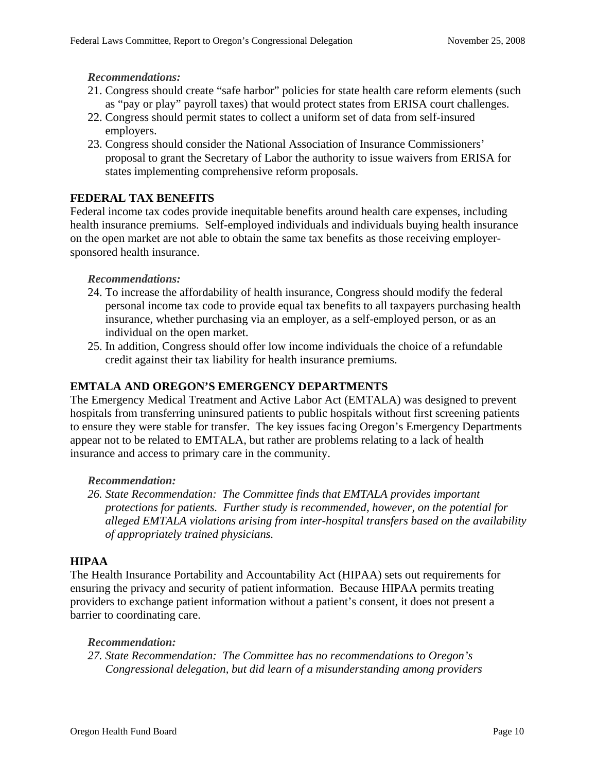*Recommendations:*

21. Congress should create “safe harbor” policies for state health care reform elements (such as “pay or play” payroll taxes) that would protect states from ERISA court challenges.
22. Congress should permit states to collect a uniform set of data from self-insured employers.
23. Congress should consider the National Association of Insurance Commissioners’ proposal to grant the Secretary of Labor the authority to issue waivers from ERISA for states implementing comprehensive reform proposals.

**FEDERAL TAX BENEFITS**

Federal income tax codes provide inequitable benefits around health care expenses, including health insurance premiums. Self-employed individuals and individuals buying health insurance on the open market are not able to obtain the same tax benefits as those receiving employer-sponsored health insurance.

*Recommendations:*

24. To increase the affordability of health insurance, Congress should modify the federal personal income tax code to provide equal tax benefits to all taxpayers purchasing health insurance, whether purchasing via an employer, as a self-employed person, or as an individual on the open market.
25. In addition, Congress should offer low income individuals the choice of a refundable credit against their tax liability for health insurance premiums.

**EMTALA AND OREGON’S EMERGENCY DEPARTMENTS**

The Emergency Medical Treatment and Active Labor Act (EMTALA) was designed to prevent hospitals from transferring uninsured patients to public hospitals without first screening patients to ensure they were stable for transfer. The key issues facing Oregon’s Emergency Departments appear not to be related to EMTALA, but rather are problems relating to a lack of health insurance and access to primary care in the community.

*Recommendation:*

26. *State Recommendation: The Committee finds that EMTALA provides important protections for patients. Further study is recommended, however, on the potential for alleged EMTALA violations arising from inter-hospital transfers based on the availability of appropriately trained physicians.*

**HIPAA**

The Health Insurance Portability and Accountability Act (HIPAA) sets out requirements for ensuring the privacy and security of patient information. Because HIPAA permits treating providers to exchange patient information without a patient’s consent, it does not present a barrier to coordinating care.

*Recommendation:*

27. *State Recommendation: The Committee has no recommendations to Oregon’s Congressional delegation, but did learn of a misunderstanding among providers*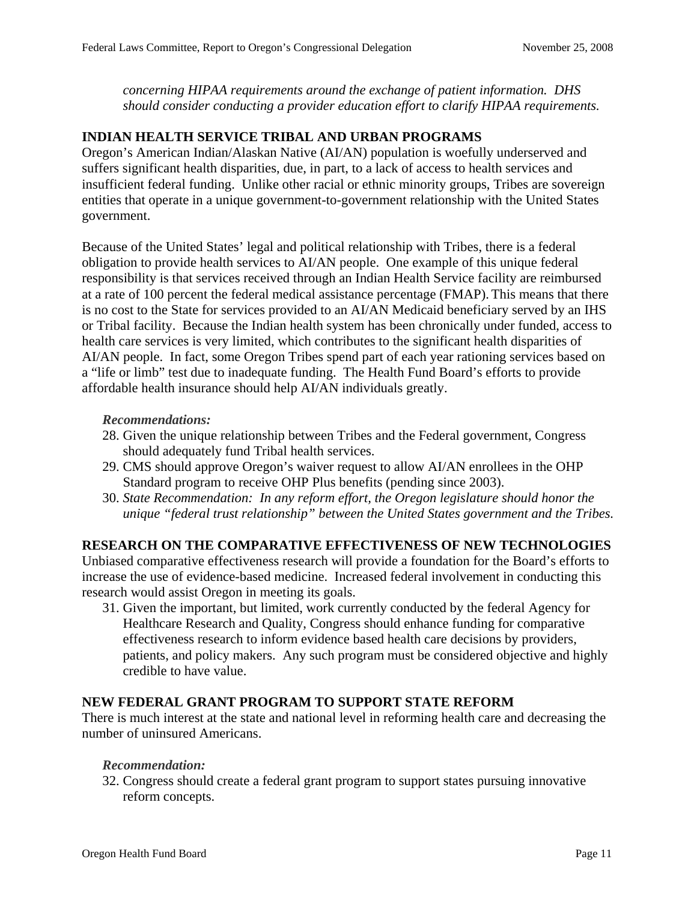*concerning HIPAA requirements around the exchange of patient information. DHS should consider conducting a provider education effort to clarify HIPAA requirements.*

## INDIAN HEALTH SERVICE TRIBAL AND URBAN PROGRAMS

Oregon's American Indian/Alaskan Native (AI/AN) population is woefully underserved and suffers significant health disparities, due, in part, to a lack of access to health services and insufficient federal funding. Unlike other racial or ethnic minority groups, Tribes are sovereign entities that operate in a unique government-to-government relationship with the United States government.

Because of the United States' legal and political relationship with Tribes, there is a federal obligation to provide health services to AI/AN people. One example of this unique federal responsibility is that services received through an Indian Health Service facility are reimbursed at a rate of 100 percent the federal medical assistance percentage (FMAP). This means that there is no cost to the State for services provided to an AI/AN Medicaid beneficiary served by an IHS or Tribal facility. Because the Indian health system has been chronically under funded, access to health care services is very limited, which contributes to the significant health disparities of AI/AN people. In fact, some Oregon Tribes spend part of each year rationing services based on a "life or limb" test due to inadequate funding. The Health Fund Board's efforts to provide affordable health insurance should help AI/AN individuals greatly.

***Recommendations:***

28. Given the unique relationship between Tribes and the Federal government, Congress should adequately fund Tribal health services.
29. CMS should approve Oregon's waiver request to allow AI/AN enrollees in the OHP Standard program to receive OHP Plus benefits (pending since 2003).
30. *State Recommendation: In any reform effort, the Oregon legislature should honor the unique "federal trust relationship" between the United States government and the Tribes.*

## RESEARCH ON THE COMPARATIVE EFFECTIVENESS OF NEW TECHNOLOGIES

Unbiased comparative effectiveness research will provide a foundation for the Board's efforts to increase the use of evidence-based medicine. Increased federal involvement in conducting this research would assist Oregon in meeting its goals.

31. Given the important, but limited, work currently conducted by the federal Agency for Healthcare Research and Quality, Congress should enhance funding for comparative effectiveness research to inform evidence based health care decisions by providers, patients, and policy makers. Any such program must be considered objective and highly credible to have value.

## NEW FEDERAL GRANT PROGRAM TO SUPPORT STATE REFORM

There is much interest at the state and national level in reforming health care and decreasing the number of uninsured Americans.

***Recommendation:***

32. Congress should create a federal grant program to support states pursuing innovative reform concepts.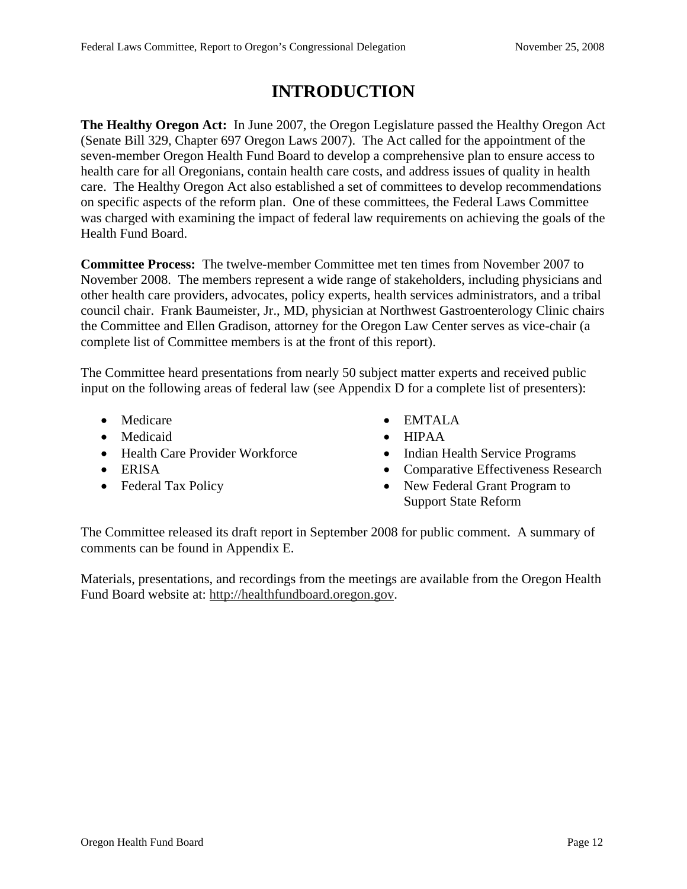# INTRODUCTION

**The Healthy Oregon Act:** In June 2007, the Oregon Legislature passed the Healthy Oregon Act (Senate Bill 329, Chapter 697 Oregon Laws 2007). The Act called for the appointment of the seven-member Oregon Health Fund Board to develop a comprehensive plan to ensure access to health care for all Oregonians, contain health care costs, and address issues of quality in health care. The Healthy Oregon Act also established a set of committees to develop recommendations on specific aspects of the reform plan. One of these committees, the Federal Laws Committee was charged with examining the impact of federal law requirements on achieving the goals of the Health Fund Board.

**Committee Process:** The twelve-member Committee met ten times from November 2007 to November 2008. The members represent a wide range of stakeholders, including physicians and other health care providers, advocates, policy experts, health services administrators, and a tribal council chair. Frank Baumeister, Jr., MD, physician at Northwest Gastroenterology Clinic chairs the Committee and Ellen Gradison, attorney for the Oregon Law Center serves as vice-chair (a complete list of Committee members is at the front of this report).

The Committee heard presentations from nearly 50 subject matter experts and received public input on the following areas of federal law (see Appendix D for a complete list of presenters):

- Medicare
- Medicaid
- Health Care Provider Workforce
- ERISA
- Federal Tax Policy
- EMTALA
- HIPAA
- Indian Health Service Programs
- Comparative Effectiveness Research
- New Federal Grant Program to Support State Reform

The Committee released its draft report in September 2008 for public comment. A summary of comments can be found in Appendix E.

Materials, presentations, and recordings from the meetings are available from the Oregon Health Fund Board website at: http://healthfundboard.oregon.gov.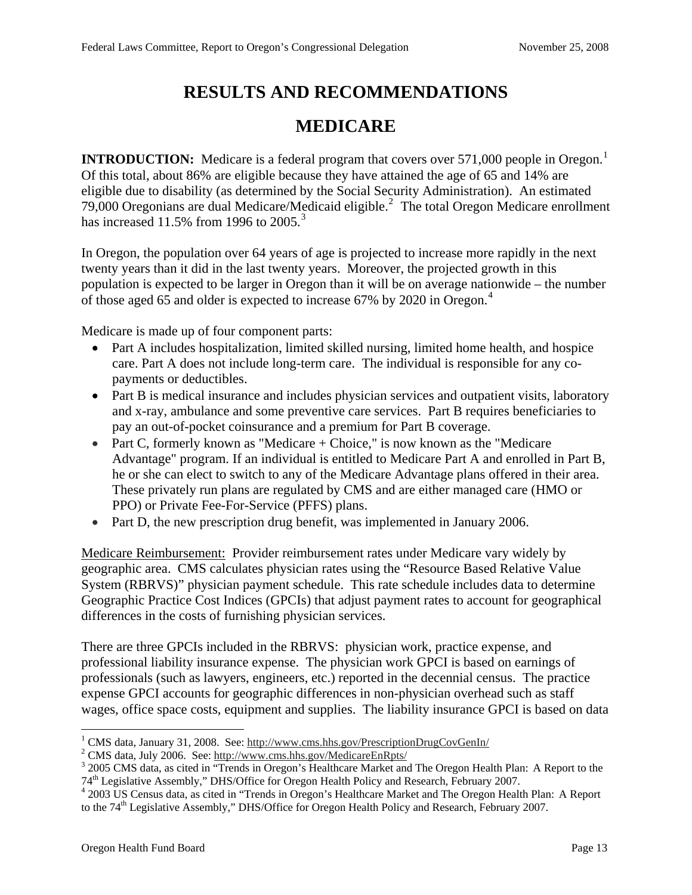# RESULTS AND RECOMMENDATIONS

# MEDICARE

**INTRODUCTION:** Medicare is a federal program that covers over 571,000 people in Oregon.[1] Of this total, about 86% are eligible because they have attained the age of 65 and 14% are eligible due to disability (as determined by the Social Security Administration). An estimated 79,000 Oregonians are dual Medicare/Medicaid eligible.[2] The total Oregon Medicare enrollment has increased 11.5% from 1996 to 2005.[3]

In Oregon, the population over 64 years of age is projected to increase more rapidly in the next twenty years than it did in the last twenty years. Moreover, the projected growth in this population is expected to be larger in Oregon than it will be on average nationwide – the number of those aged 65 and older is expected to increase 67% by 2020 in Oregon.[4]

Medicare is made up of four component parts:

- Part A includes hospitalization, limited skilled nursing, limited home health, and hospice care. Part A does not include long-term care. The individual is responsible for any co-payments or deductibles.
- Part B is medical insurance and includes physician services and outpatient visits, laboratory and x-ray, ambulance and some preventive care services. Part B requires beneficiaries to pay an out-of-pocket coinsurance and a premium for Part B coverage.
- Part C, formerly known as "Medicare + Choice," is now known as the "Medicare Advantage" program. If an individual is entitled to Medicare Part A and enrolled in Part B, he or she can elect to switch to any of the Medicare Advantage plans offered in their area. These privately run plans are regulated by CMS and are either managed care (HMO or PPO) or Private Fee-For-Service (PFFS) plans.
- Part D, the new prescription drug benefit, was implemented in January 2006.

Medicare Reimbursement: Provider reimbursement rates under Medicare vary widely by geographic area. CMS calculates physician rates using the "Resource Based Relative Value System (RBRVS)" physician payment schedule. This rate schedule includes data to determine Geographic Practice Cost Indices (GPCIs) that adjust payment rates to account for geographical differences in the costs of furnishing physician services.

There are three GPCIs included in the RBRVS: physician work, practice expense, and professional liability insurance expense. The physician work GPCI is based on earnings of professionals (such as lawyers, engineers, etc.) reported in the decennial census. The practice expense GPCI accounts for geographic differences in non-physician overhead such as staff wages, office space costs, equipment and supplies. The liability insurance GPCI is based on data

---

[1] CMS data, January 31, 2008. See: http://www.cms.hhs.gov/PrescriptionDrugCovGenIn/

[2] CMS data, July 2006. See: http://www.cms.hhs.gov/MedicareEnRpts/

[3] 2005 CMS data, as cited in "Trends in Oregon's Healthcare Market and The Oregon Health Plan: A Report to the 74th Legislative Assembly," DHS/Office for Oregon Health Policy and Research, February 2007.

[4] 2003 US Census data, as cited in "Trends in Oregon's Healthcare Market and The Oregon Health Plan: A Report to the 74th Legislative Assembly," DHS/Office for Oregon Health Policy and Research, February 2007.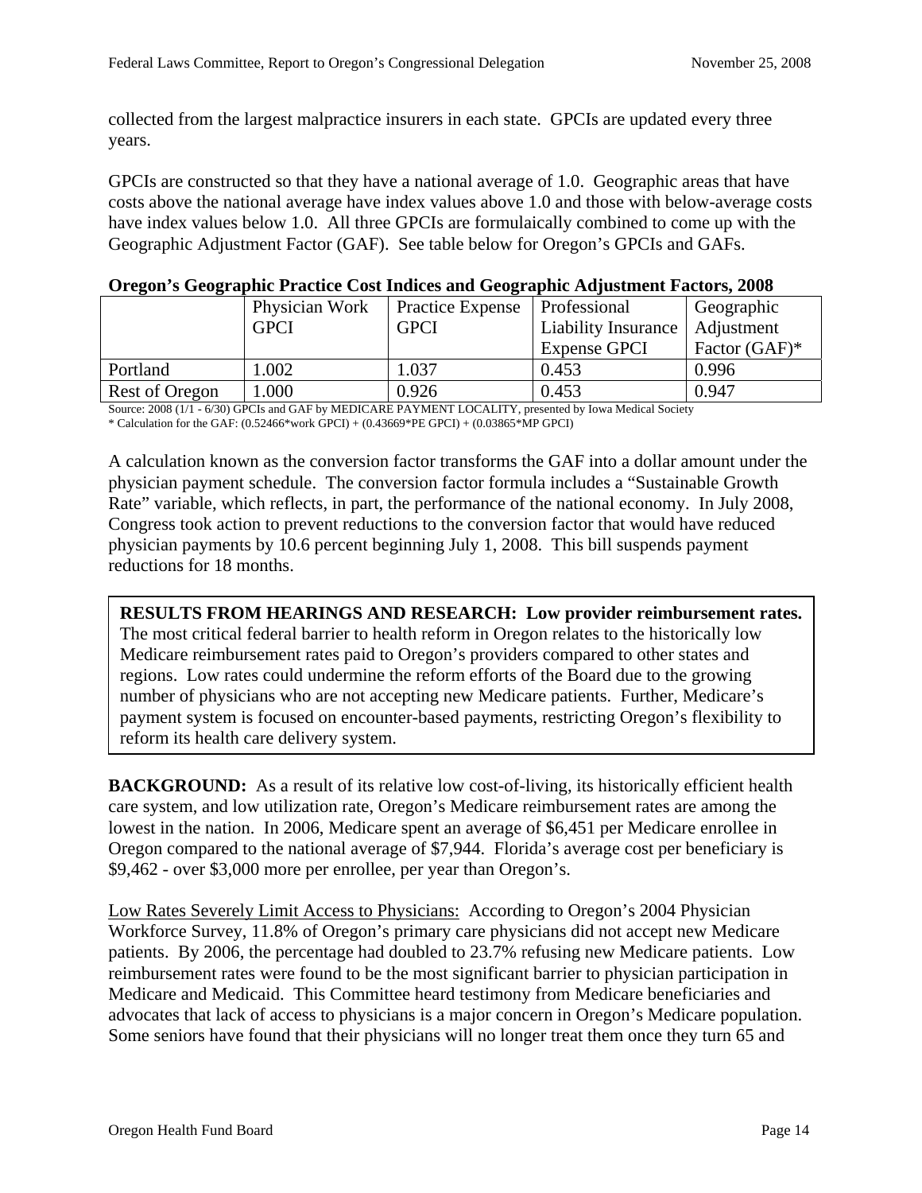collected from the largest malpractice insurers in each state. GPCIs are updated every three years.

GPCIs are constructed so that they have a national average of 1.0. Geographic areas that have costs above the national average have index values above 1.0 and those with below-average costs have index values below 1.0. All three GPCIs are formulaically combined to come up with the Geographic Adjustment Factor (GAF). See table below for Oregon's GPCIs and GAFs.

**Oregon's Geographic Practice Cost Indices and Geographic Adjustment Factors, 2008**

| | Physician Work GPCI | Practice Expense GPCI | Professional Liability Insurance Expense GPCI | Geographic Adjustment Factor (GAF)* |
|---|---|---|---|---|
| Portland | 1.002 | 1.037 | 0.453 | 0.996 |
| Rest of Oregon | 1.000 | 0.926 | 0.453 | 0.947 |

Source: 2008 (1/1 - 6/30) GPCIs and GAF by MEDICARE PAYMENT LOCALITY, presented by Iowa Medical Society
* Calculation for the GAF: (0.52466*work GPCI) + (0.43669*PE GPCI) + (0.03865*MP GPCI)

A calculation known as the conversion factor transforms the GAF into a dollar amount under the physician payment schedule. The conversion factor formula includes a "Sustainable Growth Rate" variable, which reflects, in part, the performance of the national economy. In July 2008, Congress took action to prevent reductions to the conversion factor that would have reduced physician payments by 10.6 percent beginning July 1, 2008. This bill suspends payment reductions for 18 months.

**RESULTS FROM HEARINGS AND RESEARCH: Low provider reimbursement rates.** The most critical federal barrier to health reform in Oregon relates to the historically low Medicare reimbursement rates paid to Oregon's providers compared to other states and regions. Low rates could undermine the reform efforts of the Board due to the growing number of physicians who are not accepting new Medicare patients. Further, Medicare's payment system is focused on encounter-based payments, restricting Oregon's flexibility to reform its health care delivery system.

**BACKGROUND:** As a result of its relative low cost-of-living, its historically efficient health care system, and low utilization rate, Oregon's Medicare reimbursement rates are among the lowest in the nation. In 2006, Medicare spent an average of $6,451 per Medicare enrollee in Oregon compared to the national average of $7,944. Florida's average cost per beneficiary is $9,462 - over $3,000 more per enrollee, per year than Oregon's.

Low Rates Severely Limit Access to Physicians: According to Oregon's 2004 Physician Workforce Survey, 11.8% of Oregon's primary care physicians did not accept new Medicare patients. By 2006, the percentage had doubled to 23.7% refusing new Medicare patients. Low reimbursement rates were found to be the most significant barrier to physician participation in Medicare and Medicaid. This Committee heard testimony from Medicare beneficiaries and advocates that lack of access to physicians is a major concern in Oregon's Medicare population. Some seniors have found that their physicians will no longer treat them once they turn 65 and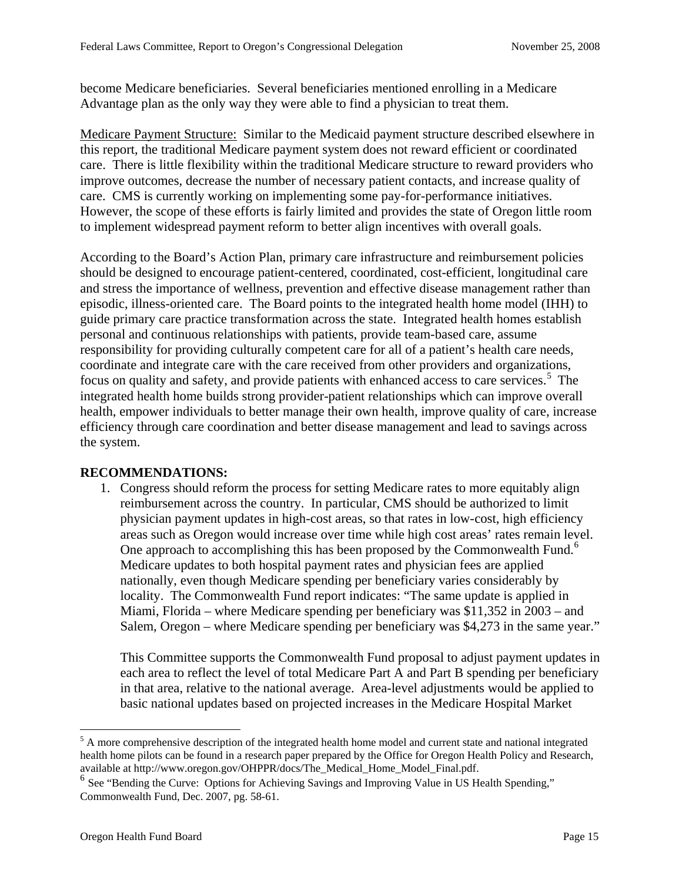become Medicare beneficiaries. Several beneficiaries mentioned enrolling in a Medicare Advantage plan as the only way they were able to find a physician to treat them.

Medicare Payment Structure: Similar to the Medicaid payment structure described elsewhere in this report, the traditional Medicare payment system does not reward efficient or coordinated care. There is little flexibility within the traditional Medicare structure to reward providers who improve outcomes, decrease the number of necessary patient contacts, and increase quality of care. CMS is currently working on implementing some pay-for-performance initiatives. However, the scope of these efforts is fairly limited and provides the state of Oregon little room to implement widespread payment reform to better align incentives with overall goals.

According to the Board's Action Plan, primary care infrastructure and reimbursement policies should be designed to encourage patient-centered, coordinated, cost-efficient, longitudinal care and stress the importance of wellness, prevention and effective disease management rather than episodic, illness-oriented care. The Board points to the integrated health home model (IHH) to guide primary care practice transformation across the state. Integrated health homes establish personal and continuous relationships with patients, provide team-based care, assume responsibility for providing culturally competent care for all of a patient's health care needs, coordinate and integrate care with the care received from other providers and organizations, focus on quality and safety, and provide patients with enhanced access to care services.[5] The integrated health home builds strong provider-patient relationships which can improve overall health, empower individuals to better manage their own health, improve quality of care, increase efficiency through care coordination and better disease management and lead to savings across the system.

**RECOMMENDATIONS:**

1. Congress should reform the process for setting Medicare rates to more equitably align reimbursement across the country. In particular, CMS should be authorized to limit physician payment updates in high-cost areas, so that rates in low-cost, high efficiency areas such as Oregon would increase over time while high cost areas' rates remain level. One approach to accomplishing this has been proposed by the Commonwealth Fund.[6] Medicare updates to both hospital payment rates and physician fees are applied nationally, even though Medicare spending per beneficiary varies considerably by locality. The Commonwealth Fund report indicates: "The same update is applied in Miami, Florida – where Medicare spending per beneficiary was $11,352 in 2003 – and Salem, Oregon – where Medicare spending per beneficiary was $4,273 in the same year."

   This Committee supports the Commonwealth Fund proposal to adjust payment updates in each area to reflect the level of total Medicare Part A and Part B spending per beneficiary in that area, relative to the national average. Area-level adjustments would be applied to basic national updates based on projected increases in the Medicare Hospital Market

---

[5] A more comprehensive description of the integrated health home model and current state and national integrated health home pilots can be found in a research paper prepared by the Office for Oregon Health Policy and Research, available at http://www.oregon.gov/OHPPR/docs/The_Medical_Home_Model_Final.pdf.

[6] See "Bending the Curve: Options for Achieving Savings and Improving Value in US Health Spending," Commonwealth Fund, Dec. 2007, pg. 58-61.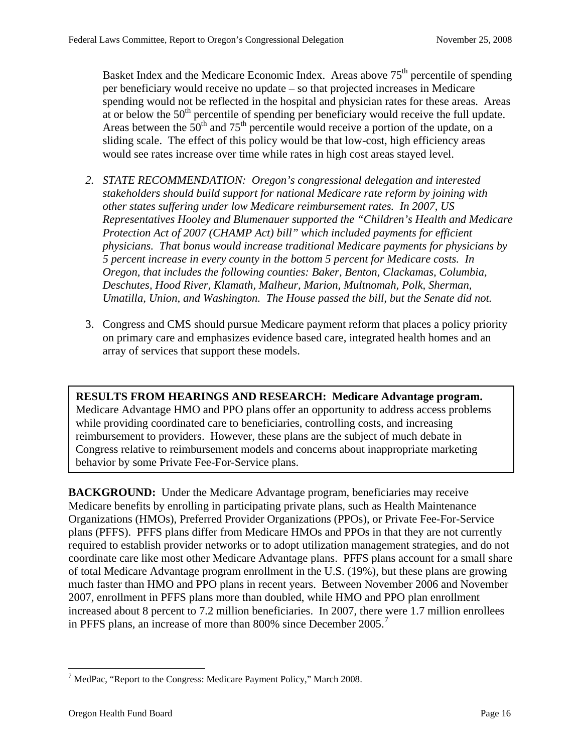Basket Index and the Medicare Economic Index. Areas above 75th percentile of spending per beneficiary would receive no update – so that projected increases in Medicare spending would not be reflected in the hospital and physician rates for these areas. Areas at or below the 50th percentile of spending per beneficiary would receive the full update. Areas between the 50th and 75th percentile would receive a portion of the update, on a sliding scale. The effect of this policy would be that low-cost, high efficiency areas would see rates increase over time while rates in high cost areas stayed level.

2. *STATE RECOMMENDATION: Oregon's congressional delegation and interested stakeholders should build support for national Medicare rate reform by joining with other states suffering under low Medicare reimbursement rates. In 2007, US Representatives Hooley and Blumenauer supported the "Children's Health and Medicare Protection Act of 2007 (CHAMP Act) bill" which included payments for efficient physicians. That bonus would increase traditional Medicare payments for physicians by 5 percent increase in every county in the bottom 5 percent for Medicare costs. In Oregon, that includes the following counties: Baker, Benton, Clackamas, Columbia, Deschutes, Hood River, Klamath, Malheur, Marion, Multnomah, Polk, Sherman, Umatilla, Union, and Washington. The House passed the bill, but the Senate did not.*

3. Congress and CMS should pursue Medicare payment reform that places a policy priority on primary care and emphasizes evidence based care, integrated health homes and an array of services that support these models.

**RESULTS FROM HEARINGS AND RESEARCH: Medicare Advantage program.** Medicare Advantage HMO and PPO plans offer an opportunity to address access problems while providing coordinated care to beneficiaries, controlling costs, and increasing reimbursement to providers. However, these plans are the subject of much debate in Congress relative to reimbursement models and concerns about inappropriate marketing behavior by some Private Fee-For-Service plans.

**BACKGROUND:** Under the Medicare Advantage program, beneficiaries may receive Medicare benefits by enrolling in participating private plans, such as Health Maintenance Organizations (HMOs), Preferred Provider Organizations (PPOs), or Private Fee-For-Service plans (PFFS). PFFS plans differ from Medicare HMOs and PPOs in that they are not currently required to establish provider networks or to adopt utilization management strategies, and do not coordinate care like most other Medicare Advantage plans. PFFS plans account for a small share of total Medicare Advantage program enrollment in the U.S. (19%), but these plans are growing much faster than HMO and PPO plans in recent years. Between November 2006 and November 2007, enrollment in PFFS plans more than doubled, while HMO and PPO plan enrollment increased about 8 percent to 7.2 million beneficiaries. In 2007, there were 1.7 million enrollees in PFFS plans, an increase of more than 800% since December 2005.[7]

[7] MedPac, "Report to the Congress: Medicare Payment Policy," March 2008.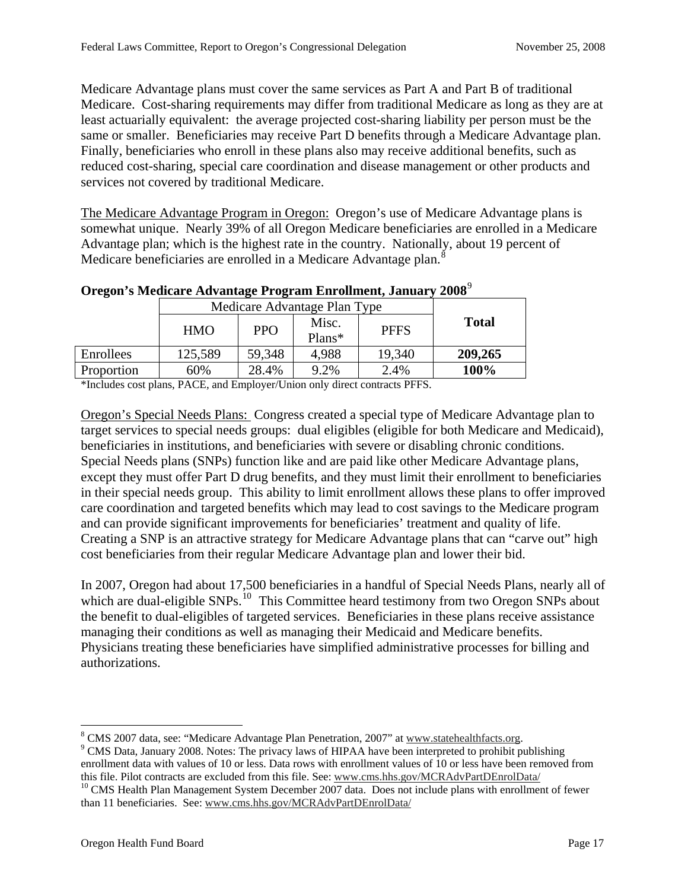Medicare Advantage plans must cover the same services as Part A and Part B of traditional Medicare. Cost-sharing requirements may differ from traditional Medicare as long as they are at least actuarially equivalent: the average projected cost-sharing liability per person must be the same or smaller. Beneficiaries may receive Part D benefits through a Medicare Advantage plan. Finally, beneficiaries who enroll in these plans also may receive additional benefits, such as reduced cost-sharing, special care coordination and disease management or other products and services not covered by traditional Medicare.

The Medicare Advantage Program in Oregon: Oregon's use of Medicare Advantage plans is somewhat unique. Nearly 39% of all Oregon Medicare beneficiaries are enrolled in a Medicare Advantage plan; which is the highest rate in the country. Nationally, about 19 percent of Medicare beneficiaries are enrolled in a Medicare Advantage plan.[8]

**Oregon's Medicare Advantage Program Enrollment, January 2008**[9]

| | Medicare Advantage Plan Type | | | | **Total** |
|---|---|---|---|---|---|
| | HMO | PPO | Misc. Plans* | PFFS | |
| Enrollees | 125,589 | 59,348 | 4,988 | 19,340 | **209,265** |
| Proportion | 60% | 28.4% | 9.2% | 2.4% | **100%** |

*Includes cost plans, PACE, and Employer/Union only direct contracts PFFS.

Oregon's Special Needs Plans: Congress created a special type of Medicare Advantage plan to target services to special needs groups: dual eligibles (eligible for both Medicare and Medicaid), beneficiaries in institutions, and beneficiaries with severe or disabling chronic conditions. Special Needs plans (SNPs) function like and are paid like other Medicare Advantage plans, except they must offer Part D drug benefits, and they must limit their enrollment to beneficiaries in their special needs group. This ability to limit enrollment allows these plans to offer improved care coordination and targeted benefits which may lead to cost savings to the Medicare program and can provide significant improvements for beneficiaries' treatment and quality of life. Creating a SNP is an attractive strategy for Medicare Advantage plans that can "carve out" high cost beneficiaries from their regular Medicare Advantage plan and lower their bid.

In 2007, Oregon had about 17,500 beneficiaries in a handful of Special Needs Plans, nearly all of which are dual-eligible SNPs.[10] This Committee heard testimony from two Oregon SNPs about the benefit to dual-eligibles of targeted services. Beneficiaries in these plans receive assistance managing their conditions as well as managing their Medicaid and Medicare benefits. Physicians treating these beneficiaries have simplified administrative processes for billing and authorizations.

---

[8] CMS 2007 data, see: "Medicare Advantage Plan Penetration, 2007" at www.statehealthfacts.org.

[9] CMS Data, January 2008. Notes: The privacy laws of HIPAA have been interpreted to prohibit publishing enrollment data with values of 10 or less. Data rows with enrollment values of 10 or less have been removed from this file. Pilot contracts are excluded from this file. See: www.cms.hhs.gov/MCRAdvPartDEnrolData/

[10] CMS Health Plan Management System December 2007 data. Does not include plans with enrollment of fewer than 11 beneficiaries. See: www.cms.hhs.gov/MCRAdvPartDEnrolData/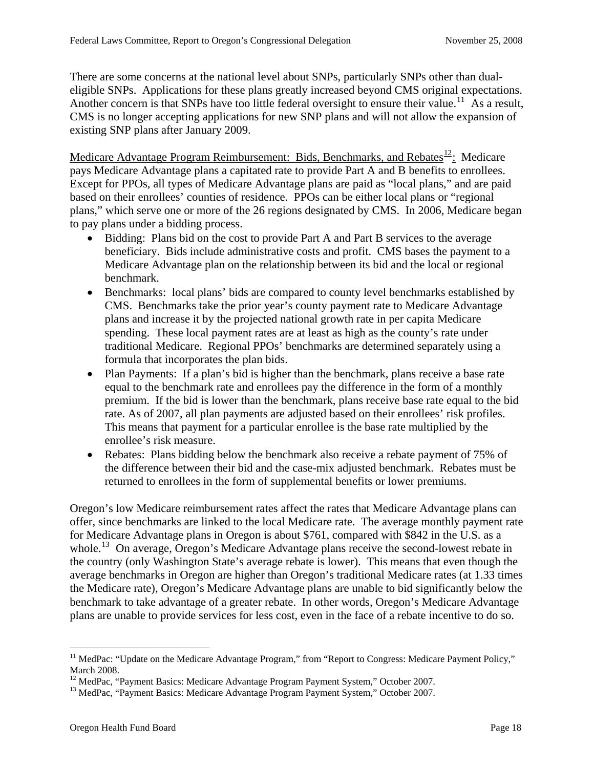There are some concerns at the national level about SNPs, particularly SNPs other than dual-eligible SNPs. Applications for these plans greatly increased beyond CMS original expectations. Another concern is that SNPs have too little federal oversight to ensure their value.[11] As a result, CMS is no longer accepting applications for new SNP plans and will not allow the expansion of existing SNP plans after January 2009.

Medicare Advantage Program Reimbursement: Bids, Benchmarks, and Rebates[12]: Medicare pays Medicare Advantage plans a capitated rate to provide Part A and B benefits to enrollees. Except for PPOs, all types of Medicare Advantage plans are paid as "local plans," and are paid based on their enrollees' counties of residence. PPOs can be either local plans or "regional plans," which serve one or more of the 26 regions designated by CMS. In 2006, Medicare began to pay plans under a bidding process.

- Bidding: Plans bid on the cost to provide Part A and Part B services to the average beneficiary. Bids include administrative costs and profit. CMS bases the payment to a Medicare Advantage plan on the relationship between its bid and the local or regional benchmark.
- Benchmarks: local plans' bids are compared to county level benchmarks established by CMS. Benchmarks take the prior year's county payment rate to Medicare Advantage plans and increase it by the projected national growth rate in per capita Medicare spending. These local payment rates are at least as high as the county's rate under traditional Medicare. Regional PPOs' benchmarks are determined separately using a formula that incorporates the plan bids.
- Plan Payments: If a plan's bid is higher than the benchmark, plans receive a base rate equal to the benchmark rate and enrollees pay the difference in the form of a monthly premium. If the bid is lower than the benchmark, plans receive base rate equal to the bid rate. As of 2007, all plan payments are adjusted based on their enrollees' risk profiles. This means that payment for a particular enrollee is the base rate multiplied by the enrollee's risk measure.
- Rebates: Plans bidding below the benchmark also receive a rebate payment of 75% of the difference between their bid and the case-mix adjusted benchmark. Rebates must be returned to enrollees in the form of supplemental benefits or lower premiums.

Oregon's low Medicare reimbursement rates affect the rates that Medicare Advantage plans can offer, since benchmarks are linked to the local Medicare rate. The average monthly payment rate for Medicare Advantage plans in Oregon is about $761, compared with $842 in the U.S. as a whole.[13] On average, Oregon's Medicare Advantage plans receive the second-lowest rebate in the country (only Washington State's average rebate is lower). This means that even though the average benchmarks in Oregon are higher than Oregon's traditional Medicare rates (at 1.33 times the Medicare rate), Oregon's Medicare Advantage plans are unable to bid significantly below the benchmark to take advantage of a greater rebate. In other words, Oregon's Medicare Advantage plans are unable to provide services for less cost, even in the face of a rebate incentive to do so.

---

[11] MedPac: "Update on the Medicare Advantage Program," from "Report to Congress: Medicare Payment Policy," March 2008.

[12] MedPac, "Payment Basics: Medicare Advantage Program Payment System," October 2007.

[13] MedPac, "Payment Basics: Medicare Advantage Program Payment System," October 2007.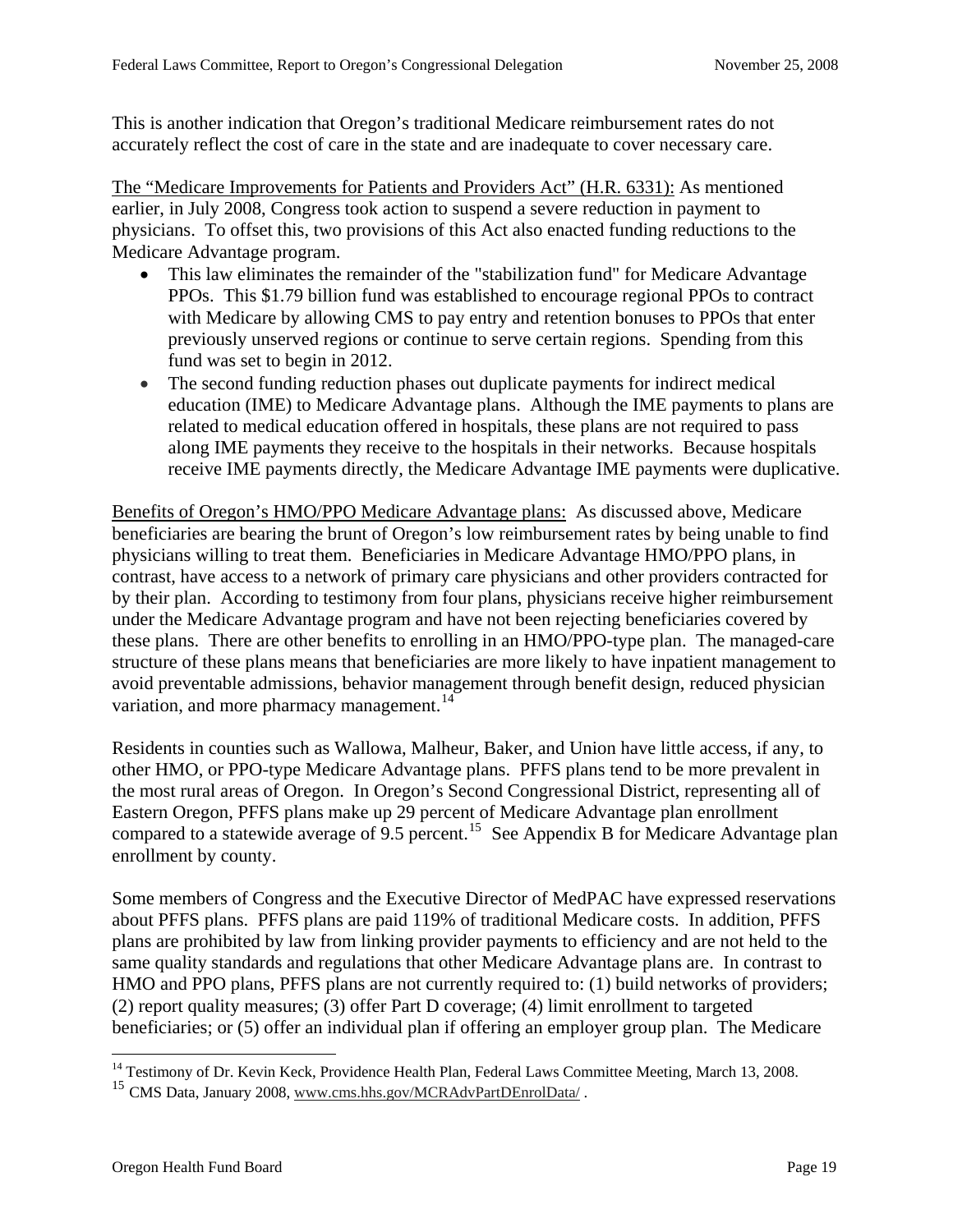This is another indication that Oregon's traditional Medicare reimbursement rates do not accurately reflect the cost of care in the state and are inadequate to cover necessary care.

The "Medicare Improvements for Patients and Providers Act" (H.R. 6331): As mentioned earlier, in July 2008, Congress took action to suspend a severe reduction in payment to physicians. To offset this, two provisions of this Act also enacted funding reductions to the Medicare Advantage program.

- This law eliminates the remainder of the "stabilization fund" for Medicare Advantage PPOs. This $1.79 billion fund was established to encourage regional PPOs to contract with Medicare by allowing CMS to pay entry and retention bonuses to PPOs that enter previously unserved regions or continue to serve certain regions. Spending from this fund was set to begin in 2012.
- The second funding reduction phases out duplicate payments for indirect medical education (IME) to Medicare Advantage plans. Although the IME payments to plans are related to medical education offered in hospitals, these plans are not required to pass along IME payments they receive to the hospitals in their networks. Because hospitals receive IME payments directly, the Medicare Advantage IME payments were duplicative.

Benefits of Oregon's HMO/PPO Medicare Advantage plans: As discussed above, Medicare beneficiaries are bearing the brunt of Oregon's low reimbursement rates by being unable to find physicians willing to treat them. Beneficiaries in Medicare Advantage HMO/PPO plans, in contrast, have access to a network of primary care physicians and other providers contracted for by their plan. According to testimony from four plans, physicians receive higher reimbursement under the Medicare Advantage program and have not been rejecting beneficiaries covered by these plans. There are other benefits to enrolling in an HMO/PPO-type plan. The managed-care structure of these plans means that beneficiaries are more likely to have inpatient management to avoid preventable admissions, behavior management through benefit design, reduced physician variation, and more pharmacy management.[14]

Residents in counties such as Wallowa, Malheur, Baker, and Union have little access, if any, to other HMO, or PPO-type Medicare Advantage plans. PFFS plans tend to be more prevalent in the most rural areas of Oregon. In Oregon's Second Congressional District, representing all of Eastern Oregon, PFFS plans make up 29 percent of Medicare Advantage plan enrollment compared to a statewide average of 9.5 percent.[15] See Appendix B for Medicare Advantage plan enrollment by county.

Some members of Congress and the Executive Director of MedPAC have expressed reservations about PFFS plans. PFFS plans are paid 119% of traditional Medicare costs. In addition, PFFS plans are prohibited by law from linking provider payments to efficiency and are not held to the same quality standards and regulations that other Medicare Advantage plans are. In contrast to HMO and PPO plans, PFFS plans are not currently required to: (1) build networks of providers; (2) report quality measures; (3) offer Part D coverage; (4) limit enrollment to targeted beneficiaries; or (5) offer an individual plan if offering an employer group plan. The Medicare

---

[14] Testimony of Dr. Kevin Keck, Providence Health Plan, Federal Laws Committee Meeting, March 13, 2008.

[15] CMS Data, January 2008, www.cms.hhs.gov/MCRAdvPartDEnrolData/ .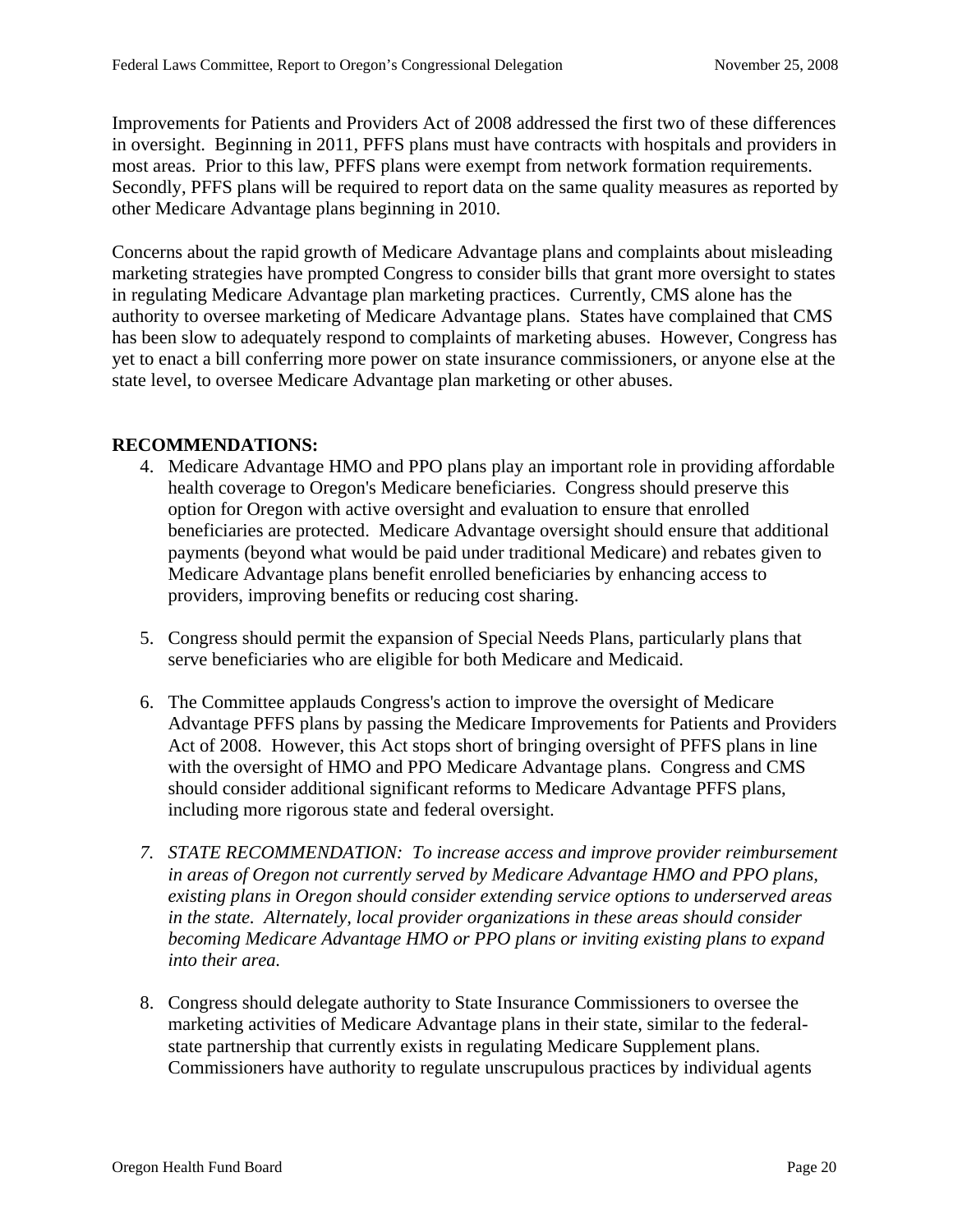Improvements for Patients and Providers Act of 2008 addressed the first two of these differences in oversight. Beginning in 2011, PFFS plans must have contracts with hospitals and providers in most areas. Prior to this law, PFFS plans were exempt from network formation requirements. Secondly, PFFS plans will be required to report data on the same quality measures as reported by other Medicare Advantage plans beginning in 2010.

Concerns about the rapid growth of Medicare Advantage plans and complaints about misleading marketing strategies have prompted Congress to consider bills that grant more oversight to states in regulating Medicare Advantage plan marketing practices. Currently, CMS alone has the authority to oversee marketing of Medicare Advantage plans. States have complained that CMS has been slow to adequately respond to complaints of marketing abuses. However, Congress has yet to enact a bill conferring more power on state insurance commissioners, or anyone else at the state level, to oversee Medicare Advantage plan marketing or other abuses.

**RECOMMENDATIONS:**

4. Medicare Advantage HMO and PPO plans play an important role in providing affordable health coverage to Oregon's Medicare beneficiaries. Congress should preserve this option for Oregon with active oversight and evaluation to ensure that enrolled beneficiaries are protected. Medicare Advantage oversight should ensure that additional payments (beyond what would be paid under traditional Medicare) and rebates given to Medicare Advantage plans benefit enrolled beneficiaries by enhancing access to providers, improving benefits or reducing cost sharing.

5. Congress should permit the expansion of Special Needs Plans, particularly plans that serve beneficiaries who are eligible for both Medicare and Medicaid.

6. The Committee applauds Congress's action to improve the oversight of Medicare Advantage PFFS plans by passing the Medicare Improvements for Patients and Providers Act of 2008. However, this Act stops short of bringing oversight of PFFS plans in line with the oversight of HMO and PPO Medicare Advantage plans. Congress and CMS should consider additional significant reforms to Medicare Advantage PFFS plans, including more rigorous state and federal oversight.

7. *STATE RECOMMENDATION: To increase access and improve provider reimbursement in areas of Oregon not currently served by Medicare Advantage HMO and PPO plans, existing plans in Oregon should consider extending service options to underserved areas in the state. Alternately, local provider organizations in these areas should consider becoming Medicare Advantage HMO or PPO plans or inviting existing plans to expand into their area.*

8. Congress should delegate authority to State Insurance Commissioners to oversee the marketing activities of Medicare Advantage plans in their state, similar to the federal-state partnership that currently exists in regulating Medicare Supplement plans. Commissioners have authority to regulate unscrupulous practices by individual agents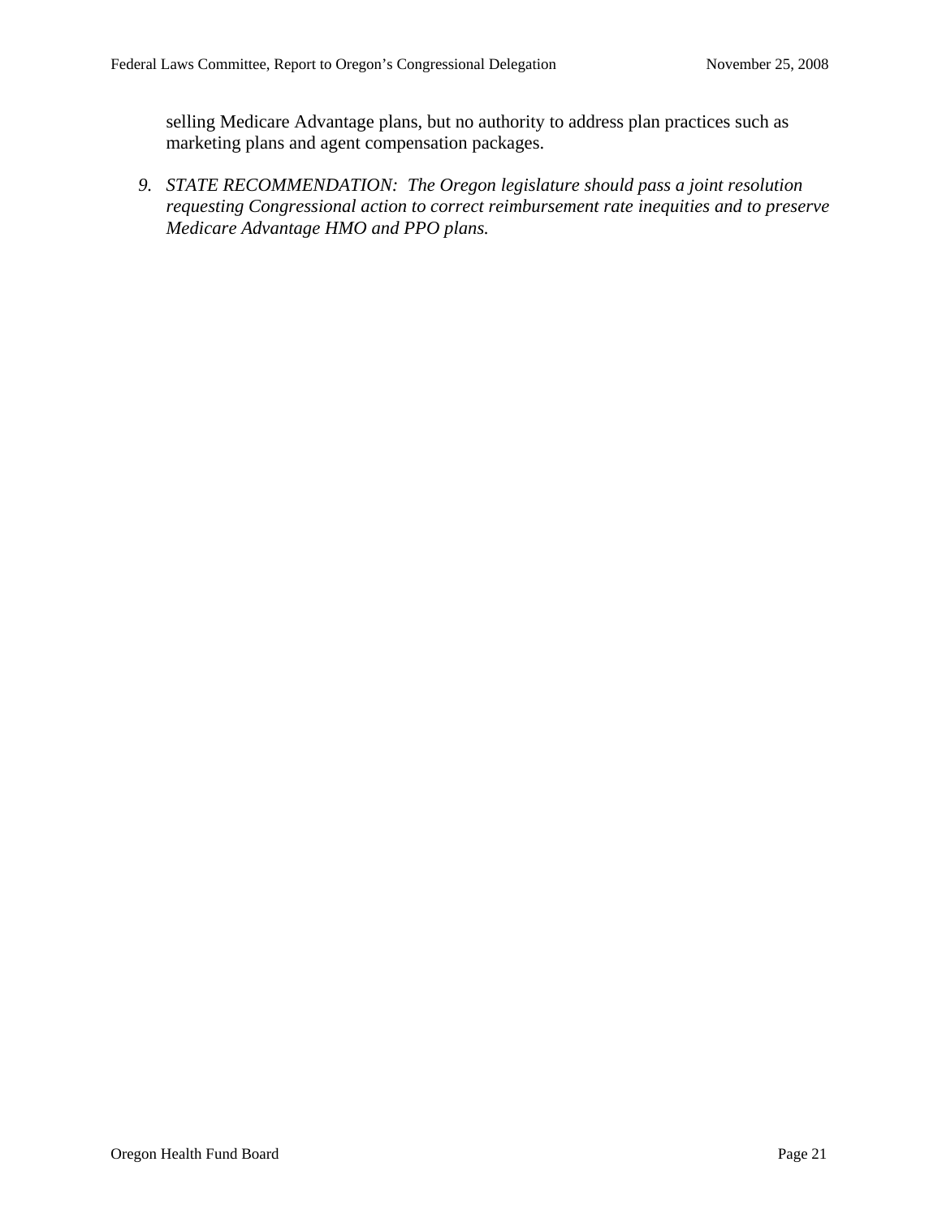selling Medicare Advantage plans, but no authority to address plan practices such as marketing plans and agent compensation packages.

9. *STATE RECOMMENDATION: The Oregon legislature should pass a joint resolution requesting Congressional action to correct reimbursement rate inequities and to preserve Medicare Advantage HMO and PPO plans.*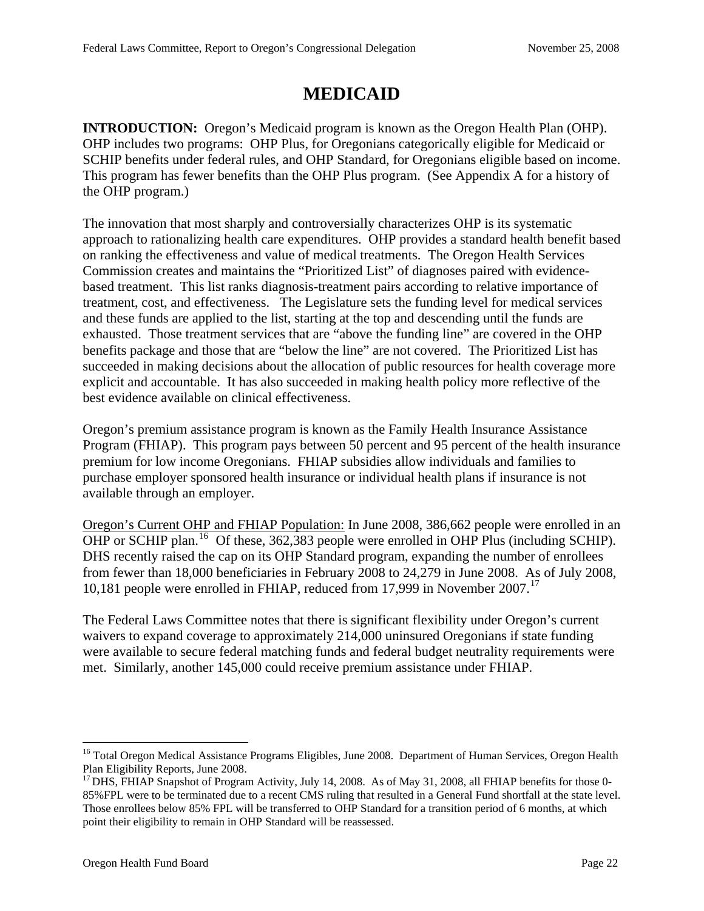# MEDICAID

**INTRODUCTION:** Oregon's Medicaid program is known as the Oregon Health Plan (OHP). OHP includes two programs: OHP Plus, for Oregonians categorically eligible for Medicaid or SCHIP benefits under federal rules, and OHP Standard, for Oregonians eligible based on income. This program has fewer benefits than the OHP Plus program. (See Appendix A for a history of the OHP program.)

The innovation that most sharply and controversially characterizes OHP is its systematic approach to rationalizing health care expenditures. OHP provides a standard health benefit based on ranking the effectiveness and value of medical treatments. The Oregon Health Services Commission creates and maintains the "Prioritized List" of diagnoses paired with evidence-based treatment. This list ranks diagnosis-treatment pairs according to relative importance of treatment, cost, and effectiveness. The Legislature sets the funding level for medical services and these funds are applied to the list, starting at the top and descending until the funds are exhausted. Those treatment services that are "above the funding line" are covered in the OHP benefits package and those that are "below the line" are not covered. The Prioritized List has succeeded in making decisions about the allocation of public resources for health coverage more explicit and accountable. It has also succeeded in making health policy more reflective of the best evidence available on clinical effectiveness.

Oregon's premium assistance program is known as the Family Health Insurance Assistance Program (FHIAP). This program pays between 50 percent and 95 percent of the health insurance premium for low income Oregonians. FHIAP subsidies allow individuals and families to purchase employer sponsored health insurance or individual health plans if insurance is not available through an employer.

<u>Oregon's Current OHP and FHIAP Population:</u> In June 2008, 386,662 people were enrolled in an OHP or SCHIP plan.[16] Of these, 362,383 people were enrolled in OHP Plus (including SCHIP). DHS recently raised the cap on its OHP Standard program, expanding the number of enrollees from fewer than 18,000 beneficiaries in February 2008 to 24,279 in June 2008. As of July 2008, 10,181 people were enrolled in FHIAP, reduced from 17,999 in November 2007.[17]

The Federal Laws Committee notes that there is significant flexibility under Oregon's current waivers to expand coverage to approximately 214,000 uninsured Oregonians if state funding were available to secure federal matching funds and federal budget neutrality requirements were met. Similarly, another 145,000 could receive premium assistance under FHIAP.

---

[16] Total Oregon Medical Assistance Programs Eligibles, June 2008. Department of Human Services, Oregon Health Plan Eligibility Reports, June 2008.

[17] DHS, FHIAP Snapshot of Program Activity, July 14, 2008. As of May 31, 2008, all FHIAP benefits for those 0-85%FPL were to be terminated due to a recent CMS ruling that resulted in a General Fund shortfall at the state level. Those enrollees below 85% FPL will be transferred to OHP Standard for a transition period of 6 months, at which point their eligibility to remain in OHP Standard will be reassessed.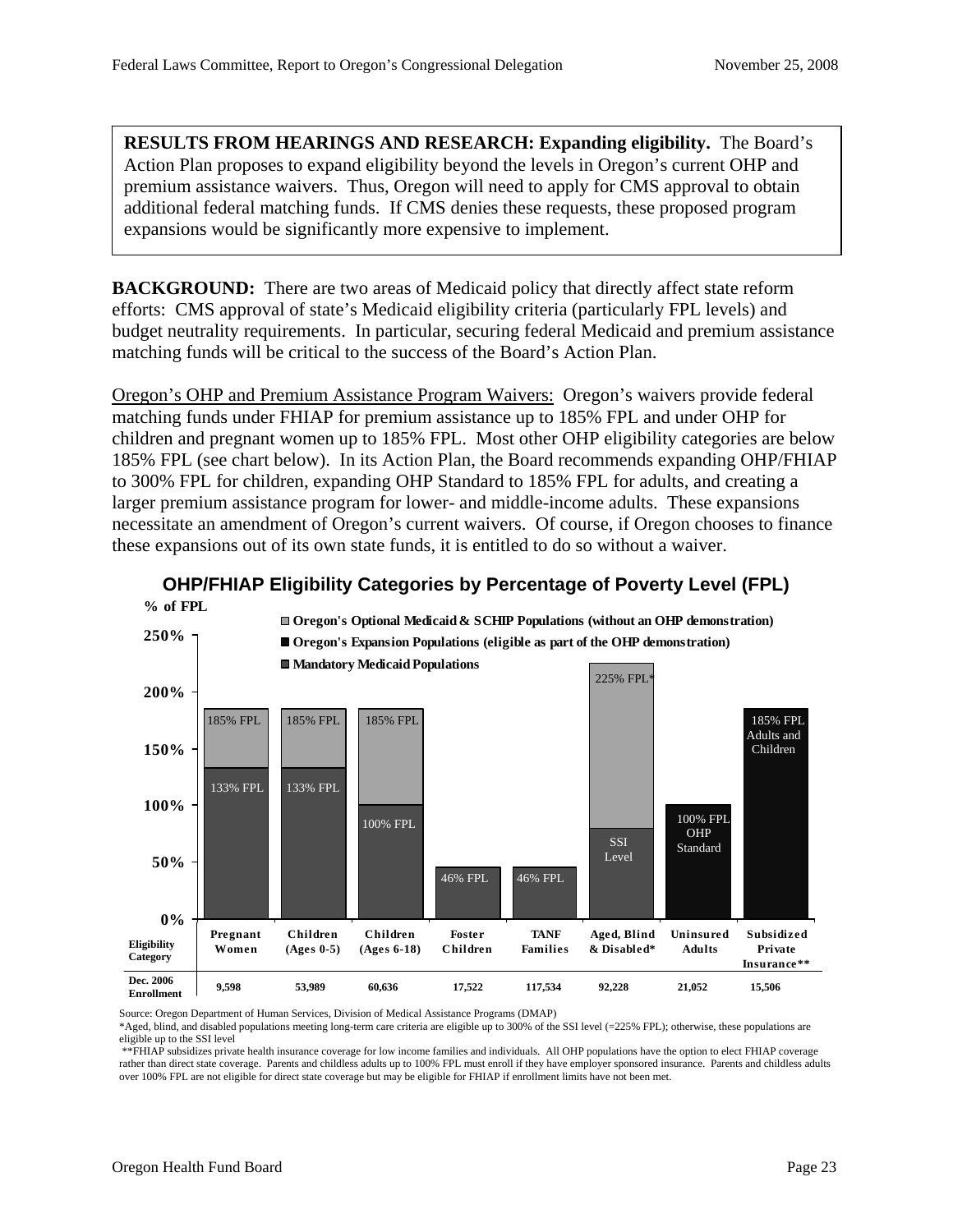**RESULTS FROM HEARINGS AND RESEARCH: Expanding eligibility.** The Board's Action Plan proposes to expand eligibility beyond the levels in Oregon's current OHP and premium assistance waivers. Thus, Oregon will need to apply for CMS approval to obtain additional federal matching funds. If CMS denies these requests, these proposed program expansions would be significantly more expensive to implement.

**BACKGROUND:** There are two areas of Medicaid policy that directly affect state reform efforts: CMS approval of state's Medicaid eligibility criteria (particularly FPL levels) and budget neutrality requirements. In particular, securing federal Medicaid and premium assistance matching funds will be critical to the success of the Board's Action Plan.

Oregon's OHP and Premium Assistance Program Waivers: Oregon's waivers provide federal matching funds under FHIAP for premium assistance up to 185% FPL and under OHP for children and pregnant women up to 185% FPL. Most other OHP eligibility categories are below 185% FPL (see chart below). In its Action Plan, the Board recommends expanding OHP/FHIAP to 300% FPL for children, expanding OHP Standard to 185% FPL for adults, and creating a larger premium assistance program for lower- and middle-income adults. These expansions necessitate an amendment of Oregon's current waivers. Of course, if Oregon chooses to finance these expansions out of its own state funds, it is entitled to do so without a waiver.

**OHP/FHIAP Eligibility Categories by Percentage of Poverty Level (FPL)**

% of FPL

250%
200%
150%
100%
50%
0%

Oregon's Optional Medicaid & SCHIP Populations (without an OHP demonstration)
Oregon's Expansion Populations (eligible as part of the OHP demonstration)
Mandatory Medicaid Populations

185% FPL
133% FPL
185% FPL
133% FPL
185% FPL
100% FPL
46% FPL
46% FPL
225% FPL*
SSI Level
100% FPL OHP Standard
185% FPL Adults and Children

Eligibility Category: Pregnant Women; Children (Ages 0-5); Children (Ages 6-18); Foster Children; TANF Families; Aged, Blind & Disabled*; Uninsured Adults; Subsidized Private Insurance**

Dec. 2006 Enrollment: 9,598; 53,989; 60,636; 17,522; 117,534; 92,228; 21,052; 15,506

Source: Oregon Department of Human Services, Division of Medical Assistance Programs (DMAP)

*Aged, blind, and disabled populations meeting long-term care criteria are eligible up to 300% of the SSI level (=225% FPL); otherwise, these populations are eligible up to the SSI level

**FHIAP subsidizes private health insurance coverage for low income families and individuals. All OHP populations have the option to elect FHIAP coverage rather than direct state coverage. Parents and childless adults up to 100% FPL must enroll if they have employer sponsored insurance. Parents and childless adults over 100% FPL are not eligible for direct state coverage but may be eligible for FHIAP if enrollment limits have not been met.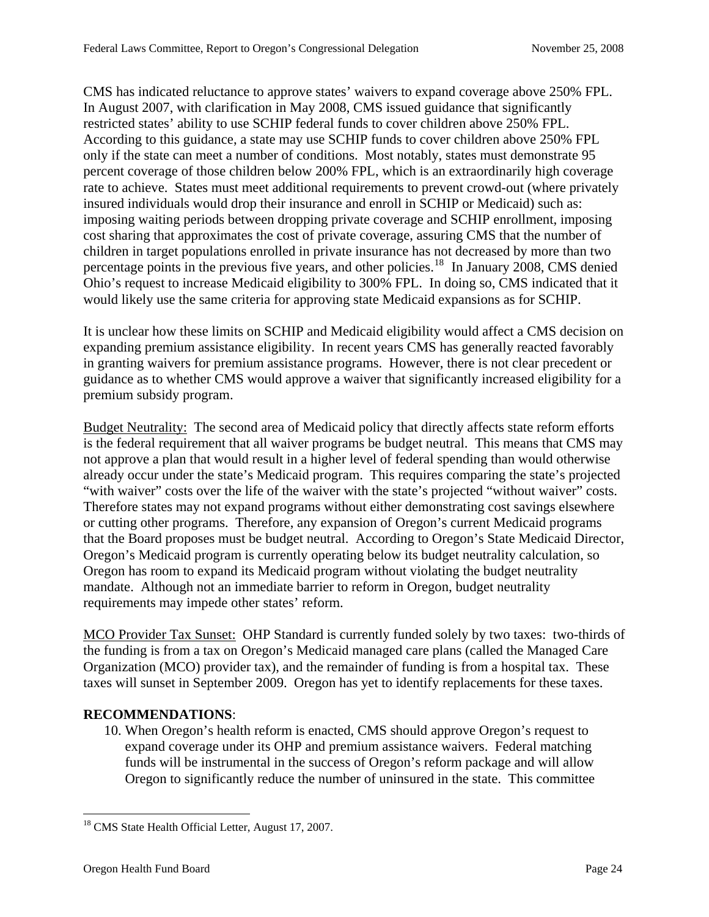CMS has indicated reluctance to approve states' waivers to expand coverage above 250% FPL. In August 2007, with clarification in May 2008, CMS issued guidance that significantly restricted states' ability to use SCHIP federal funds to cover children above 250% FPL. According to this guidance, a state may use SCHIP funds to cover children above 250% FPL only if the state can meet a number of conditions. Most notably, states must demonstrate 95 percent coverage of those children below 200% FPL, which is an extraordinarily high coverage rate to achieve. States must meet additional requirements to prevent crowd-out (where privately insured individuals would drop their insurance and enroll in SCHIP or Medicaid) such as: imposing waiting periods between dropping private coverage and SCHIP enrollment, imposing cost sharing that approximates the cost of private coverage, assuring CMS that the number of children in target populations enrolled in private insurance has not decreased by more than two percentage points in the previous five years, and other policies.[18] In January 2008, CMS denied Ohio's request to increase Medicaid eligibility to 300% FPL. In doing so, CMS indicated that it would likely use the same criteria for approving state Medicaid expansions as for SCHIP.

It is unclear how these limits on SCHIP and Medicaid eligibility would affect a CMS decision on expanding premium assistance eligibility. In recent years CMS has generally reacted favorably in granting waivers for premium assistance programs. However, there is not clear precedent or guidance as to whether CMS would approve a waiver that significantly increased eligibility for a premium subsidy program.

<u>Budget Neutrality:</u> The second area of Medicaid policy that directly affects state reform efforts is the federal requirement that all waiver programs be budget neutral. This means that CMS may not approve a plan that would result in a higher level of federal spending than would otherwise already occur under the state's Medicaid program. This requires comparing the state's projected "with waiver" costs over the life of the waiver with the state's projected "without waiver" costs. Therefore states may not expand programs without either demonstrating cost savings elsewhere or cutting other programs. Therefore, any expansion of Oregon's current Medicaid programs that the Board proposes must be budget neutral. According to Oregon's State Medicaid Director, Oregon's Medicaid program is currently operating below its budget neutrality calculation, so Oregon has room to expand its Medicaid program without violating the budget neutrality mandate. Although not an immediate barrier to reform in Oregon, budget neutrality requirements may impede other states' reform.

<u>MCO Provider Tax Sunset:</u> OHP Standard is currently funded solely by two taxes: two-thirds of the funding is from a tax on Oregon's Medicaid managed care plans (called the Managed Care Organization (MCO) provider tax), and the remainder of funding is from a hospital tax. These taxes will sunset in September 2009. Oregon has yet to identify replacements for these taxes.

**RECOMMENDATIONS**:

10. When Oregon's health reform is enacted, CMS should approve Oregon's request to expand coverage under its OHP and premium assistance waivers. Federal matching funds will be instrumental in the success of Oregon's reform package and will allow Oregon to significantly reduce the number of uninsured in the state. This committee

---

[18] CMS State Health Official Letter, August 17, 2007.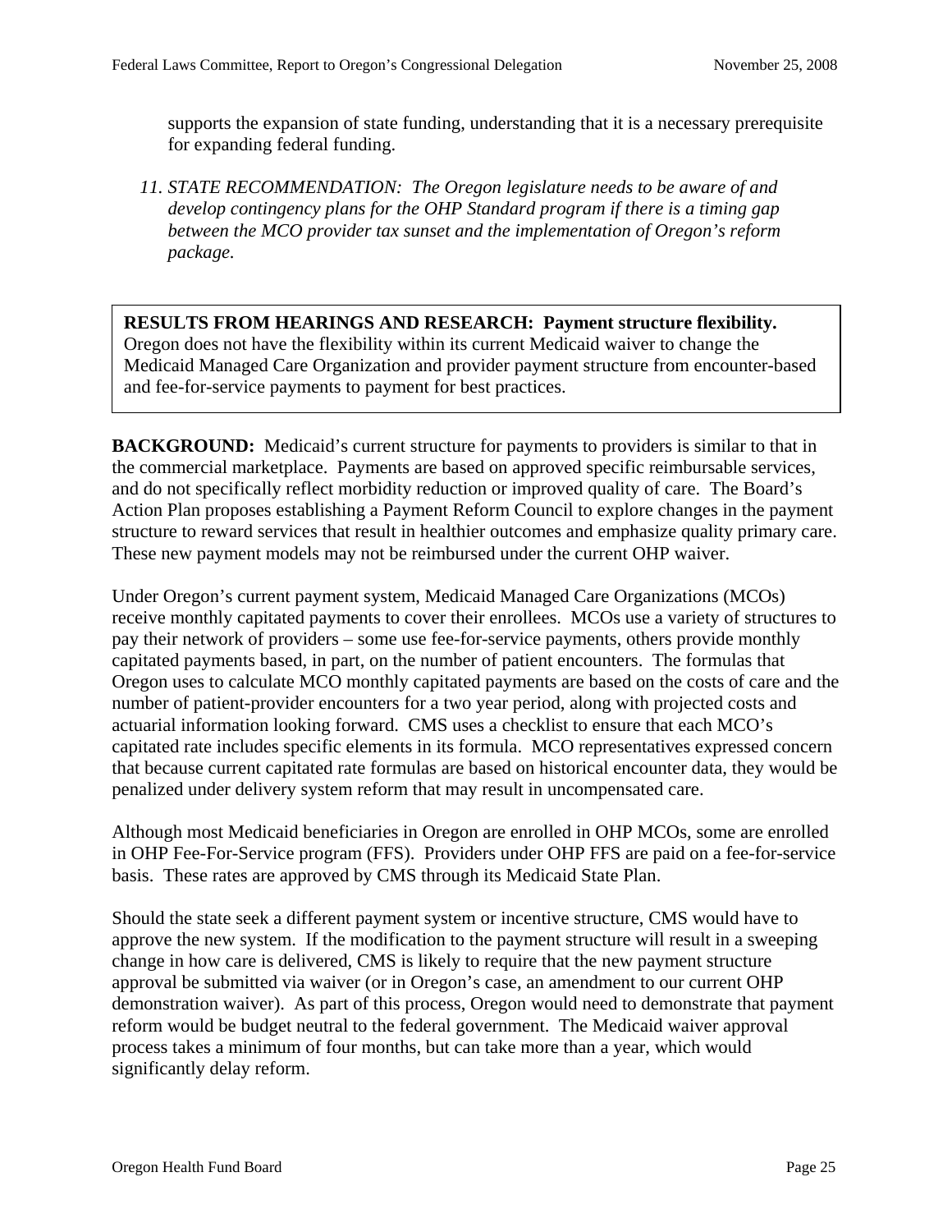supports the expansion of state funding, understanding that it is a necessary prerequisite for expanding federal funding.

11. *STATE RECOMMENDATION: The Oregon legislature needs to be aware of and develop contingency plans for the OHP Standard program if there is a timing gap between the MCO provider tax sunset and the implementation of Oregon's reform package.*

**RESULTS FROM HEARINGS AND RESEARCH: Payment structure flexibility.** Oregon does not have the flexibility within its current Medicaid waiver to change the Medicaid Managed Care Organization and provider payment structure from encounter-based and fee-for-service payments to payment for best practices.

**BACKGROUND:** Medicaid's current structure for payments to providers is similar to that in the commercial marketplace. Payments are based on approved specific reimbursable services, and do not specifically reflect morbidity reduction or improved quality of care. The Board's Action Plan proposes establishing a Payment Reform Council to explore changes in the payment structure to reward services that result in healthier outcomes and emphasize quality primary care. These new payment models may not be reimbursed under the current OHP waiver.

Under Oregon's current payment system, Medicaid Managed Care Organizations (MCOs) receive monthly capitated payments to cover their enrollees. MCOs use a variety of structures to pay their network of providers – some use fee-for-service payments, others provide monthly capitated payments based, in part, on the number of patient encounters. The formulas that Oregon uses to calculate MCO monthly capitated payments are based on the costs of care and the number of patient-provider encounters for a two year period, along with projected costs and actuarial information looking forward. CMS uses a checklist to ensure that each MCO's capitated rate includes specific elements in its formula. MCO representatives expressed concern that because current capitated rate formulas are based on historical encounter data, they would be penalized under delivery system reform that may result in uncompensated care.

Although most Medicaid beneficiaries in Oregon are enrolled in OHP MCOs, some are enrolled in OHP Fee-For-Service program (FFS). Providers under OHP FFS are paid on a fee-for-service basis. These rates are approved by CMS through its Medicaid State Plan.

Should the state seek a different payment system or incentive structure, CMS would have to approve the new system. If the modification to the payment structure will result in a sweeping change in how care is delivered, CMS is likely to require that the new payment structure approval be submitted via waiver (or in Oregon's case, an amendment to our current OHP demonstration waiver). As part of this process, Oregon would need to demonstrate that payment reform would be budget neutral to the federal government. The Medicaid waiver approval process takes a minimum of four months, but can take more than a year, which would significantly delay reform.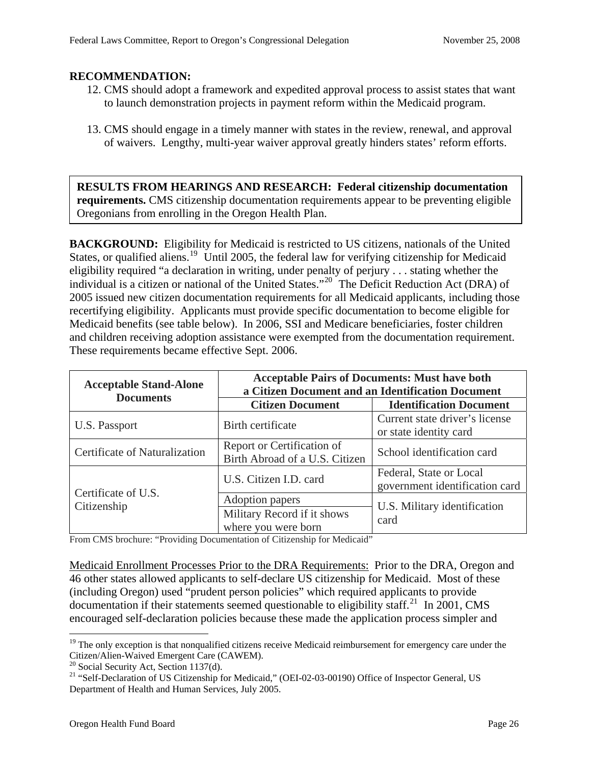**RECOMMENDATION:**

12. CMS should adopt a framework and expedited approval process to assist states that want to launch demonstration projects in payment reform within the Medicaid program.
13. CMS should engage in a timely manner with states in the review, renewal, and approval of waivers. Lengthy, multi-year waiver approval greatly hinders states' reform efforts.

**RESULTS FROM HEARINGS AND RESEARCH: Federal citizenship documentation requirements.** CMS citizenship documentation requirements appear to be preventing eligible Oregonians from enrolling in the Oregon Health Plan.

**BACKGROUND:** Eligibility for Medicaid is restricted to US citizens, nationals of the United States, or qualified aliens.[19] Until 2005, the federal law for verifying citizenship for Medicaid eligibility required "a declaration in writing, under penalty of perjury . . . stating whether the individual is a citizen or national of the United States."[20] The Deficit Reduction Act (DRA) of 2005 issued new citizen documentation requirements for all Medicaid applicants, including those recertifying eligibility. Applicants must provide specific documentation to become eligible for Medicaid benefits (see table below). In 2006, SSI and Medicare beneficiaries, foster children and children receiving adoption assistance were exempted from the documentation requirement. These requirements became effective Sept. 2006.

| **Acceptable Stand-Alone Documents** | **Acceptable Pairs of Documents: Must have both a Citizen Document and an Identification Document** | |
|---|---|---|
| | **Citizen Document** | **Identification Document** |
| U.S. Passport | Birth certificate | Current state driver's license or state identity card |
| Certificate of Naturalization | Report or Certification of Birth Abroad of a U.S. Citizen | School identification card |
| Certificate of U.S. Citizenship | U.S. Citizen I.D. card | Federal, State or Local government identification card |
| | Adoption papers | U.S. Military identification card |
| | Military Record if it shows where you were born | |

From CMS brochure: "Providing Documentation of Citizenship for Medicaid"

<u>Medicaid Enrollment Processes Prior to the DRA Requirements:</u> Prior to the DRA, Oregon and 46 other states allowed applicants to self-declare US citizenship for Medicaid. Most of these (including Oregon) used "prudent person policies" which required applicants to provide documentation if their statements seemed questionable to eligibility staff.[21] In 2001, CMS encouraged self-declaration policies because these made the application process simpler and

---

[19] The only exception is that nonqualified citizens receive Medicaid reimbursement for emergency care under the Citizen/Alien-Waived Emergent Care (CAWEM).

[20] Social Security Act, Section 1137(d).

[21] "Self-Declaration of US Citizenship for Medicaid," (OEI-02-03-00190) Office of Inspector General, US Department of Health and Human Services, July 2005.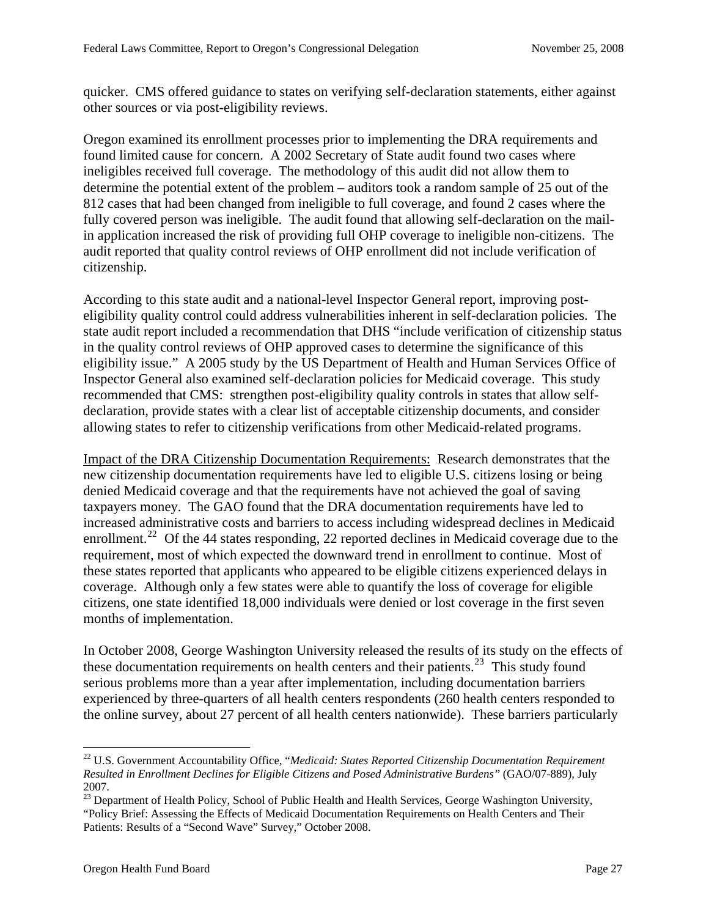quicker. CMS offered guidance to states on verifying self-declaration statements, either against other sources or via post-eligibility reviews.

Oregon examined its enrollment processes prior to implementing the DRA requirements and found limited cause for concern. A 2002 Secretary of State audit found two cases where ineligibles received full coverage. The methodology of this audit did not allow them to determine the potential extent of the problem – auditors took a random sample of 25 out of the 812 cases that had been changed from ineligible to full coverage, and found 2 cases where the fully covered person was ineligible. The audit found that allowing self-declaration on the mail-in application increased the risk of providing full OHP coverage to ineligible non-citizens. The audit reported that quality control reviews of OHP enrollment did not include verification of citizenship.

According to this state audit and a national-level Inspector General report, improving post-eligibility quality control could address vulnerabilities inherent in self-declaration policies. The state audit report included a recommendation that DHS "include verification of citizenship status in the quality control reviews of OHP approved cases to determine the significance of this eligibility issue." A 2005 study by the US Department of Health and Human Services Office of Inspector General also examined self-declaration policies for Medicaid coverage. This study recommended that CMS: strengthen post-eligibility quality controls in states that allow self-declaration, provide states with a clear list of acceptable citizenship documents, and consider allowing states to refer to citizenship verifications from other Medicaid-related programs.

<u>Impact of the DRA Citizenship Documentation Requirements:</u> Research demonstrates that the new citizenship documentation requirements have led to eligible U.S. citizens losing or being denied Medicaid coverage and that the requirements have not achieved the goal of saving taxpayers money. The GAO found that the DRA documentation requirements have led to increased administrative costs and barriers to access including widespread declines in Medicaid enrollment.[22] Of the 44 states responding, 22 reported declines in Medicaid coverage due to the requirement, most of which expected the downward trend in enrollment to continue. Most of these states reported that applicants who appeared to be eligible citizens experienced delays in coverage. Although only a few states were able to quantify the loss of coverage for eligible citizens, one state identified 18,000 individuals were denied or lost coverage in the first seven months of implementation.

In October 2008, George Washington University released the results of its study on the effects of these documentation requirements on health centers and their patients.[23] This study found serious problems more than a year after implementation, including documentation barriers experienced by three-quarters of all health centers respondents (260 health centers responded to the online survey, about 27 percent of all health centers nationwide). These barriers particularly

[22] U.S. Government Accountability Office, "*Medicaid: States Reported Citizenship Documentation Requirement Resulted in Enrollment Declines for Eligible Citizens and Posed Administrative Burdens"* (GAO/07-889), July 2007.

[23] Department of Health Policy, School of Public Health and Health Services, George Washington University, "Policy Brief: Assessing the Effects of Medicaid Documentation Requirements on Health Centers and Their Patients: Results of a "Second Wave" Survey," October 2008.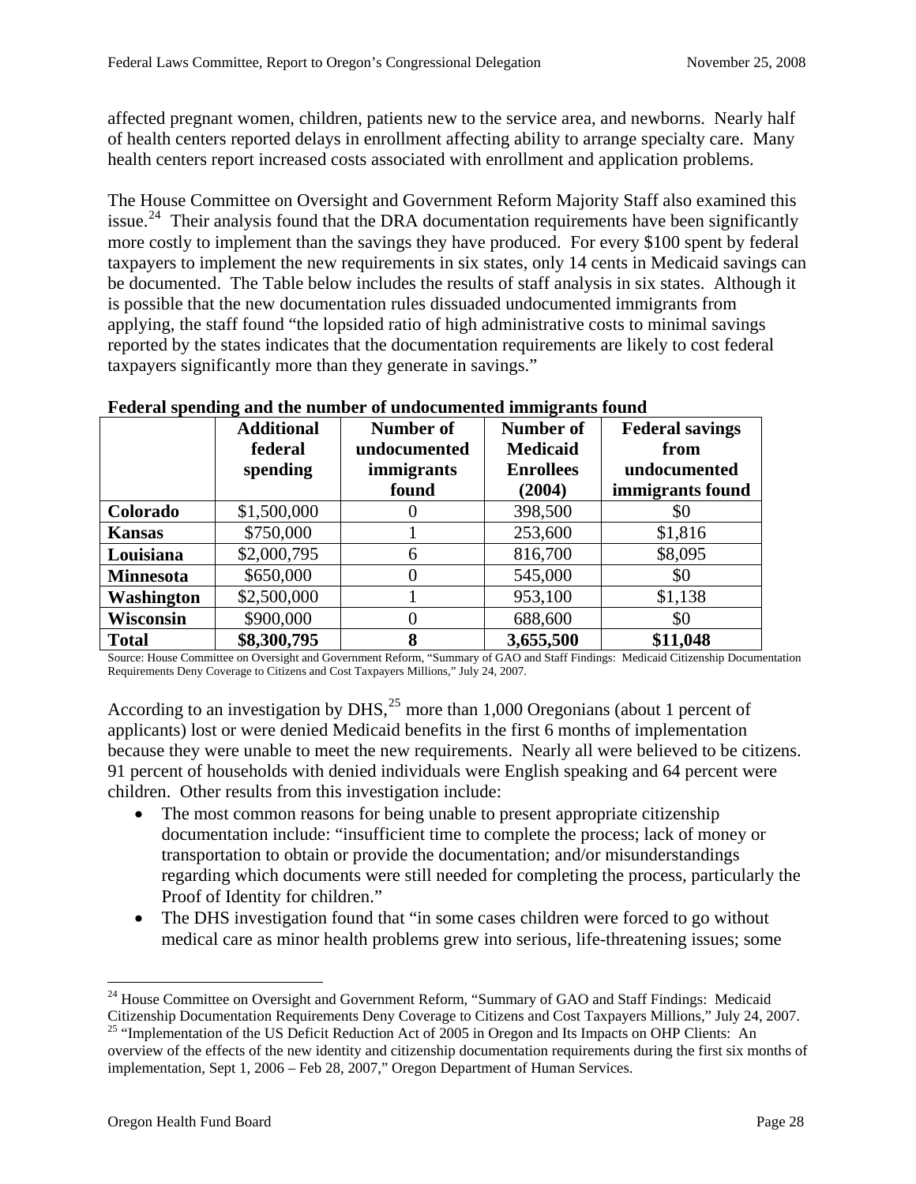affected pregnant women, children, patients new to the service area, and newborns. Nearly half of health centers reported delays in enrollment affecting ability to arrange specialty care. Many health centers report increased costs associated with enrollment and application problems.

The House Committee on Oversight and Government Reform Majority Staff also examined this issue.[24] Their analysis found that the DRA documentation requirements have been significantly more costly to implement than the savings they have produced. For every $100 spent by federal taxpayers to implement the new requirements in six states, only 14 cents in Medicaid savings can be documented. The Table below includes the results of staff analysis in six states. Although it is possible that the new documentation rules dissuaded undocumented immigrants from applying, the staff found "the lopsided ratio of high administrative costs to minimal savings reported by the states indicates that the documentation requirements are likely to cost federal taxpayers significantly more than they generate in savings."

**Federal spending and the number of undocumented immigrants found**

| | Additional federal spending | Number of undocumented immigrants found | Number of Medicaid Enrollees (2004) | Federal savings from undocumented immigrants found |
|---|---|---|---|---|
| **Colorado** | $1,500,000 | 0 | 398,500 | $0 |
| **Kansas** | $750,000 | 1 | 253,600 | $1,816 |
| **Louisiana** | $2,000,795 | 6 | 816,700 | $8,095 |
| **Minnesota** | $650,000 | 0 | 545,000 | $0 |
| **Washington** | $2,500,000 | 1 | 953,100 | $1,138 |
| **Wisconsin** | $900,000 | 0 | 688,600 | $0 |
| **Total** | **$8,300,795** | **8** | **3,655,500** | **$11,048** |

Source: House Committee on Oversight and Government Reform, "Summary of GAO and Staff Findings: Medicaid Citizenship Documentation Requirements Deny Coverage to Citizens and Cost Taxpayers Millions," July 24, 2007.

According to an investigation by DHS,[25] more than 1,000 Oregonians (about 1 percent of applicants) lost or were denied Medicaid benefits in the first 6 months of implementation because they were unable to meet the new requirements. Nearly all were believed to be citizens. 91 percent of households with denied individuals were English speaking and 64 percent were children. Other results from this investigation include:

- The most common reasons for being unable to present appropriate citizenship documentation include: "insufficient time to complete the process; lack of money or transportation to obtain or provide the documentation; and/or misunderstandings regarding which documents were still needed for completing the process, particularly the Proof of Identity for children."
- The DHS investigation found that "in some cases children were forced to go without medical care as minor health problems grew into serious, life-threatening issues; some

[24] House Committee on Oversight and Government Reform, "Summary of GAO and Staff Findings: Medicaid Citizenship Documentation Requirements Deny Coverage to Citizens and Cost Taxpayers Millions," July 24, 2007.

[25] "Implementation of the US Deficit Reduction Act of 2005 in Oregon and Its Impacts on OHP Clients: An overview of the effects of the new identity and citizenship documentation requirements during the first six months of implementation, Sept 1, 2006 – Feb 28, 2007," Oregon Department of Human Services.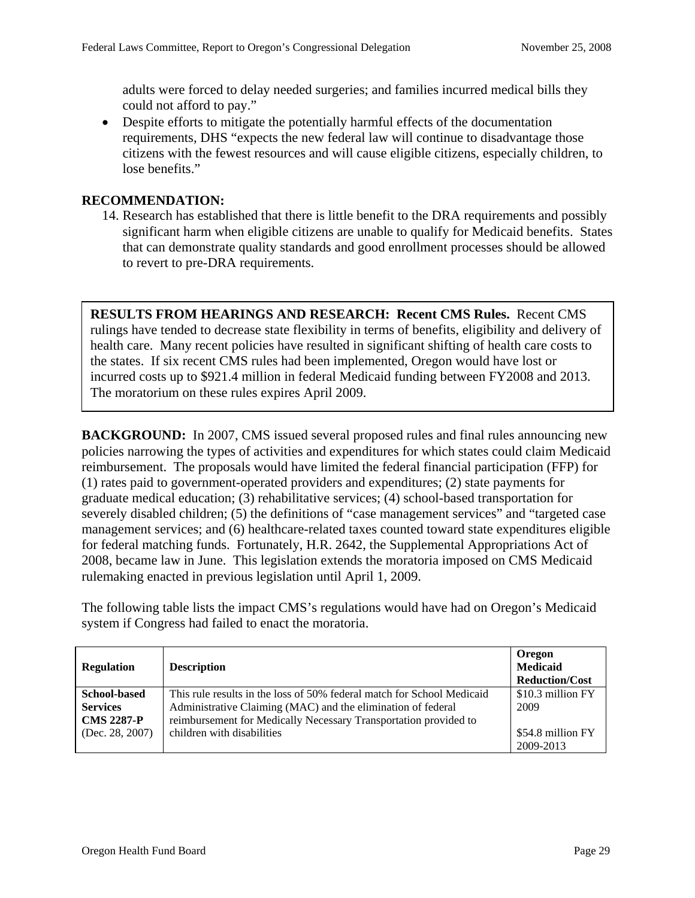adults were forced to delay needed surgeries; and families incurred medical bills they could not afford to pay."

- Despite efforts to mitigate the potentially harmful effects of the documentation requirements, DHS "expects the new federal law will continue to disadvantage those citizens with the fewest resources and will cause eligible citizens, especially children, to lose benefits."

**RECOMMENDATION:**

14. Research has established that there is little benefit to the DRA requirements and possibly significant harm when eligible citizens are unable to qualify for Medicaid benefits. States that can demonstrate quality standards and good enrollment processes should be allowed to revert to pre-DRA requirements.

**RESULTS FROM HEARINGS AND RESEARCH: Recent CMS Rules.** Recent CMS rulings have tended to decrease state flexibility in terms of benefits, eligibility and delivery of health care. Many recent policies have resulted in significant shifting of health care costs to the states. If six recent CMS rules had been implemented, Oregon would have lost or incurred costs up to $921.4 million in federal Medicaid funding between FY2008 and 2013. The moratorium on these rules expires April 2009.

**BACKGROUND:** In 2007, CMS issued several proposed rules and final rules announcing new policies narrowing the types of activities and expenditures for which states could claim Medicaid reimbursement. The proposals would have limited the federal financial participation (FFP) for (1) rates paid to government-operated providers and expenditures; (2) state payments for graduate medical education; (3) rehabilitative services; (4) school-based transportation for severely disabled children; (5) the definitions of "case management services" and "targeted case management services; and (6) healthcare-related taxes counted toward state expenditures eligible for federal matching funds. Fortunately, H.R. 2642, the Supplemental Appropriations Act of 2008, became law in June. This legislation extends the moratoria imposed on CMS Medicaid rulemaking enacted in previous legislation until April 1, 2009.

The following table lists the impact CMS's regulations would have had on Oregon's Medicaid system if Congress had failed to enact the moratoria.

| Regulation | Description | Oregon Medicaid Reduction/Cost |
|---|---|---|
| **School-based Services CMS 2287-P** (Dec. 28, 2007) | This rule results in the loss of 50% federal match for School Medicaid Administrative Claiming (MAC) and the elimination of federal reimbursement for Medically Necessary Transportation provided to children with disabilities | $10.3 million FY 2009<br><br>$54.8 million FY 2009-2013 |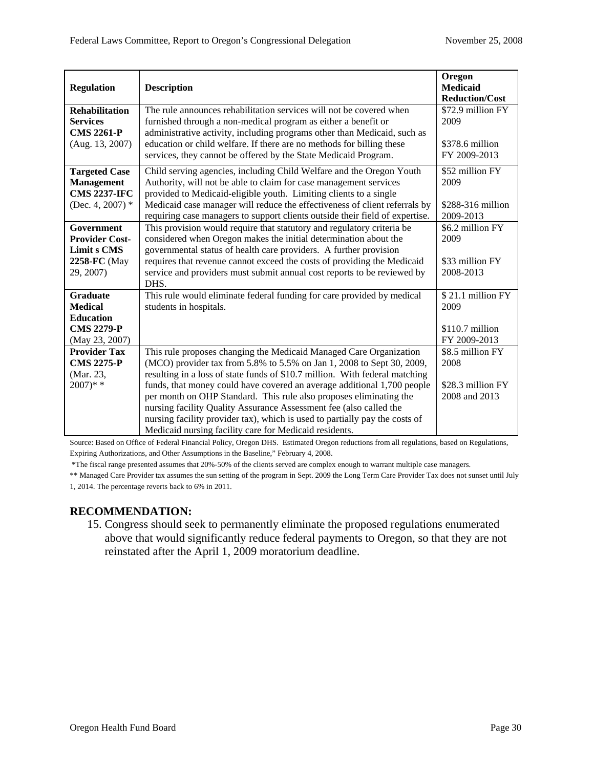| Regulation | Description | Oregon Medicaid Reduction/Cost |
|---|---|---|
| **Rehabilitation Services CMS 2261-P** (Aug. 13, 2007) | The rule announces rehabilitation services will not be covered when furnished through a non-medical program as either a benefit or administrative activity, including programs other than Medicaid, such as education or child welfare. If there are no methods for billing these services, they cannot be offered by the State Medicaid Program. | $72.9 million FY 2009<br><br>$378.6 million FY 2009-2013 |
| **Targeted Case Management CMS 2237-IFC** (Dec. 4, 2007) * | Child serving agencies, including Child Welfare and the Oregon Youth Authority, will not be able to claim for case management services provided to Medicaid-eligible youth. Limiting clients to a single Medicaid case manager will reduce the effectiveness of client referrals by requiring case managers to support clients outside their field of expertise. | $52 million FY 2009<br><br>$288-316 million 2009-2013 |
| **Government Provider Cost-Limit s CMS 2258-FC** (May 29, 2007) | This provision would require that statutory and regulatory criteria be considered when Oregon makes the initial determination about the governmental status of health care providers. A further provision requires that revenue cannot exceed the costs of providing the Medicaid service and providers must submit annual cost reports to be reviewed by DHS. | $6.2 million FY 2009<br><br>$33 million FY 2008-2013 |
| **Graduate Medical Education CMS 2279-P** (May 23, 2007) | This rule would eliminate federal funding for care provided by medical students in hospitals. | $ 21.1 million FY 2009<br><br>$110.7 million FY 2009-2013 |
| **Provider Tax CMS 2275-P** (Mar. 23, 2007)* * | This rule proposes changing the Medicaid Managed Care Organization (MCO) provider tax from 5.8% to 5.5% on Jan 1, 2008 to Sept 30, 2009, resulting in a loss of state funds of $10.7 million. With federal matching funds, that money could have covered an average additional 1,700 people per month on OHP Standard. This rule also proposes eliminating the nursing facility Quality Assurance Assessment fee (also called the nursing facility provider tax), which is used to partially pay the costs of Medicaid nursing facility care for Medicaid residents. | $8.5 million FY 2008<br><br>$28.3 million FY 2008 and 2013 |

Source: Based on Office of Federal Financial Policy, Oregon DHS. Estimated Oregon reductions from all regulations, based on Regulations, Expiring Authorizations, and Other Assumptions in the Baseline," February 4, 2008.

*The fiscal range presented assumes that 20%-50% of the clients served are complex enough to warrant multiple case managers.

** Managed Care Provider tax assumes the sun setting of the program in Sept. 2009 the Long Term Care Provider Tax does not sunset until July 1, 2014. The percentage reverts back to 6% in 2011.

## RECOMMENDATION:

15. Congress should seek to permanently eliminate the proposed regulations enumerated above that would significantly reduce federal payments to Oregon, so that they are not reinstated after the April 1, 2009 moratorium deadline.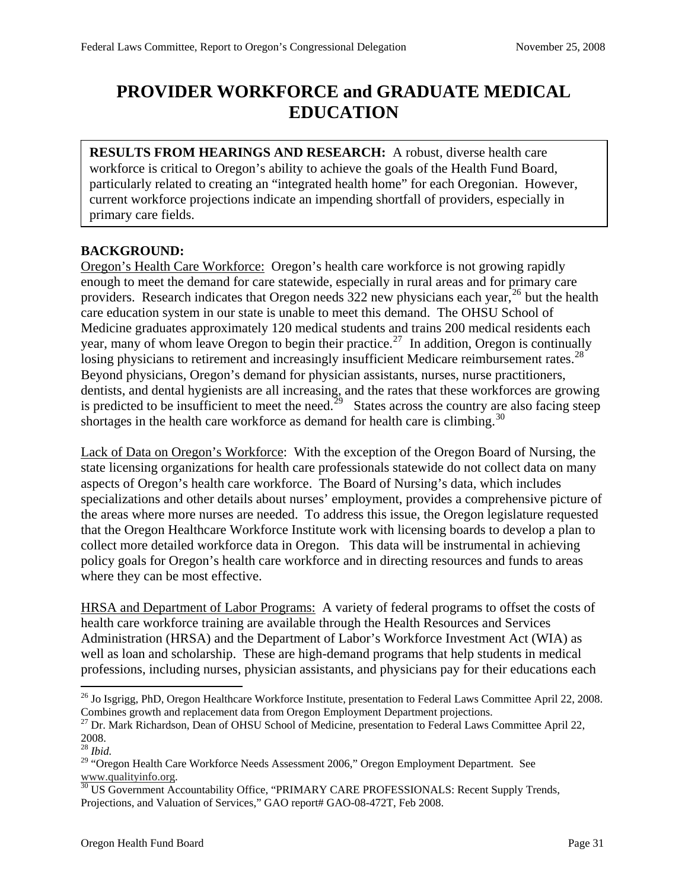# PROVIDER WORKFORCE and GRADUATE MEDICAL EDUCATION

**RESULTS FROM HEARINGS AND RESEARCH:** A robust, diverse health care workforce is critical to Oregon's ability to achieve the goals of the Health Fund Board, particularly related to creating an "integrated health home" for each Oregonian. However, current workforce projections indicate an impending shortfall of providers, especially in primary care fields.

**BACKGROUND:**

Oregon's Health Care Workforce: Oregon's health care workforce is not growing rapidly enough to meet the demand for care statewide, especially in rural areas and for primary care providers. Research indicates that Oregon needs 322 new physicians each year,[26] but the health care education system in our state is unable to meet this demand. The OHSU School of Medicine graduates approximately 120 medical students and trains 200 medical residents each year, many of whom leave Oregon to begin their practice.[27] In addition, Oregon is continually losing physicians to retirement and increasingly insufficient Medicare reimbursement rates.[28] Beyond physicians, Oregon's demand for physician assistants, nurses, nurse practitioners, dentists, and dental hygienists are all increasing, and the rates that these workforces are growing is predicted to be insufficient to meet the need.[29] States across the country are also facing steep shortages in the health care workforce as demand for health care is climbing.[30]

Lack of Data on Oregon's Workforce: With the exception of the Oregon Board of Nursing, the state licensing organizations for health care professionals statewide do not collect data on many aspects of Oregon's health care workforce. The Board of Nursing's data, which includes specializations and other details about nurses' employment, provides a comprehensive picture of the areas where more nurses are needed. To address this issue, the Oregon legislature requested that the Oregon Healthcare Workforce Institute work with licensing boards to develop a plan to collect more detailed workforce data in Oregon. This data will be instrumental in achieving policy goals for Oregon's health care workforce and in directing resources and funds to areas where they can be most effective.

HRSA and Department of Labor Programs: A variety of federal programs to offset the costs of health care workforce training are available through the Health Resources and Services Administration (HRSA) and the Department of Labor's Workforce Investment Act (WIA) as well as loan and scholarship. These are high-demand programs that help students in medical professions, including nurses, physician assistants, and physicians pay for their educations each

---

[26] Jo Isgrigg, PhD, Oregon Healthcare Workforce Institute, presentation to Federal Laws Committee April 22, 2008. Combines growth and replacement data from Oregon Employment Department projections.

[27] Dr. Mark Richardson, Dean of OHSU School of Medicine, presentation to Federal Laws Committee April 22, 2008.

[28] *Ibid.*

[29] "Oregon Health Care Workforce Needs Assessment 2006," Oregon Employment Department. See www.qualityinfo.org.

[30] US Government Accountability Office, "PRIMARY CARE PROFESSIONALS: Recent Supply Trends, Projections, and Valuation of Services," GAO report# GAO-08-472T, Feb 2008.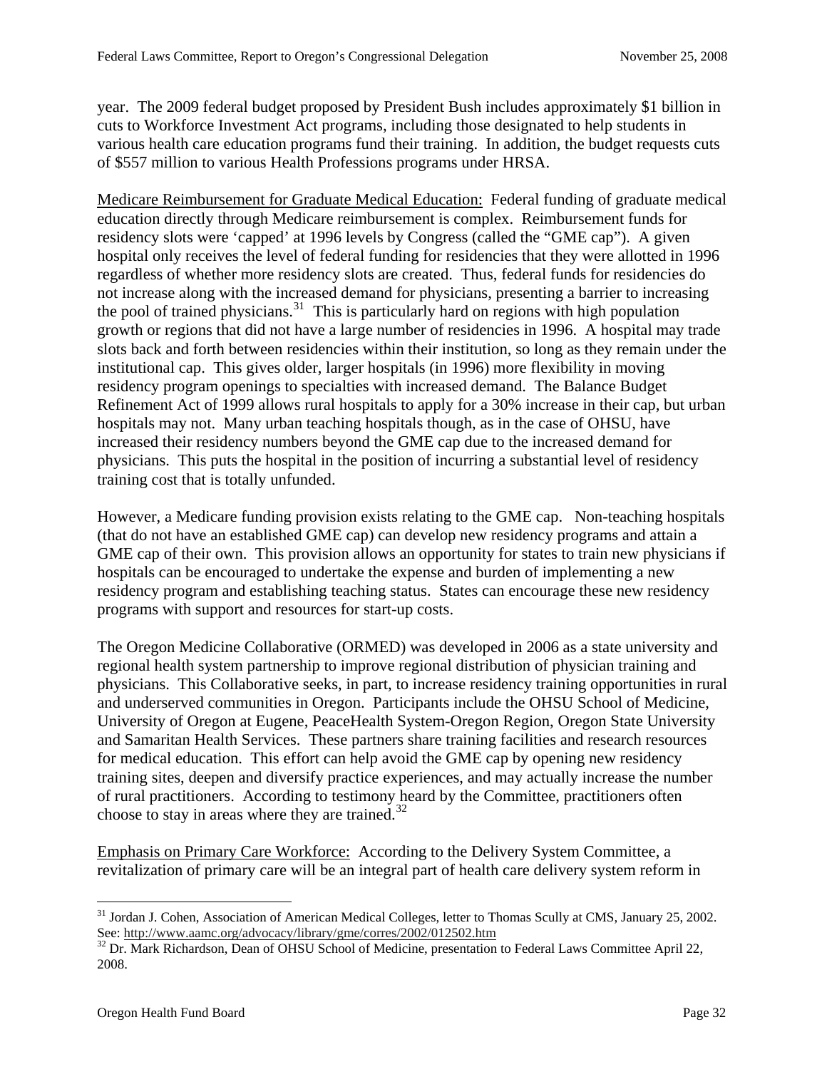year. The 2009 federal budget proposed by President Bush includes approximately $1 billion in cuts to Workforce Investment Act programs, including those designated to help students in various health care education programs fund their training. In addition, the budget requests cuts of $557 million to various Health Professions programs under HRSA.

Medicare Reimbursement for Graduate Medical Education: Federal funding of graduate medical education directly through Medicare reimbursement is complex. Reimbursement funds for residency slots were 'capped' at 1996 levels by Congress (called the "GME cap"). A given hospital only receives the level of federal funding for residencies that they were allotted in 1996 regardless of whether more residency slots are created. Thus, federal funds for residencies do not increase along with the increased demand for physicians, presenting a barrier to increasing the pool of trained physicians.[31] This is particularly hard on regions with high population growth or regions that did not have a large number of residencies in 1996. A hospital may trade slots back and forth between residencies within their institution, so long as they remain under the institutional cap. This gives older, larger hospitals (in 1996) more flexibility in moving residency program openings to specialties with increased demand. The Balance Budget Refinement Act of 1999 allows rural hospitals to apply for a 30% increase in their cap, but urban hospitals may not. Many urban teaching hospitals though, as in the case of OHSU, have increased their residency numbers beyond the GME cap due to the increased demand for physicians. This puts the hospital in the position of incurring a substantial level of residency training cost that is totally unfunded.

However, a Medicare funding provision exists relating to the GME cap. Non-teaching hospitals (that do not have an established GME cap) can develop new residency programs and attain a GME cap of their own. This provision allows an opportunity for states to train new physicians if hospitals can be encouraged to undertake the expense and burden of implementing a new residency program and establishing teaching status. States can encourage these new residency programs with support and resources for start-up costs.

The Oregon Medicine Collaborative (ORMED) was developed in 2006 as a state university and regional health system partnership to improve regional distribution of physician training and physicians. This Collaborative seeks, in part, to increase residency training opportunities in rural and underserved communities in Oregon. Participants include the OHSU School of Medicine, University of Oregon at Eugene, PeaceHealth System-Oregon Region, Oregon State University and Samaritan Health Services. These partners share training facilities and research resources for medical education. This effort can help avoid the GME cap by opening new residency training sites, deepen and diversify practice experiences, and may actually increase the number of rural practitioners. According to testimony heard by the Committee, practitioners often choose to stay in areas where they are trained.[32]

Emphasis on Primary Care Workforce: According to the Delivery System Committee, a revitalization of primary care will be an integral part of health care delivery system reform in

---

[31] Jordan J. Cohen, Association of American Medical Colleges, letter to Thomas Scully at CMS, January 25, 2002. See: http://www.aamc.org/advocacy/library/gme/corres/2002/012502.htm

[32] Dr. Mark Richardson, Dean of OHSU School of Medicine, presentation to Federal Laws Committee April 22, 2008.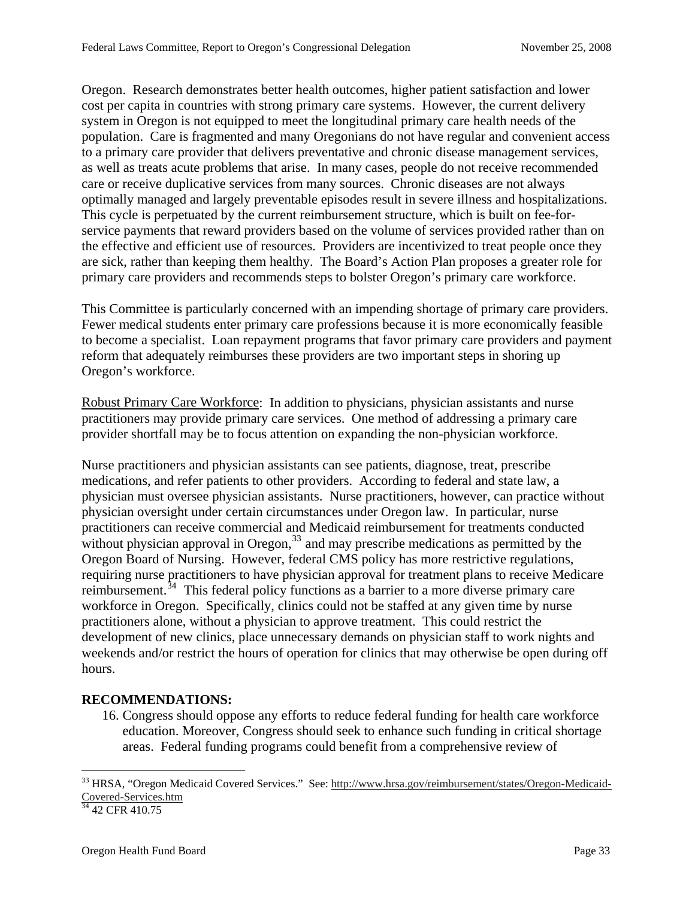Oregon. Research demonstrates better health outcomes, higher patient satisfaction and lower cost per capita in countries with strong primary care systems. However, the current delivery system in Oregon is not equipped to meet the longitudinal primary care health needs of the population. Care is fragmented and many Oregonians do not have regular and convenient access to a primary care provider that delivers preventative and chronic disease management services, as well as treats acute problems that arise. In many cases, people do not receive recommended care or receive duplicative services from many sources. Chronic diseases are not always optimally managed and largely preventable episodes result in severe illness and hospitalizations. This cycle is perpetuated by the current reimbursement structure, which is built on fee-for-service payments that reward providers based on the volume of services provided rather than on the effective and efficient use of resources. Providers are incentivized to treat people once they are sick, rather than keeping them healthy. The Board's Action Plan proposes a greater role for primary care providers and recommends steps to bolster Oregon's primary care workforce.

This Committee is particularly concerned with an impending shortage of primary care providers. Fewer medical students enter primary care professions because it is more economically feasible to become a specialist. Loan repayment programs that favor primary care providers and payment reform that adequately reimburses these providers are two important steps in shoring up Oregon's workforce.

Robust Primary Care Workforce: In addition to physicians, physician assistants and nurse practitioners may provide primary care services. One method of addressing a primary care provider shortfall may be to focus attention on expanding the non-physician workforce.

Nurse practitioners and physician assistants can see patients, diagnose, treat, prescribe medications, and refer patients to other providers. According to federal and state law, a physician must oversee physician assistants. Nurse practitioners, however, can practice without physician oversight under certain circumstances under Oregon law. In particular, nurse practitioners can receive commercial and Medicaid reimbursement for treatments conducted without physician approval in Oregon,[33] and may prescribe medications as permitted by the Oregon Board of Nursing. However, federal CMS policy has more restrictive regulations, requiring nurse practitioners to have physician approval for treatment plans to receive Medicare reimbursement.[34] This federal policy functions as a barrier to a more diverse primary care workforce in Oregon. Specifically, clinics could not be staffed at any given time by nurse practitioners alone, without a physician to approve treatment. This could restrict the development of new clinics, place unnecessary demands on physician staff to work nights and weekends and/or restrict the hours of operation for clinics that may otherwise be open during off hours.

**RECOMMENDATIONS:**

16. Congress should oppose any efforts to reduce federal funding for health care workforce education. Moreover, Congress should seek to enhance such funding in critical shortage areas. Federal funding programs could benefit from a comprehensive review of

---

[33] HRSA, "Oregon Medicaid Covered Services." See: http://www.hrsa.gov/reimbursement/states/Oregon-Medicaid-Covered-Services.htm

[34] 42 CFR 410.75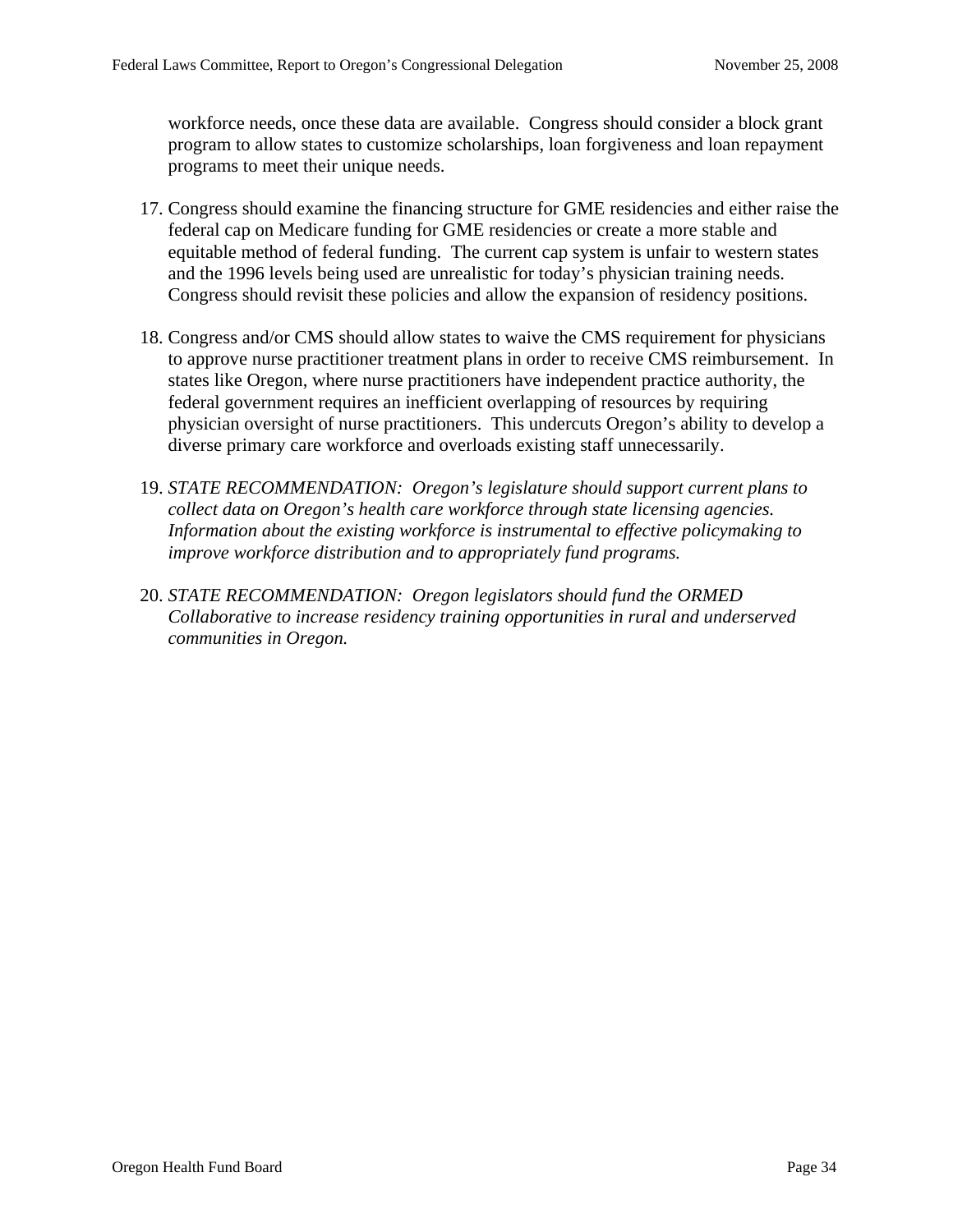workforce needs, once these data are available. Congress should consider a block grant program to allow states to customize scholarships, loan forgiveness and loan repayment programs to meet their unique needs.

17. Congress should examine the financing structure for GME residencies and either raise the federal cap on Medicare funding for GME residencies or create a more stable and equitable method of federal funding. The current cap system is unfair to western states and the 1996 levels being used are unrealistic for today's physician training needs. Congress should revisit these policies and allow the expansion of residency positions.

18. Congress and/or CMS should allow states to waive the CMS requirement for physicians to approve nurse practitioner treatment plans in order to receive CMS reimbursement. In states like Oregon, where nurse practitioners have independent practice authority, the federal government requires an inefficient overlapping of resources by requiring physician oversight of nurse practitioners. This undercuts Oregon's ability to develop a diverse primary care workforce and overloads existing staff unnecessarily.

19. *STATE RECOMMENDATION: Oregon's legislature should support current plans to collect data on Oregon's health care workforce through state licensing agencies. Information about the existing workforce is instrumental to effective policymaking to improve workforce distribution and to appropriately fund programs.*

20. *STATE RECOMMENDATION: Oregon legislators should fund the ORMED Collaborative to increase residency training opportunities in rural and underserved communities in Oregon.*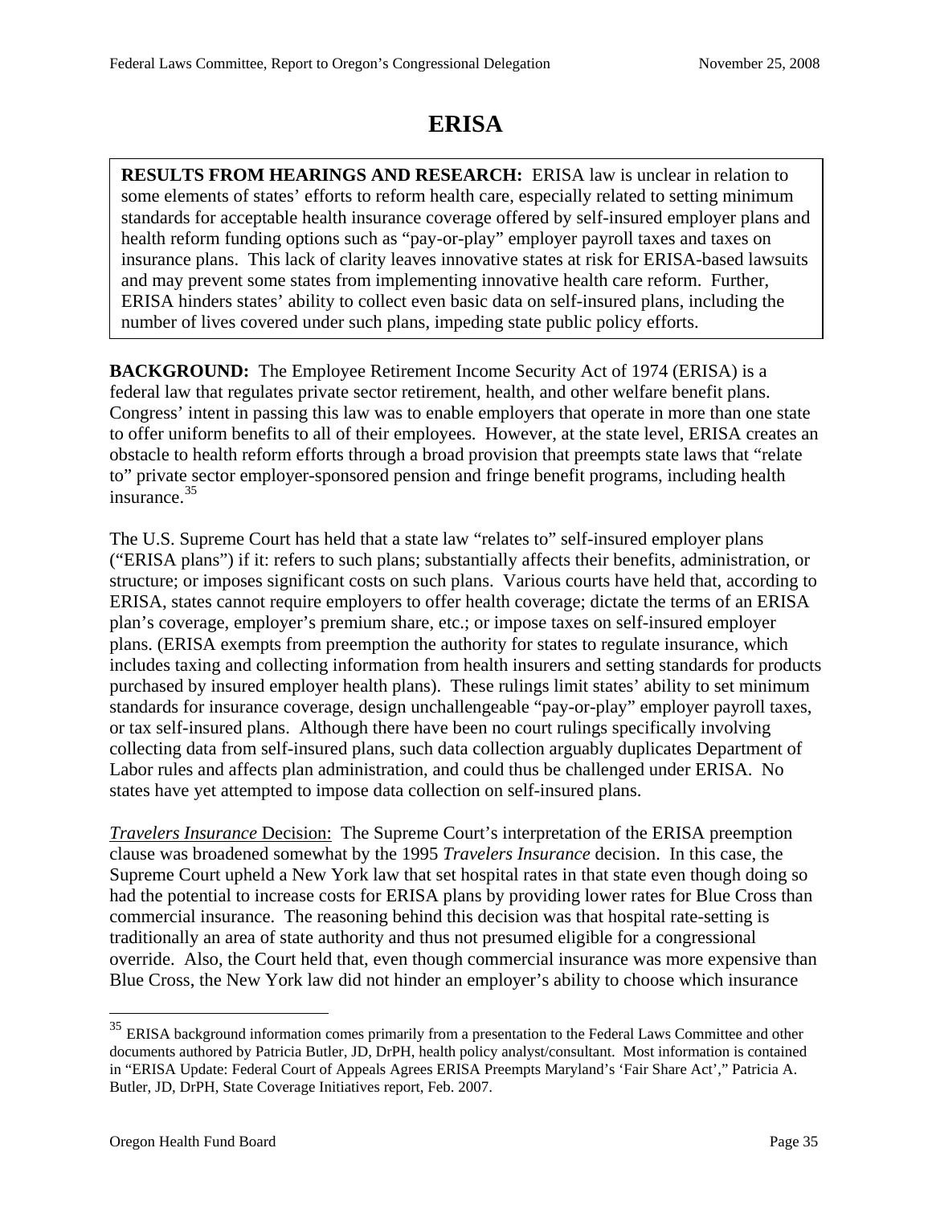# ERISA

**RESULTS FROM HEARINGS AND RESEARCH:** ERISA law is unclear in relation to some elements of states' efforts to reform health care, especially related to setting minimum standards for acceptable health insurance coverage offered by self-insured employer plans and health reform funding options such as "pay-or-play" employer payroll taxes and taxes on insurance plans. This lack of clarity leaves innovative states at risk for ERISA-based lawsuits and may prevent some states from implementing innovative health care reform. Further, ERISA hinders states' ability to collect even basic data on self-insured plans, including the number of lives covered under such plans, impeding state public policy efforts.

**BACKGROUND:** The Employee Retirement Income Security Act of 1974 (ERISA) is a federal law that regulates private sector retirement, health, and other welfare benefit plans. Congress' intent in passing this law was to enable employers that operate in more than one state to offer uniform benefits to all of their employees. However, at the state level, ERISA creates an obstacle to health reform efforts through a broad provision that preempts state laws that "relate to" private sector employer-sponsored pension and fringe benefit programs, including health insurance.[35]

The U.S. Supreme Court has held that a state law "relates to" self-insured employer plans ("ERISA plans") if it: refers to such plans; substantially affects their benefits, administration, or structure; or imposes significant costs on such plans. Various courts have held that, according to ERISA, states cannot require employers to offer health coverage; dictate the terms of an ERISA plan's coverage, employer's premium share, etc.; or impose taxes on self-insured employer plans. (ERISA exempts from preemption the authority for states to regulate insurance, which includes taxing and collecting information from health insurers and setting standards for products purchased by insured employer health plans). These rulings limit states' ability to set minimum standards for insurance coverage, design unchallengeable "pay-or-play" employer payroll taxes, or tax self-insured plans. Although there have been no court rulings specifically involving collecting data from self-insured plans, such data collection arguably duplicates Department of Labor rules and affects plan administration, and could thus be challenged under ERISA. No states have yet attempted to impose data collection on self-insured plans.

*Travelers Insurance* Decision: The Supreme Court's interpretation of the ERISA preemption clause was broadened somewhat by the 1995 *Travelers Insurance* decision. In this case, the Supreme Court upheld a New York law that set hospital rates in that state even though doing so had the potential to increase costs for ERISA plans by providing lower rates for Blue Cross than commercial insurance. The reasoning behind this decision was that hospital rate-setting is traditionally an area of state authority and thus not presumed eligible for a congressional override. Also, the Court held that, even though commercial insurance was more expensive than Blue Cross, the New York law did not hinder an employer's ability to choose which insurance

[35] ERISA background information comes primarily from a presentation to the Federal Laws Committee and other documents authored by Patricia Butler, JD, DrPH, health policy analyst/consultant. Most information is contained in "ERISA Update: Federal Court of Appeals Agrees ERISA Preempts Maryland's 'Fair Share Act'," Patricia A. Butler, JD, DrPH, State Coverage Initiatives report, Feb. 2007.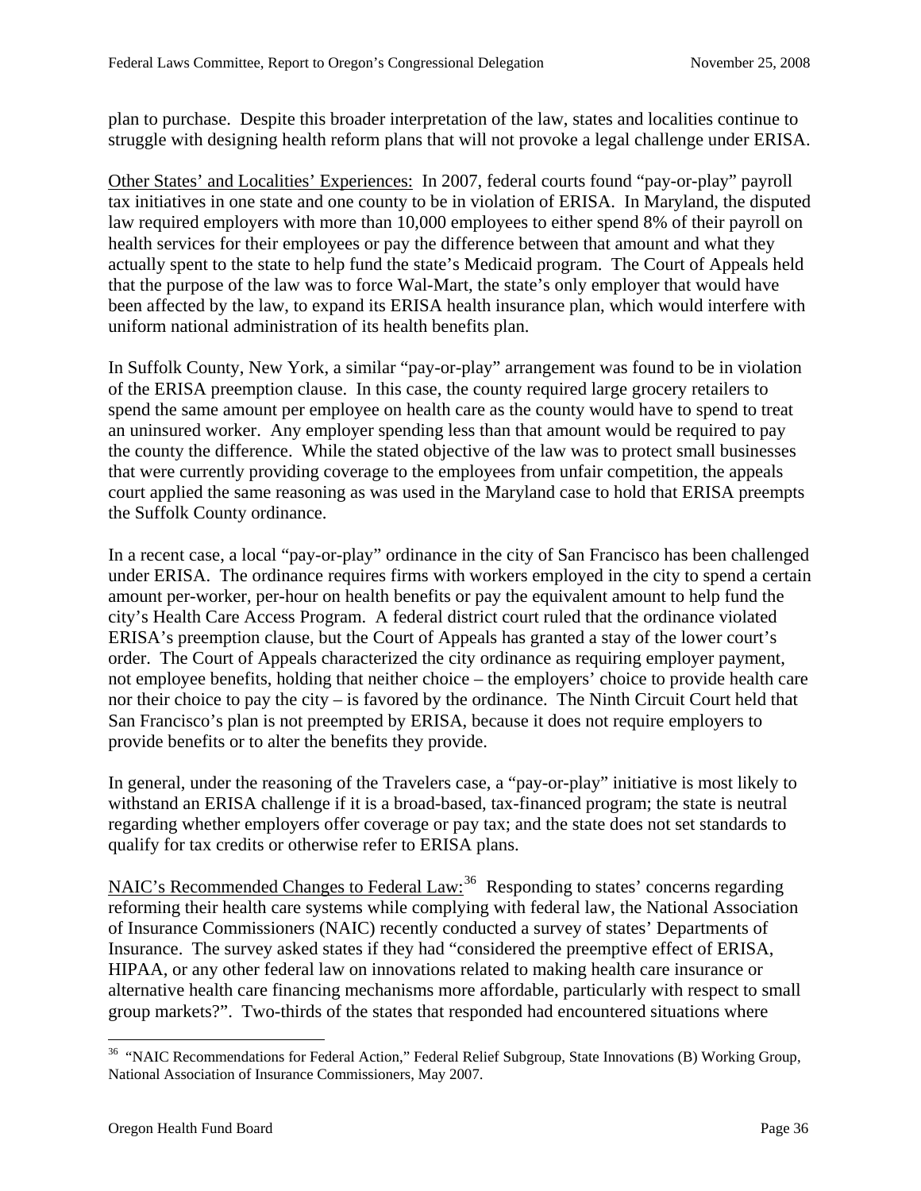plan to purchase. Despite this broader interpretation of the law, states and localities continue to struggle with designing health reform plans that will not provoke a legal challenge under ERISA.

Other States' and Localities' Experiences: In 2007, federal courts found "pay-or-play" payroll tax initiatives in one state and one county to be in violation of ERISA. In Maryland, the disputed law required employers with more than 10,000 employees to either spend 8% of their payroll on health services for their employees or pay the difference between that amount and what they actually spent to the state to help fund the state's Medicaid program. The Court of Appeals held that the purpose of the law was to force Wal-Mart, the state's only employer that would have been affected by the law, to expand its ERISA health insurance plan, which would interfere with uniform national administration of its health benefits plan.

In Suffolk County, New York, a similar "pay-or-play" arrangement was found to be in violation of the ERISA preemption clause. In this case, the county required large grocery retailers to spend the same amount per employee on health care as the county would have to spend to treat an uninsured worker. Any employer spending less than that amount would be required to pay the county the difference. While the stated objective of the law was to protect small businesses that were currently providing coverage to the employees from unfair competition, the appeals court applied the same reasoning as was used in the Maryland case to hold that ERISA preempts the Suffolk County ordinance.

In a recent case, a local "pay-or-play" ordinance in the city of San Francisco has been challenged under ERISA. The ordinance requires firms with workers employed in the city to spend a certain amount per-worker, per-hour on health benefits or pay the equivalent amount to help fund the city's Health Care Access Program. A federal district court ruled that the ordinance violated ERISA's preemption clause, but the Court of Appeals has granted a stay of the lower court's order. The Court of Appeals characterized the city ordinance as requiring employer payment, not employee benefits, holding that neither choice – the employers' choice to provide health care nor their choice to pay the city – is favored by the ordinance. The Ninth Circuit Court held that San Francisco's plan is not preempted by ERISA, because it does not require employers to provide benefits or to alter the benefits they provide.

In general, under the reasoning of the Travelers case, a "pay-or-play" initiative is most likely to withstand an ERISA challenge if it is a broad-based, tax-financed program; the state is neutral regarding whether employers offer coverage or pay tax; and the state does not set standards to qualify for tax credits or otherwise refer to ERISA plans.

NAIC's Recommended Changes to Federal Law:[36] Responding to states' concerns regarding reforming their health care systems while complying with federal law, the National Association of Insurance Commissioners (NAIC) recently conducted a survey of states' Departments of Insurance. The survey asked states if they had "considered the preemptive effect of ERISA, HIPAA, or any other federal law on innovations related to making health care insurance or alternative health care financing mechanisms more affordable, particularly with respect to small group markets?". Two-thirds of the states that responded had encountered situations where

[36] "NAIC Recommendations for Federal Action," Federal Relief Subgroup, State Innovations (B) Working Group, National Association of Insurance Commissioners, May 2007.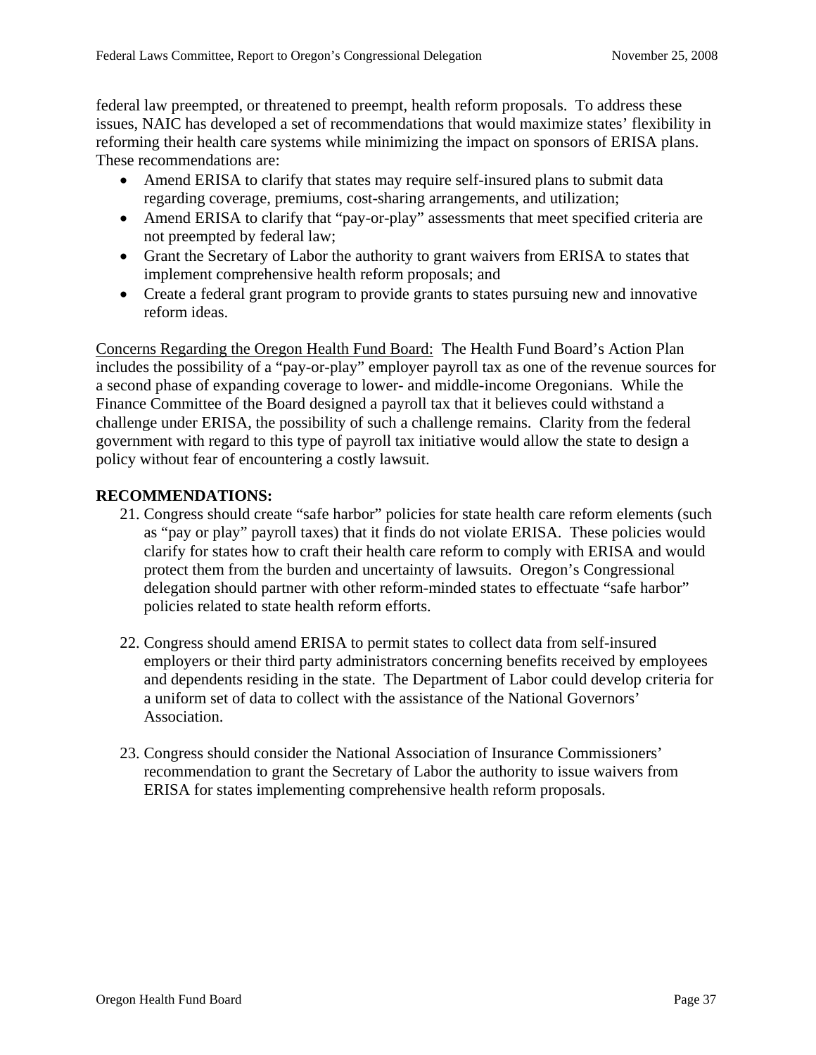federal law preempted, or threatened to preempt, health reform proposals. To address these issues, NAIC has developed a set of recommendations that would maximize states' flexibility in reforming their health care systems while minimizing the impact on sponsors of ERISA plans. These recommendations are:

- Amend ERISA to clarify that states may require self-insured plans to submit data regarding coverage, premiums, cost-sharing arrangements, and utilization;
- Amend ERISA to clarify that "pay-or-play" assessments that meet specified criteria are not preempted by federal law;
- Grant the Secretary of Labor the authority to grant waivers from ERISA to states that implement comprehensive health reform proposals; and
- Create a federal grant program to provide grants to states pursuing new and innovative reform ideas.

<u>Concerns Regarding the Oregon Health Fund Board:</u> The Health Fund Board's Action Plan includes the possibility of a "pay-or-play" employer payroll tax as one of the revenue sources for a second phase of expanding coverage to lower- and middle-income Oregonians. While the Finance Committee of the Board designed a payroll tax that it believes could withstand a challenge under ERISA, the possibility of such a challenge remains. Clarity from the federal government with regard to this type of payroll tax initiative would allow the state to design a policy without fear of encountering a costly lawsuit.

**RECOMMENDATIONS:**

21. Congress should create "safe harbor" policies for state health care reform elements (such as "pay or play" payroll taxes) that it finds do not violate ERISA. These policies would clarify for states how to craft their health care reform to comply with ERISA and would protect them from the burden and uncertainty of lawsuits. Oregon's Congressional delegation should partner with other reform-minded states to effectuate "safe harbor" policies related to state health reform efforts.

22. Congress should amend ERISA to permit states to collect data from self-insured employers or their third party administrators concerning benefits received by employees and dependents residing in the state. The Department of Labor could develop criteria for a uniform set of data to collect with the assistance of the National Governors' Association.

23. Congress should consider the National Association of Insurance Commissioners' recommendation to grant the Secretary of Labor the authority to issue waivers from ERISA for states implementing comprehensive health reform proposals.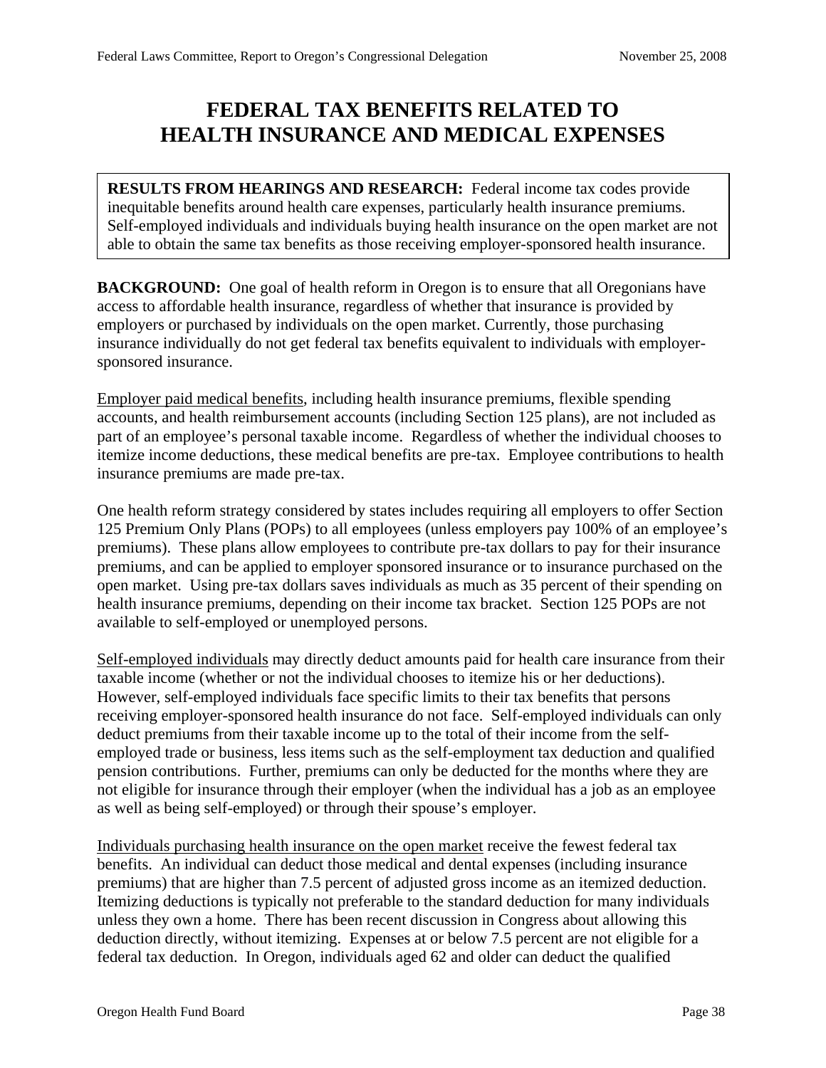# FEDERAL TAX BENEFITS RELATED TO HEALTH INSURANCE AND MEDICAL EXPENSES

**RESULTS FROM HEARINGS AND RESEARCH:** Federal income tax codes provide inequitable benefits around health care expenses, particularly health insurance premiums. Self-employed individuals and individuals buying health insurance on the open market are not able to obtain the same tax benefits as those receiving employer-sponsored health insurance.

**BACKGROUND:** One goal of health reform in Oregon is to ensure that all Oregonians have access to affordable health insurance, regardless of whether that insurance is provided by employers or purchased by individuals on the open market. Currently, those purchasing insurance individually do not get federal tax benefits equivalent to individuals with employer-sponsored insurance.

<u>Employer paid medical benefits</u>, including health insurance premiums, flexible spending accounts, and health reimbursement accounts (including Section 125 plans), are not included as part of an employee's personal taxable income. Regardless of whether the individual chooses to itemize income deductions, these medical benefits are pre-tax. Employee contributions to health insurance premiums are made pre-tax.

One health reform strategy considered by states includes requiring all employers to offer Section 125 Premium Only Plans (POPs) to all employees (unless employers pay 100% of an employee's premiums). These plans allow employees to contribute pre-tax dollars to pay for their insurance premiums, and can be applied to employer sponsored insurance or to insurance purchased on the open market. Using pre-tax dollars saves individuals as much as 35 percent of their spending on health insurance premiums, depending on their income tax bracket. Section 125 POPs are not available to self-employed or unemployed persons.

<u>Self-employed individuals</u> may directly deduct amounts paid for health care insurance from their taxable income (whether or not the individual chooses to itemize his or her deductions). However, self-employed individuals face specific limits to their tax benefits that persons receiving employer-sponsored health insurance do not face. Self-employed individuals can only deduct premiums from their taxable income up to the total of their income from the self-employed trade or business, less items such as the self-employment tax deduction and qualified pension contributions. Further, premiums can only be deducted for the months where they are not eligible for insurance through their employer (when the individual has a job as an employee as well as being self-employed) or through their spouse's employer.

<u>Individuals purchasing health insurance on the open market</u> receive the fewest federal tax benefits. An individual can deduct those medical and dental expenses (including insurance premiums) that are higher than 7.5 percent of adjusted gross income as an itemized deduction. Itemizing deductions is typically not preferable to the standard deduction for many individuals unless they own a home. There has been recent discussion in Congress about allowing this deduction directly, without itemizing. Expenses at or below 7.5 percent are not eligible for a federal tax deduction. In Oregon, individuals aged 62 and older can deduct the qualified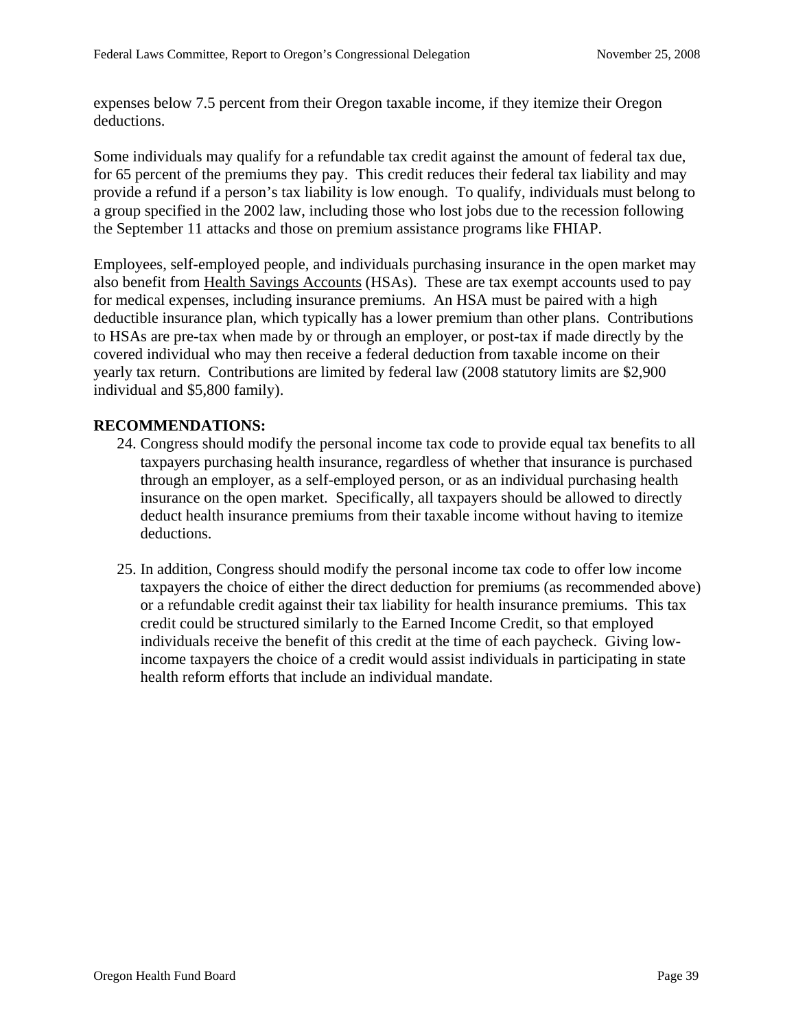expenses below 7.5 percent from their Oregon taxable income, if they itemize their Oregon deductions.

Some individuals may qualify for a refundable tax credit against the amount of federal tax due, for 65 percent of the premiums they pay. This credit reduces their federal tax liability and may provide a refund if a person's tax liability is low enough. To qualify, individuals must belong to a group specified in the 2002 law, including those who lost jobs due to the recession following the September 11 attacks and those on premium assistance programs like FHIAP.

Employees, self-employed people, and individuals purchasing insurance in the open market may also benefit from Health Savings Accounts (HSAs). These are tax exempt accounts used to pay for medical expenses, including insurance premiums. An HSA must be paired with a high deductible insurance plan, which typically has a lower premium than other plans. Contributions to HSAs are pre-tax when made by or through an employer, or post-tax if made directly by the covered individual who may then receive a federal deduction from taxable income on their yearly tax return. Contributions are limited by federal law (2008 statutory limits are $2,900 individual and $5,800 family).

**RECOMMENDATIONS:**

24. Congress should modify the personal income tax code to provide equal tax benefits to all taxpayers purchasing health insurance, regardless of whether that insurance is purchased through an employer, as a self-employed person, or as an individual purchasing health insurance on the open market. Specifically, all taxpayers should be allowed to directly deduct health insurance premiums from their taxable income without having to itemize deductions.

25. In addition, Congress should modify the personal income tax code to offer low income taxpayers the choice of either the direct deduction for premiums (as recommended above) or a refundable credit against their tax liability for health insurance premiums. This tax credit could be structured similarly to the Earned Income Credit, so that employed individuals receive the benefit of this credit at the time of each paycheck. Giving low-income taxpayers the choice of a credit would assist individuals in participating in state health reform efforts that include an individual mandate.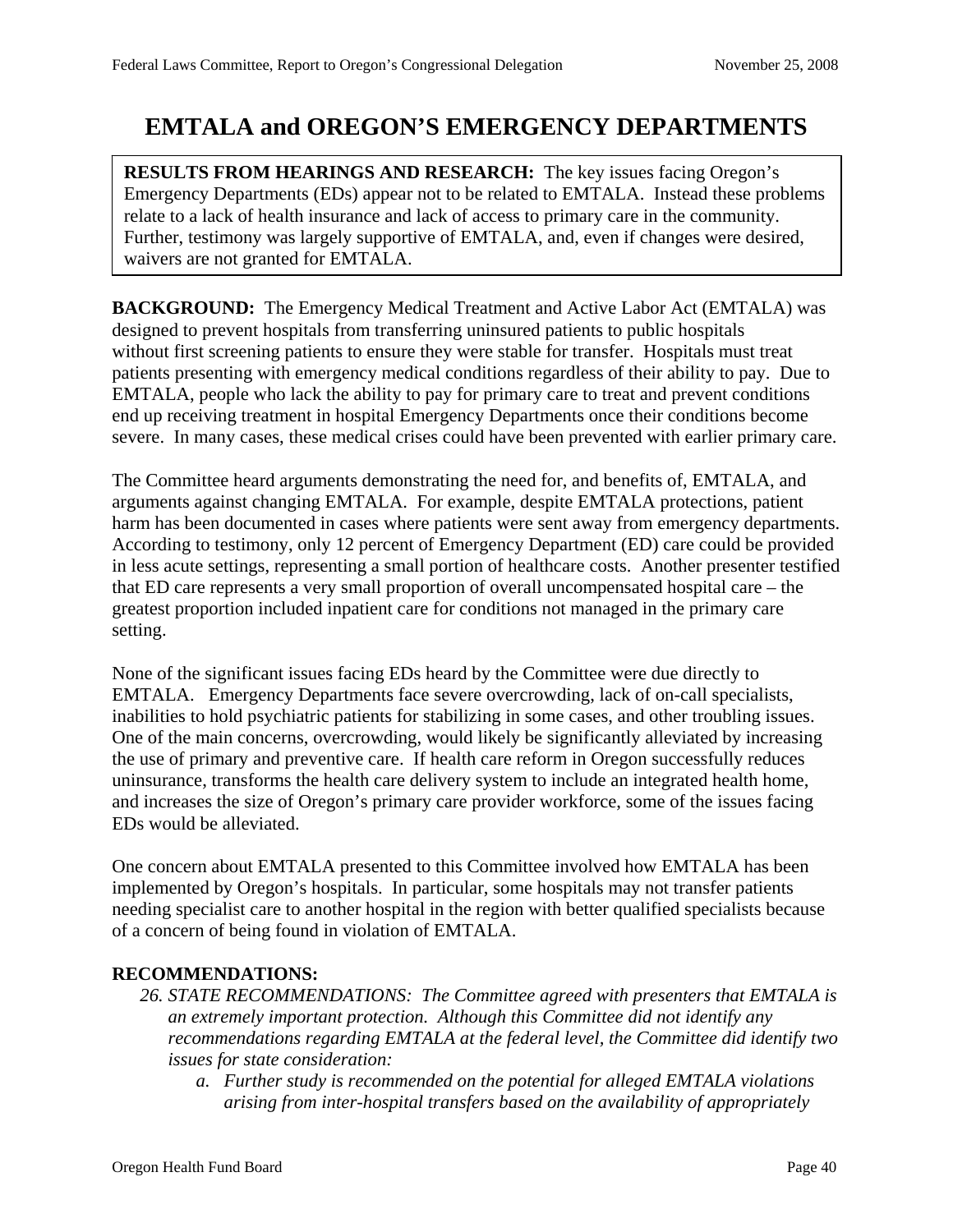# EMTALA and OREGON'S EMERGENCY DEPARTMENTS

**RESULTS FROM HEARINGS AND RESEARCH:** The key issues facing Oregon's Emergency Departments (EDs) appear not to be related to EMTALA. Instead these problems relate to a lack of health insurance and lack of access to primary care in the community. Further, testimony was largely supportive of EMTALA, and, even if changes were desired, waivers are not granted for EMTALA.

**BACKGROUND:** The Emergency Medical Treatment and Active Labor Act (EMTALA) was designed to prevent hospitals from transferring uninsured patients to public hospitals without first screening patients to ensure they were stable for transfer. Hospitals must treat patients presenting with emergency medical conditions regardless of their ability to pay. Due to EMTALA, people who lack the ability to pay for primary care to treat and prevent conditions end up receiving treatment in hospital Emergency Departments once their conditions become severe. In many cases, these medical crises could have been prevented with earlier primary care.

The Committee heard arguments demonstrating the need for, and benefits of, EMTALA, and arguments against changing EMTALA. For example, despite EMTALA protections, patient harm has been documented in cases where patients were sent away from emergency departments. According to testimony, only 12 percent of Emergency Department (ED) care could be provided in less acute settings, representing a small portion of healthcare costs. Another presenter testified that ED care represents a very small proportion of overall uncompensated hospital care – the greatest proportion included inpatient care for conditions not managed in the primary care setting.

None of the significant issues facing EDs heard by the Committee were due directly to EMTALA. Emergency Departments face severe overcrowding, lack of on-call specialists, inabilities to hold psychiatric patients for stabilizing in some cases, and other troubling issues. One of the main concerns, overcrowding, would likely be significantly alleviated by increasing the use of primary and preventive care. If health care reform in Oregon successfully reduces uninsurance, transforms the health care delivery system to include an integrated health home, and increases the size of Oregon's primary care provider workforce, some of the issues facing EDs would be alleviated.

One concern about EMTALA presented to this Committee involved how EMTALA has been implemented by Oregon's hospitals. In particular, some hospitals may not transfer patients needing specialist care to another hospital in the region with better qualified specialists because of a concern of being found in violation of EMTALA.

**RECOMMENDATIONS:**

26. *STATE RECOMMENDATIONS: The Committee agreed with presenters that EMTALA is an extremely important protection. Although this Committee did not identify any recommendations regarding EMTALA at the federal level, the Committee did identify two issues for state consideration:*
    a. *Further study is recommended on the potential for alleged EMTALA violations arising from inter-hospital transfers based on the availability of appropriately*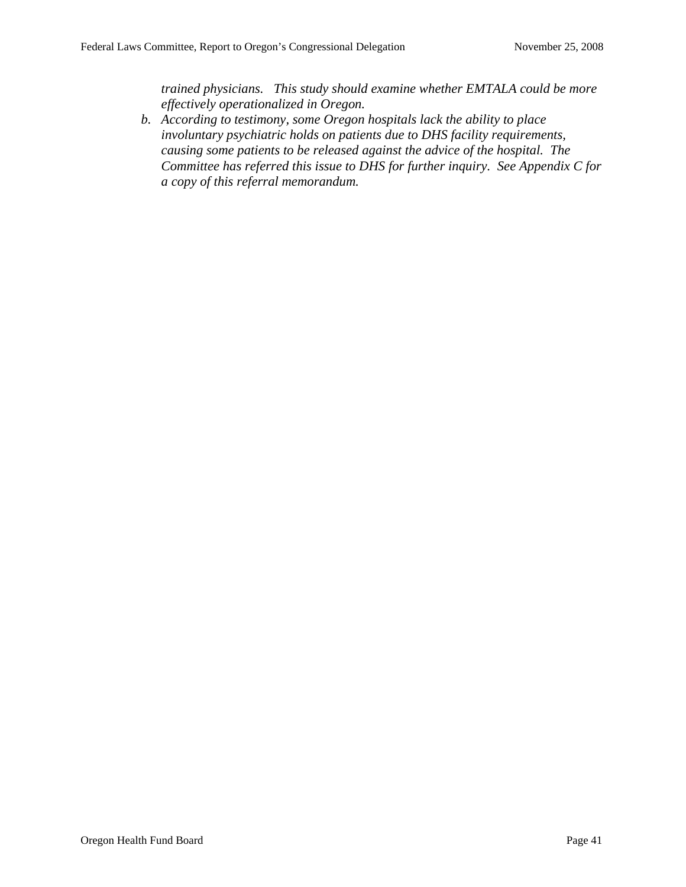*trained physicians. This study should examine whether EMTALA could be more effectively operationalized in Oregon.*

b. *According to testimony, some Oregon hospitals lack the ability to place involuntary psychiatric holds on patients due to DHS facility requirements, causing some patients to be released against the advice of the hospital. The Committee has referred this issue to DHS for further inquiry. See Appendix C for a copy of this referral memorandum.*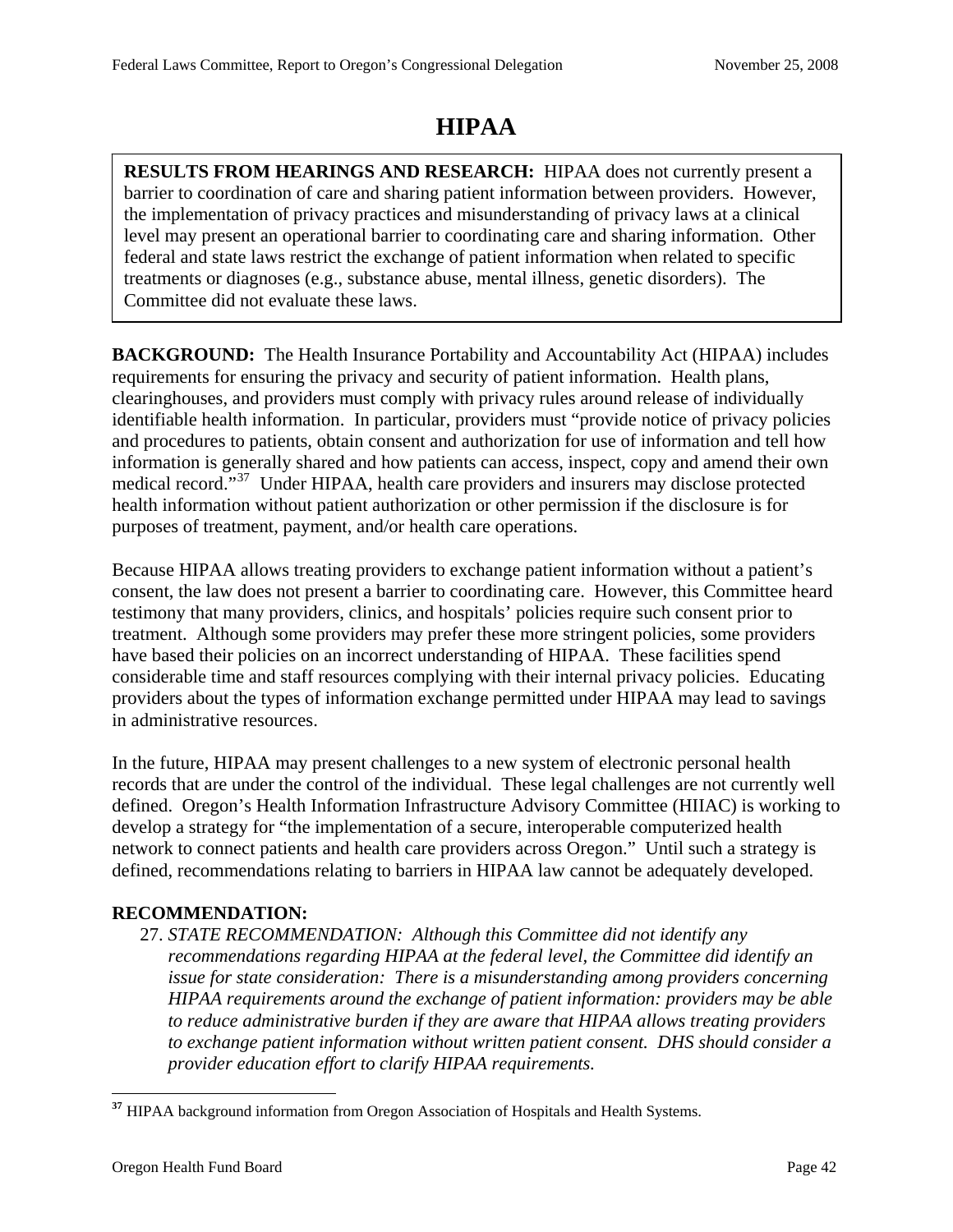# HIPAA

**RESULTS FROM HEARINGS AND RESEARCH:** HIPAA does not currently present a barrier to coordination of care and sharing patient information between providers. However, the implementation of privacy practices and misunderstanding of privacy laws at a clinical level may present an operational barrier to coordinating care and sharing information. Other federal and state laws restrict the exchange of patient information when related to specific treatments or diagnoses (e.g., substance abuse, mental illness, genetic disorders). The Committee did not evaluate these laws.

**BACKGROUND:** The Health Insurance Portability and Accountability Act (HIPAA) includes requirements for ensuring the privacy and security of patient information. Health plans, clearinghouses, and providers must comply with privacy rules around release of individually identifiable health information. In particular, providers must "provide notice of privacy policies and procedures to patients, obtain consent and authorization for use of information and tell how information is generally shared and how patients can access, inspect, copy and amend their own medical record."[37] Under HIPAA, health care providers and insurers may disclose protected health information without patient authorization or other permission if the disclosure is for purposes of treatment, payment, and/or health care operations.

Because HIPAA allows treating providers to exchange patient information without a patient's consent, the law does not present a barrier to coordinating care. However, this Committee heard testimony that many providers, clinics, and hospitals' policies require such consent prior to treatment. Although some providers may prefer these more stringent policies, some providers have based their policies on an incorrect understanding of HIPAA. These facilities spend considerable time and staff resources complying with their internal privacy policies. Educating providers about the types of information exchange permitted under HIPAA may lead to savings in administrative resources.

In the future, HIPAA may present challenges to a new system of electronic personal health records that are under the control of the individual. These legal challenges are not currently well defined. Oregon's Health Information Infrastructure Advisory Committee (HIIAC) is working to develop a strategy for "the implementation of a secure, interoperable computerized health network to connect patients and health care providers across Oregon." Until such a strategy is defined, recommendations relating to barriers in HIPAA law cannot be adequately developed.

**RECOMMENDATION:**

27. *STATE RECOMMENDATION: Although this Committee did not identify any recommendations regarding HIPAA at the federal level, the Committee did identify an issue for state consideration: There is a misunderstanding among providers concerning HIPAA requirements around the exchange of patient information: providers may be able to reduce administrative burden if they are aware that HIPAA allows treating providers to exchange patient information without written patient consent. DHS should consider a provider education effort to clarify HIPAA requirements.*

[37] HIPAA background information from Oregon Association of Hospitals and Health Systems.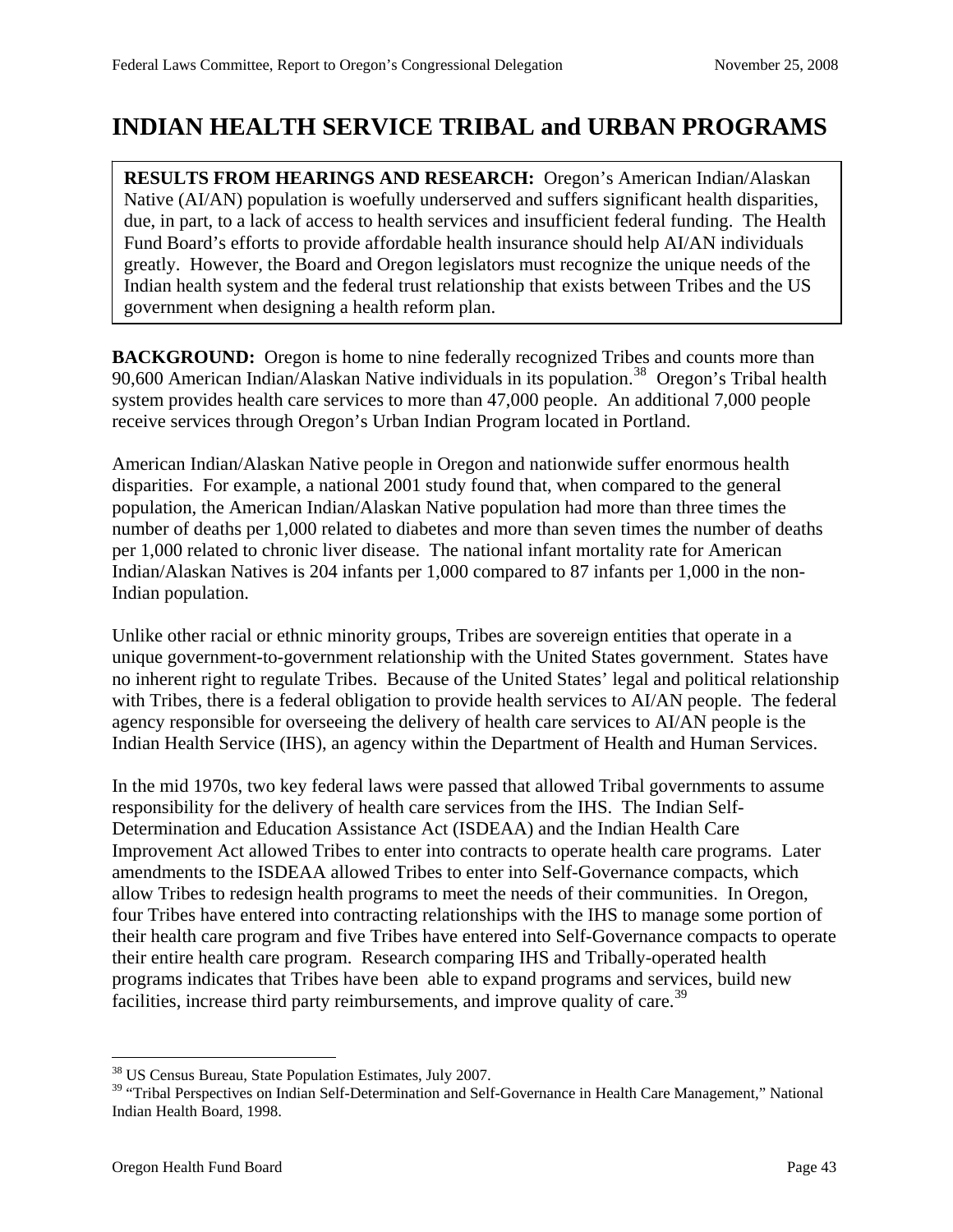# INDIAN HEALTH SERVICE TRIBAL and URBAN PROGRAMS

**RESULTS FROM HEARINGS AND RESEARCH:** Oregon's American Indian/Alaskan Native (AI/AN) population is woefully underserved and suffers significant health disparities, due, in part, to a lack of access to health services and insufficient federal funding. The Health Fund Board's efforts to provide affordable health insurance should help AI/AN individuals greatly. However, the Board and Oregon legislators must recognize the unique needs of the Indian health system and the federal trust relationship that exists between Tribes and the US government when designing a health reform plan.

**BACKGROUND:** Oregon is home to nine federally recognized Tribes and counts more than 90,600 American Indian/Alaskan Native individuals in its population.[38] Oregon's Tribal health system provides health care services to more than 47,000 people. An additional 7,000 people receive services through Oregon's Urban Indian Program located in Portland.

American Indian/Alaskan Native people in Oregon and nationwide suffer enormous health disparities. For example, a national 2001 study found that, when compared to the general population, the American Indian/Alaskan Native population had more than three times the number of deaths per 1,000 related to diabetes and more than seven times the number of deaths per 1,000 related to chronic liver disease. The national infant mortality rate for American Indian/Alaskan Natives is 204 infants per 1,000 compared to 87 infants per 1,000 in the non-Indian population.

Unlike other racial or ethnic minority groups, Tribes are sovereign entities that operate in a unique government-to-government relationship with the United States government. States have no inherent right to regulate Tribes. Because of the United States' legal and political relationship with Tribes, there is a federal obligation to provide health services to AI/AN people. The federal agency responsible for overseeing the delivery of health care services to AI/AN people is the Indian Health Service (IHS), an agency within the Department of Health and Human Services.

In the mid 1970s, two key federal laws were passed that allowed Tribal governments to assume responsibility for the delivery of health care services from the IHS. The Indian Self-Determination and Education Assistance Act (ISDEAA) and the Indian Health Care Improvement Act allowed Tribes to enter into contracts to operate health care programs. Later amendments to the ISDEAA allowed Tribes to enter into Self-Governance compacts, which allow Tribes to redesign health programs to meet the needs of their communities. In Oregon, four Tribes have entered into contracting relationships with the IHS to manage some portion of their health care program and five Tribes have entered into Self-Governance compacts to operate their entire health care program. Research comparing IHS and Tribally-operated health programs indicates that Tribes have been able to expand programs and services, build new facilities, increase third party reimbursements, and improve quality of care.[39]

---

[38] US Census Bureau, State Population Estimates, July 2007.

[39] "Tribal Perspectives on Indian Self-Determination and Self-Governance in Health Care Management," National Indian Health Board, 1998.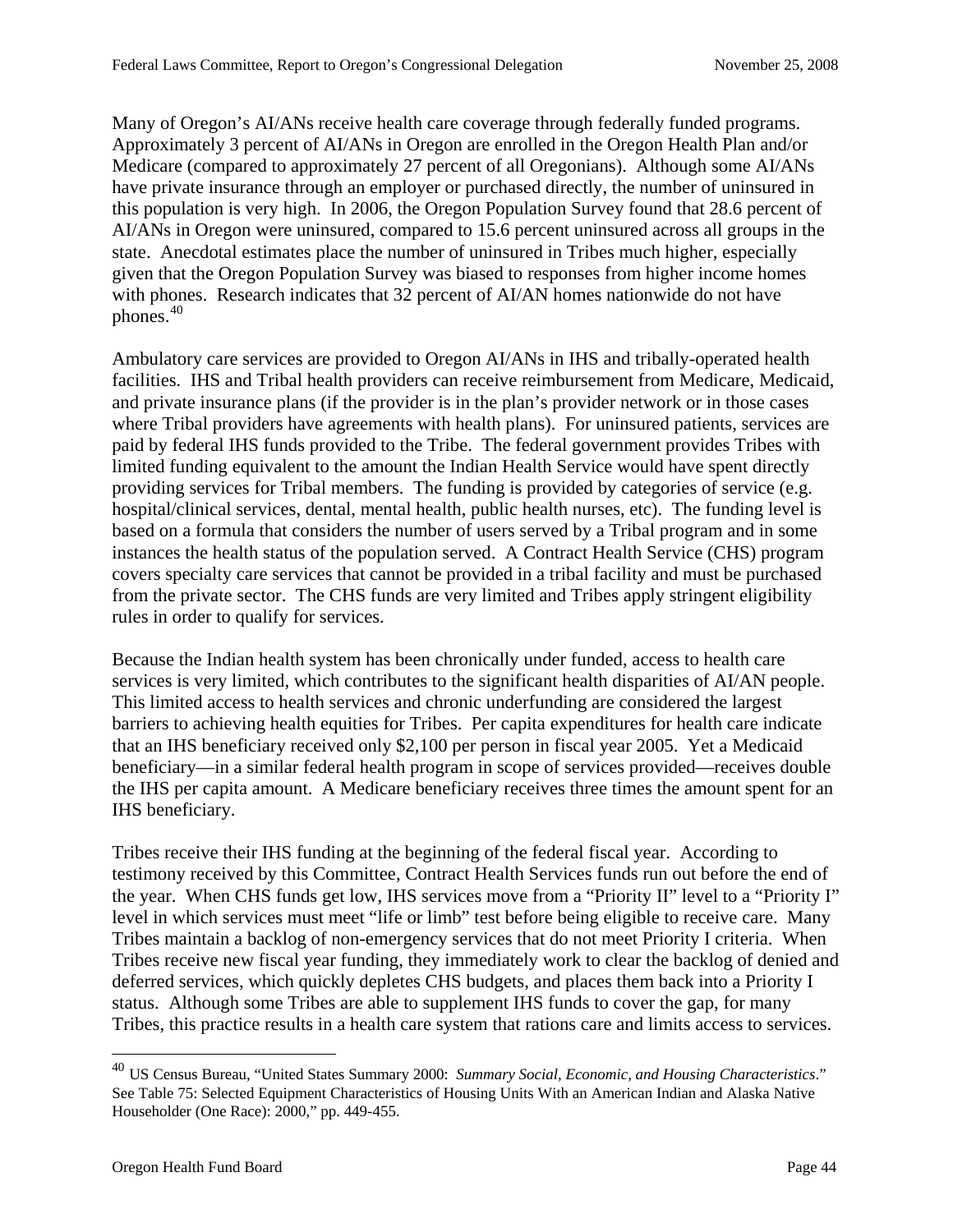Many of Oregon's AI/ANs receive health care coverage through federally funded programs. Approximately 3 percent of AI/ANs in Oregon are enrolled in the Oregon Health Plan and/or Medicare (compared to approximately 27 percent of all Oregonians). Although some AI/ANs have private insurance through an employer or purchased directly, the number of uninsured in this population is very high. In 2006, the Oregon Population Survey found that 28.6 percent of AI/ANs in Oregon were uninsured, compared to 15.6 percent uninsured across all groups in the state. Anecdotal estimates place the number of uninsured in Tribes much higher, especially given that the Oregon Population Survey was biased to responses from higher income homes with phones. Research indicates that 32 percent of AI/AN homes nationwide do not have phones.[40]

Ambulatory care services are provided to Oregon AI/ANs in IHS and tribally-operated health facilities. IHS and Tribal health providers can receive reimbursement from Medicare, Medicaid, and private insurance plans (if the provider is in the plan's provider network or in those cases where Tribal providers have agreements with health plans). For uninsured patients, services are paid by federal IHS funds provided to the Tribe. The federal government provides Tribes with limited funding equivalent to the amount the Indian Health Service would have spent directly providing services for Tribal members. The funding is provided by categories of service (e.g. hospital/clinical services, dental, mental health, public health nurses, etc). The funding level is based on a formula that considers the number of users served by a Tribal program and in some instances the health status of the population served. A Contract Health Service (CHS) program covers specialty care services that cannot be provided in a tribal facility and must be purchased from the private sector. The CHS funds are very limited and Tribes apply stringent eligibility rules in order to qualify for services.

Because the Indian health system has been chronically under funded, access to health care services is very limited, which contributes to the significant health disparities of AI/AN people. This limited access to health services and chronic underfunding are considered the largest barriers to achieving health equities for Tribes. Per capita expenditures for health care indicate that an IHS beneficiary received only $2,100 per person in fiscal year 2005. Yet a Medicaid beneficiary—in a similar federal health program in scope of services provided—receives double the IHS per capita amount. A Medicare beneficiary receives three times the amount spent for an IHS beneficiary.

Tribes receive their IHS funding at the beginning of the federal fiscal year. According to testimony received by this Committee, Contract Health Services funds run out before the end of the year. When CHS funds get low, IHS services move from a "Priority II" level to a "Priority I" level in which services must meet "life or limb" test before being eligible to receive care. Many Tribes maintain a backlog of non-emergency services that do not meet Priority I criteria. When Tribes receive new fiscal year funding, they immediately work to clear the backlog of denied and deferred services, which quickly depletes CHS budgets, and places them back into a Priority I status. Although some Tribes are able to supplement IHS funds to cover the gap, for many Tribes, this practice results in a health care system that rations care and limits access to services.

---

[40] US Census Bureau, "United States Summary 2000: *Summary Social, Economic, and Housing Characteristics*." See Table 75: Selected Equipment Characteristics of Housing Units With an American Indian and Alaska Native Householder (One Race): 2000," pp. 449-455.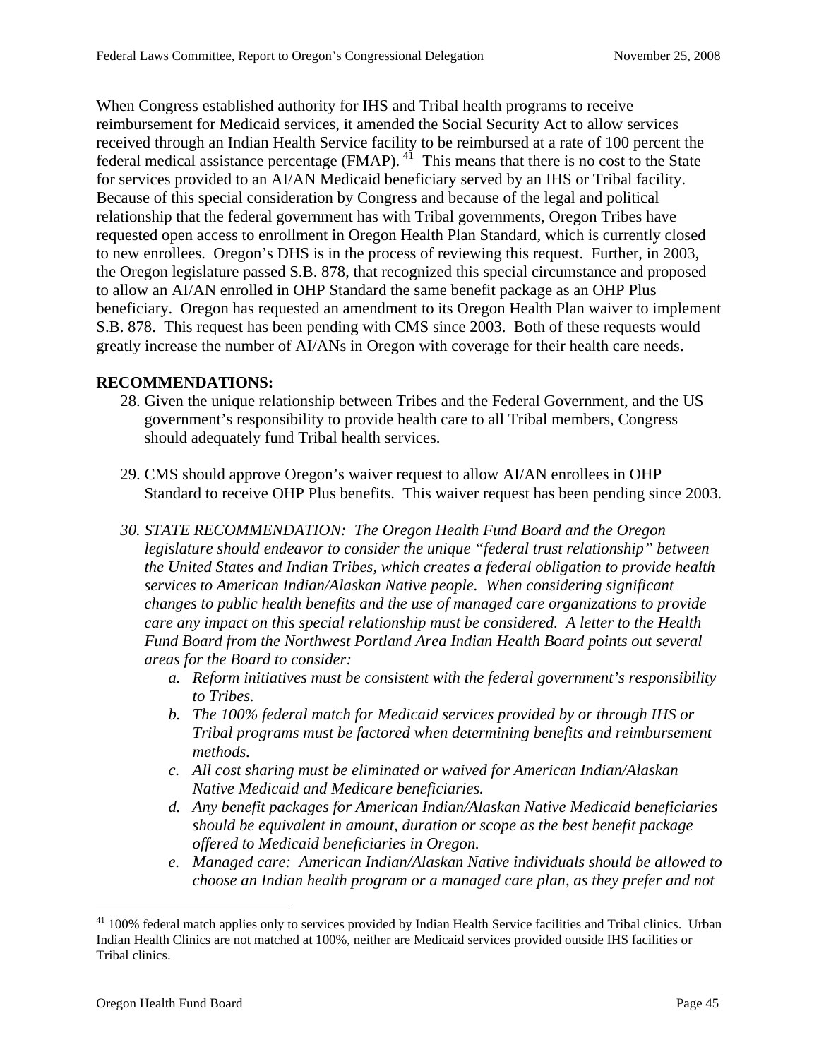When Congress established authority for IHS and Tribal health programs to receive reimbursement for Medicaid services, it amended the Social Security Act to allow services received through an Indian Health Service facility to be reimbursed at a rate of 100 percent the federal medical assistance percentage (FMAP).[41] This means that there is no cost to the State for services provided to an AI/AN Medicaid beneficiary served by an IHS or Tribal facility. Because of this special consideration by Congress and because of the legal and political relationship that the federal government has with Tribal governments, Oregon Tribes have requested open access to enrollment in Oregon Health Plan Standard, which is currently closed to new enrollees. Oregon's DHS is in the process of reviewing this request. Further, in 2003, the Oregon legislature passed S.B. 878, that recognized this special circumstance and proposed to allow an AI/AN enrolled in OHP Standard the same benefit package as an OHP Plus beneficiary. Oregon has requested an amendment to its Oregon Health Plan waiver to implement S.B. 878. This request has been pending with CMS since 2003. Both of these requests would greatly increase the number of AI/ANs in Oregon with coverage for their health care needs.

**RECOMMENDATIONS:**

28. Given the unique relationship between Tribes and the Federal Government, and the US government's responsibility to provide health care to all Tribal members, Congress should adequately fund Tribal health services.

29. CMS should approve Oregon's waiver request to allow AI/AN enrollees in OHP Standard to receive OHP Plus benefits. This waiver request has been pending since 2003.

30. *STATE RECOMMENDATION: The Oregon Health Fund Board and the Oregon legislature should endeavor to consider the unique "federal trust relationship" between the United States and Indian Tribes, which creates a federal obligation to provide health services to American Indian/Alaskan Native people. When considering significant changes to public health benefits and the use of managed care organizations to provide care any impact on this special relationship must be considered. A letter to the Health Fund Board from the Northwest Portland Area Indian Health Board points out several areas for the Board to consider:*
    a. *Reform initiatives must be consistent with the federal government's responsibility to Tribes.*
    b. *The 100% federal match for Medicaid services provided by or through IHS or Tribal programs must be factored when determining benefits and reimbursement methods.*
    c. *All cost sharing must be eliminated or waived for American Indian/Alaskan Native Medicaid and Medicare beneficiaries.*
    d. *Any benefit packages for American Indian/Alaskan Native Medicaid beneficiaries should be equivalent in amount, duration or scope as the best benefit package offered to Medicaid beneficiaries in Oregon.*
    e. *Managed care: American Indian/Alaskan Native individuals should be allowed to choose an Indian health program or a managed care plan, as they prefer and not*

---

[41] 100% federal match applies only to services provided by Indian Health Service facilities and Tribal clinics. Urban Indian Health Clinics are not matched at 100%, neither are Medicaid services provided outside IHS facilities or Tribal clinics.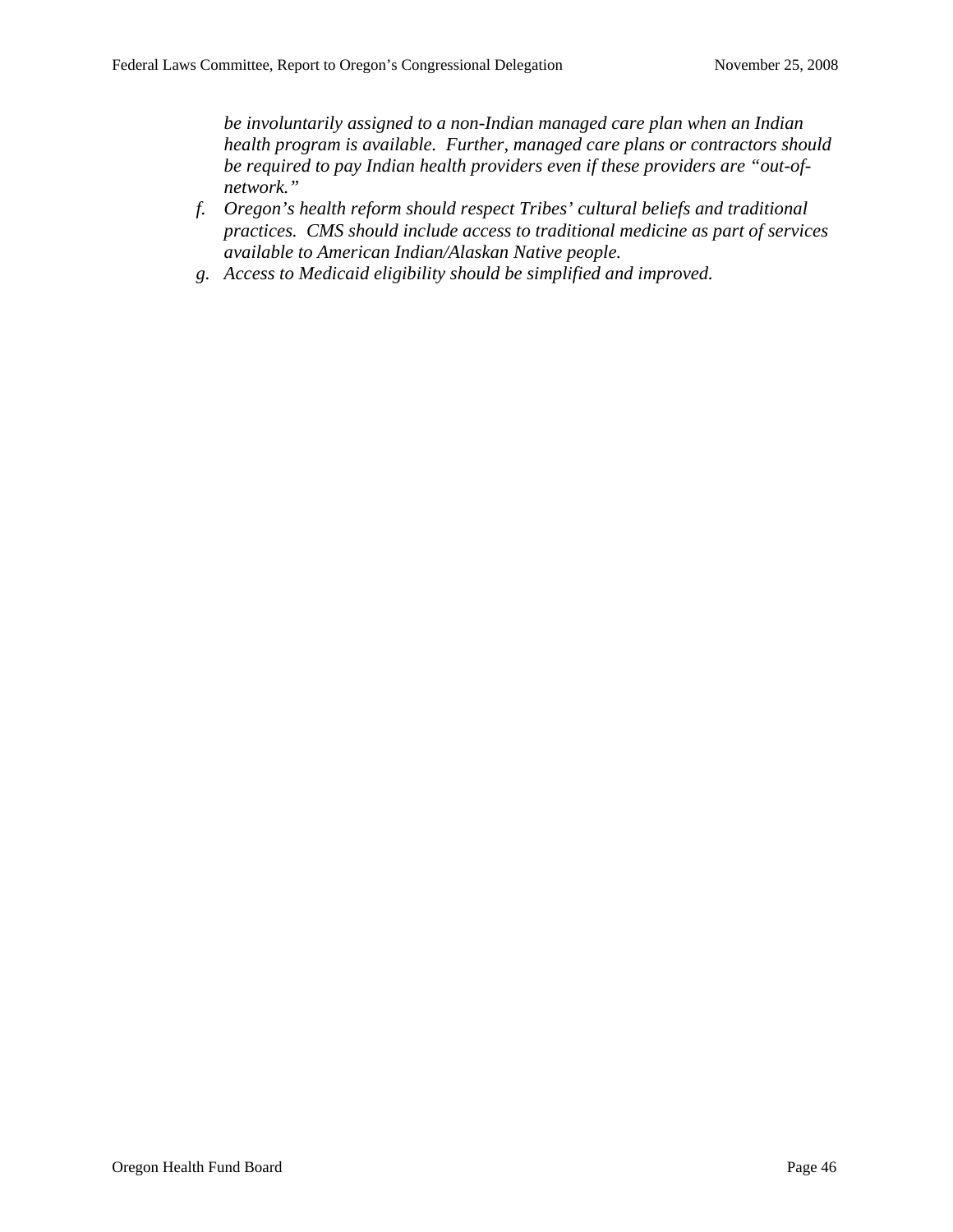*be involuntarily assigned to a non-Indian managed care plan when an Indian health program is available. Further, managed care plans or contractors should be required to pay Indian health providers even if these providers are "out-of-network."*

f. *Oregon's health reform should respect Tribes' cultural beliefs and traditional practices. CMS should include access to traditional medicine as part of services available to American Indian/Alaskan Native people.*
g. *Access to Medicaid eligibility should be simplified and improved.*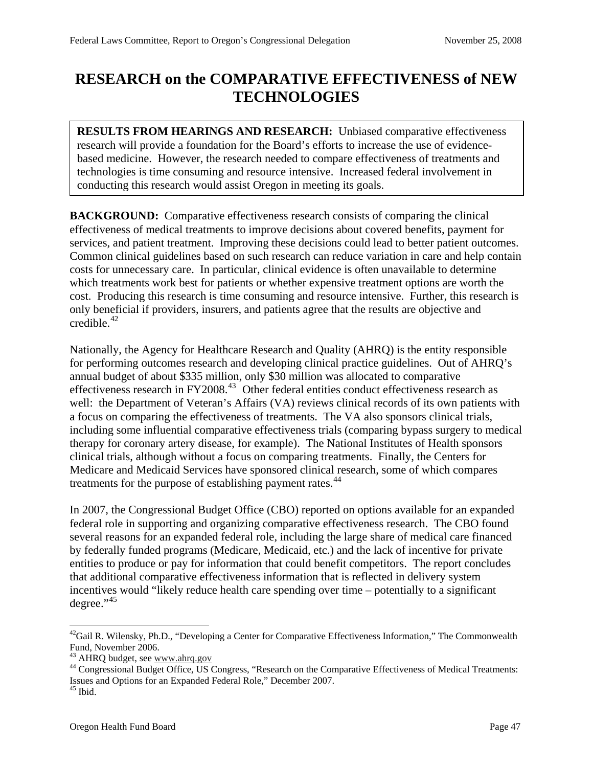# RESEARCH on the COMPARATIVE EFFECTIVENESS of NEW TECHNOLOGIES

**RESULTS FROM HEARINGS AND RESEARCH:** Unbiased comparative effectiveness research will provide a foundation for the Board's efforts to increase the use of evidence-based medicine. However, the research needed to compare effectiveness of treatments and technologies is time consuming and resource intensive. Increased federal involvement in conducting this research would assist Oregon in meeting its goals.

**BACKGROUND:** Comparative effectiveness research consists of comparing the clinical effectiveness of medical treatments to improve decisions about covered benefits, payment for services, and patient treatment. Improving these decisions could lead to better patient outcomes. Common clinical guidelines based on such research can reduce variation in care and help contain costs for unnecessary care. In particular, clinical evidence is often unavailable to determine which treatments work best for patients or whether expensive treatment options are worth the cost. Producing this research is time consuming and resource intensive. Further, this research is only beneficial if providers, insurers, and patients agree that the results are objective and credible.[42]

Nationally, the Agency for Healthcare Research and Quality (AHRQ) is the entity responsible for performing outcomes research and developing clinical practice guidelines. Out of AHRQ's annual budget of about $335 million, only $30 million was allocated to comparative effectiveness research in FY2008.[43] Other federal entities conduct effectiveness research as well: the Department of Veteran's Affairs (VA) reviews clinical records of its own patients with a focus on comparing the effectiveness of treatments. The VA also sponsors clinical trials, including some influential comparative effectiveness trials (comparing bypass surgery to medical therapy for coronary artery disease, for example). The National Institutes of Health sponsors clinical trials, although without a focus on comparing treatments. Finally, the Centers for Medicare and Medicaid Services have sponsored clinical research, some of which compares treatments for the purpose of establishing payment rates.[44]

In 2007, the Congressional Budget Office (CBO) reported on options available for an expanded federal role in supporting and organizing comparative effectiveness research. The CBO found several reasons for an expanded federal role, including the large share of medical care financed by federally funded programs (Medicare, Medicaid, etc.) and the lack of incentive for private entities to produce or pay for information that could benefit competitors. The report concludes that additional comparative effectiveness information that is reflected in delivery system incentives would "likely reduce health care spending over time – potentially to a significant degree."[45]

---

[42] Gail R. Wilensky, Ph.D., "Developing a Center for Comparative Effectiveness Information," The Commonwealth Fund, November 2006.

[43] AHRQ budget, see www.ahrq.gov

[44] Congressional Budget Office, US Congress, "Research on the Comparative Effectiveness of Medical Treatments: Issues and Options for an Expanded Federal Role," December 2007.

[45] Ibid.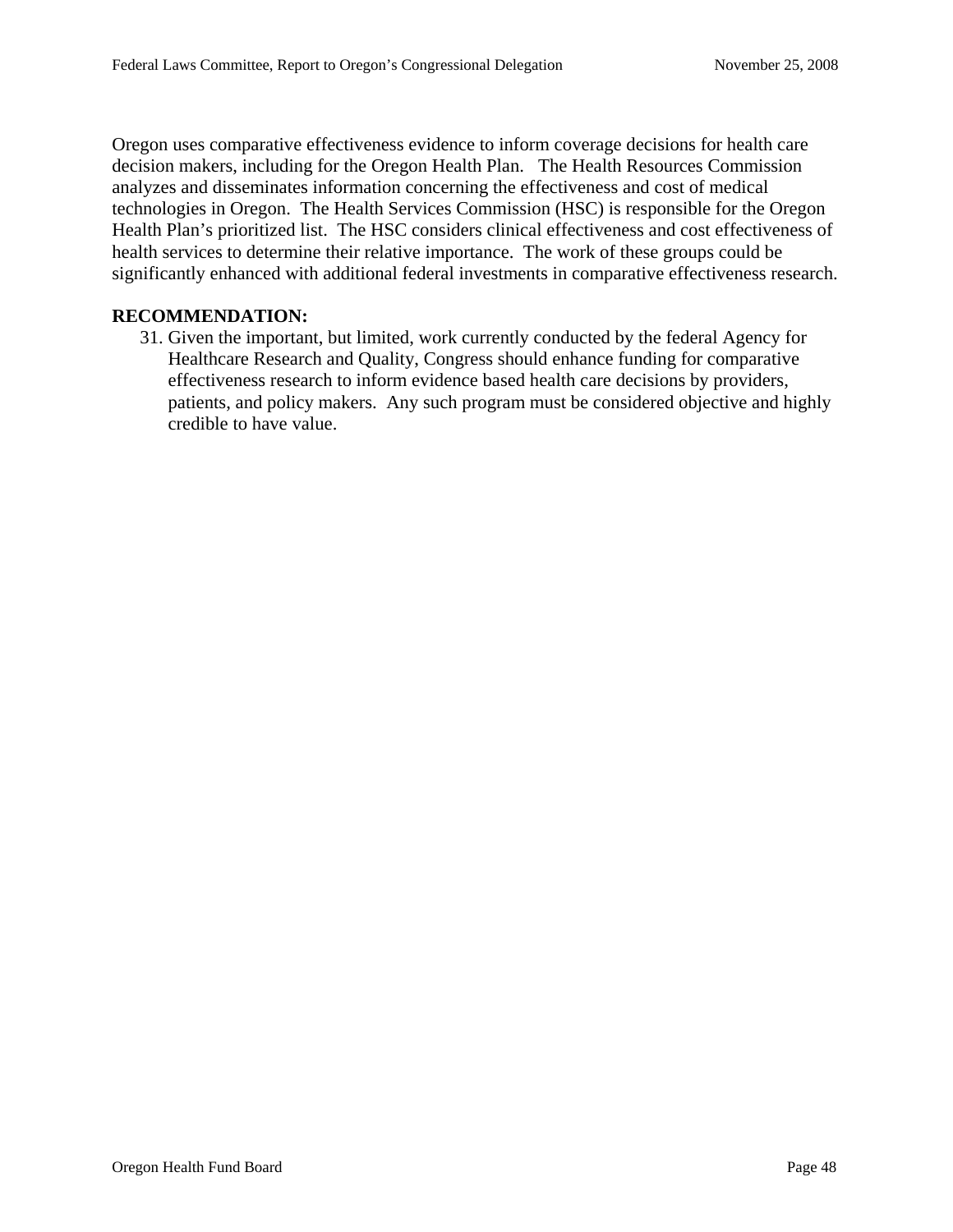Oregon uses comparative effectiveness evidence to inform coverage decisions for health care decision makers, including for the Oregon Health Plan. The Health Resources Commission analyzes and disseminates information concerning the effectiveness and cost of medical technologies in Oregon. The Health Services Commission (HSC) is responsible for the Oregon Health Plan's prioritized list. The HSC considers clinical effectiveness and cost effectiveness of health services to determine their relative importance. The work of these groups could be significantly enhanced with additional federal investments in comparative effectiveness research.

**RECOMMENDATION:**

31. Given the important, but limited, work currently conducted by the federal Agency for Healthcare Research and Quality, Congress should enhance funding for comparative effectiveness research to inform evidence based health care decisions by providers, patients, and policy makers. Any such program must be considered objective and highly credible to have value.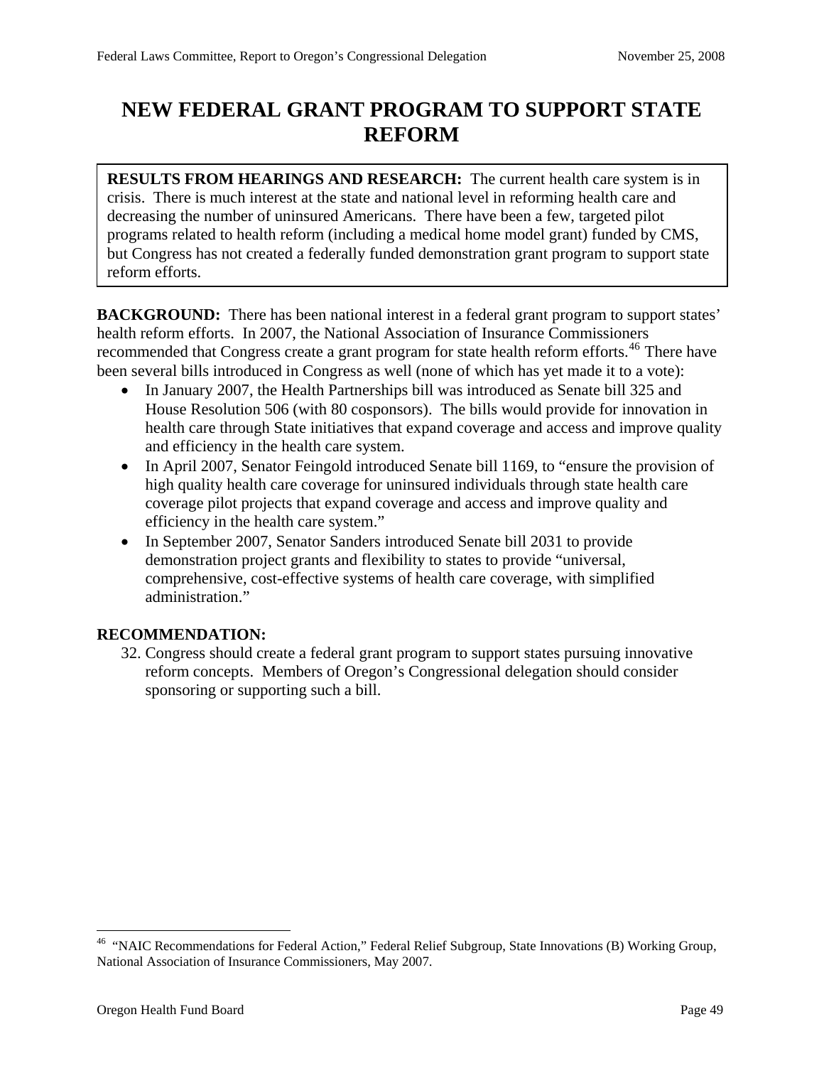# NEW FEDERAL GRANT PROGRAM TO SUPPORT STATE REFORM

**RESULTS FROM HEARINGS AND RESEARCH:** The current health care system is in crisis. There is much interest at the state and national level in reforming health care and decreasing the number of uninsured Americans. There have been a few, targeted pilot programs related to health reform (including a medical home model grant) funded by CMS, but Congress has not created a federally funded demonstration grant program to support state reform efforts.

**BACKGROUND:** There has been national interest in a federal grant program to support states' health reform efforts. In 2007, the National Association of Insurance Commissioners recommended that Congress create a grant program for state health reform efforts.[46] There have been several bills introduced in Congress as well (none of which has yet made it to a vote):

- In January 2007, the Health Partnerships bill was introduced as Senate bill 325 and House Resolution 506 (with 80 cosponsors). The bills would provide for innovation in health care through State initiatives that expand coverage and access and improve quality and efficiency in the health care system.
- In April 2007, Senator Feingold introduced Senate bill 1169, to "ensure the provision of high quality health care coverage for uninsured individuals through state health care coverage pilot projects that expand coverage and access and improve quality and efficiency in the health care system."
- In September 2007, Senator Sanders introduced Senate bill 2031 to provide demonstration project grants and flexibility to states to provide "universal, comprehensive, cost-effective systems of health care coverage, with simplified administration."

**RECOMMENDATION:**

32. Congress should create a federal grant program to support states pursuing innovative reform concepts. Members of Oregon's Congressional delegation should consider sponsoring or supporting such a bill.

---

[46] "NAIC Recommendations for Federal Action," Federal Relief Subgroup, State Innovations (B) Working Group, National Association of Insurance Commissioners, May 2007.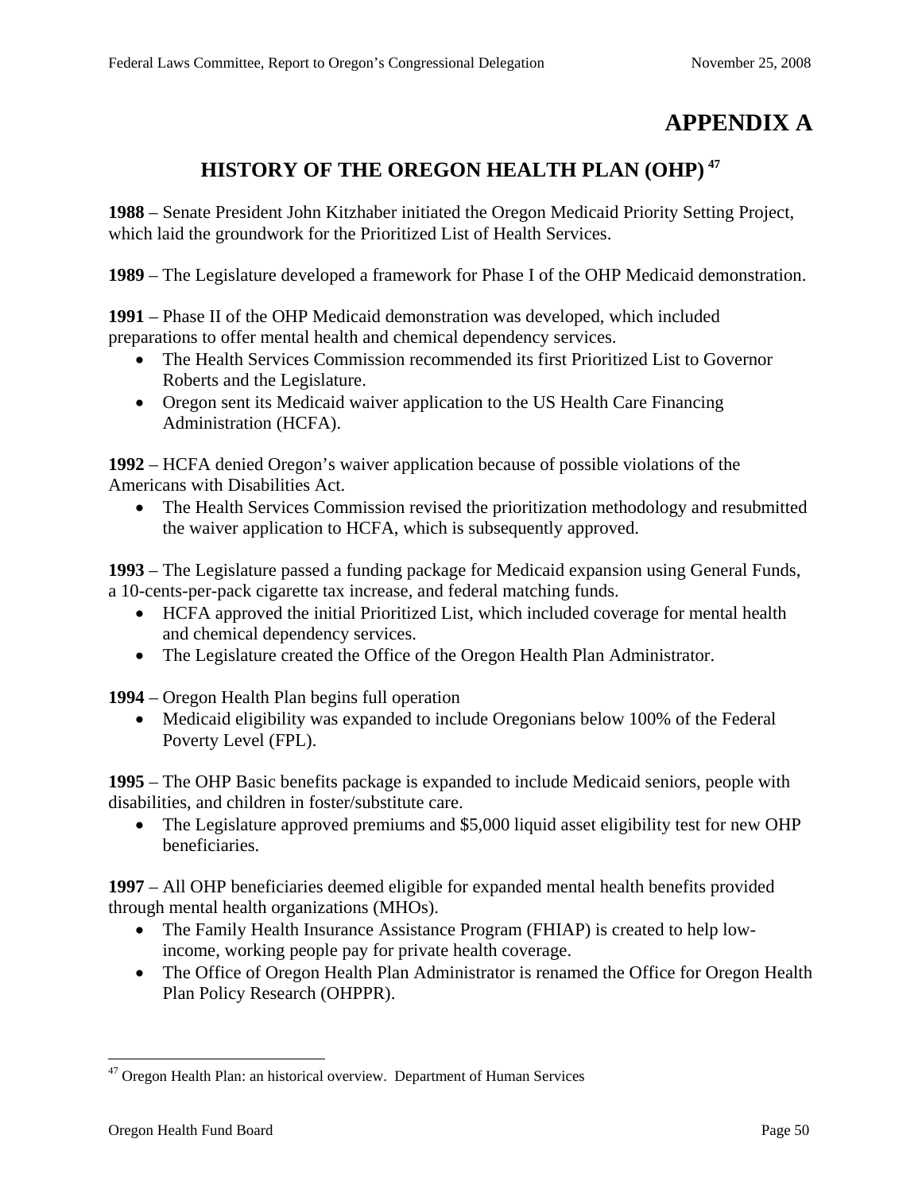# APPENDIX A

## HISTORY OF THE OREGON HEALTH PLAN (OHP) [47]

**1988** – Senate President John Kitzhaber initiated the Oregon Medicaid Priority Setting Project, which laid the groundwork for the Prioritized List of Health Services.

**1989** – The Legislature developed a framework for Phase I of the OHP Medicaid demonstration.

**1991** – Phase II of the OHP Medicaid demonstration was developed, which included preparations to offer mental health and chemical dependency services.

- The Health Services Commission recommended its first Prioritized List to Governor Roberts and the Legislature.
- Oregon sent its Medicaid waiver application to the US Health Care Financing Administration (HCFA).

**1992** – HCFA denied Oregon's waiver application because of possible violations of the Americans with Disabilities Act.

- The Health Services Commission revised the prioritization methodology and resubmitted the waiver application to HCFA, which is subsequently approved.

**1993** – The Legislature passed a funding package for Medicaid expansion using General Funds, a 10-cents-per-pack cigarette tax increase, and federal matching funds.

- HCFA approved the initial Prioritized List, which included coverage for mental health and chemical dependency services.
- The Legislature created the Office of the Oregon Health Plan Administrator.

**1994** – Oregon Health Plan begins full operation

- Medicaid eligibility was expanded to include Oregonians below 100% of the Federal Poverty Level (FPL).

**1995** – The OHP Basic benefits package is expanded to include Medicaid seniors, people with disabilities, and children in foster/substitute care.

- The Legislature approved premiums and $5,000 liquid asset eligibility test for new OHP beneficiaries.

**1997** – All OHP beneficiaries deemed eligible for expanded mental health benefits provided through mental health organizations (MHOs).

- The Family Health Insurance Assistance Program (FHIAP) is created to help low-income, working people pay for private health coverage.
- The Office of Oregon Health Plan Administrator is renamed the Office for Oregon Health Plan Policy Research (OHPPR).

---

[47] Oregon Health Plan: an historical overview. Department of Human Services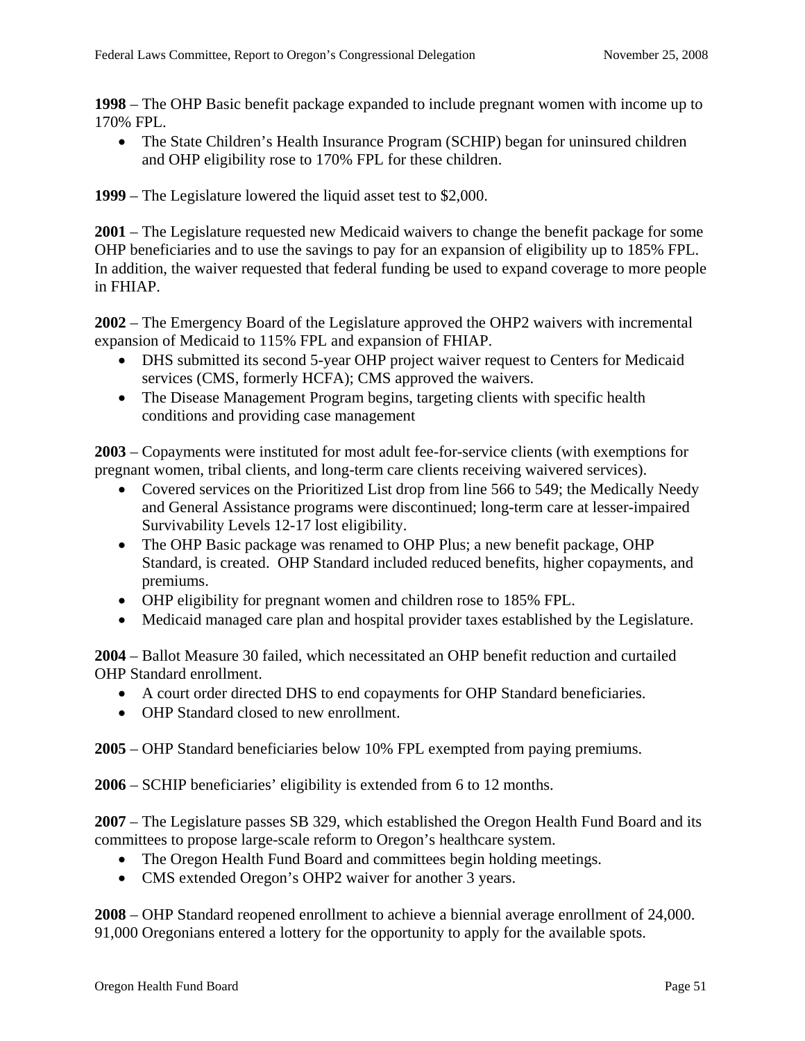**1998** – The OHP Basic benefit package expanded to include pregnant women with income up to 170% FPL.

- The State Children's Health Insurance Program (SCHIP) began for uninsured children and OHP eligibility rose to 170% FPL for these children.

**1999** – The Legislature lowered the liquid asset test to $2,000.

**2001** – The Legislature requested new Medicaid waivers to change the benefit package for some OHP beneficiaries and to use the savings to pay for an expansion of eligibility up to 185% FPL. In addition, the waiver requested that federal funding be used to expand coverage to more people in FHIAP.

**2002** – The Emergency Board of the Legislature approved the OHP2 waivers with incremental expansion of Medicaid to 115% FPL and expansion of FHIAP.

- DHS submitted its second 5-year OHP project waiver request to Centers for Medicaid services (CMS, formerly HCFA); CMS approved the waivers.
- The Disease Management Program begins, targeting clients with specific health conditions and providing case management

**2003** – Copayments were instituted for most adult fee-for-service clients (with exemptions for pregnant women, tribal clients, and long-term care clients receiving waivered services).

- Covered services on the Prioritized List drop from line 566 to 549; the Medically Needy and General Assistance programs were discontinued; long-term care at lesser-impaired Survivability Levels 12-17 lost eligibility.
- The OHP Basic package was renamed to OHP Plus; a new benefit package, OHP Standard, is created. OHP Standard included reduced benefits, higher copayments, and premiums.
- OHP eligibility for pregnant women and children rose to 185% FPL.
- Medicaid managed care plan and hospital provider taxes established by the Legislature.

**2004** – Ballot Measure 30 failed, which necessitated an OHP benefit reduction and curtailed OHP Standard enrollment.

- A court order directed DHS to end copayments for OHP Standard beneficiaries.
- OHP Standard closed to new enrollment.

**2005** – OHP Standard beneficiaries below 10% FPL exempted from paying premiums.

**2006** – SCHIP beneficiaries' eligibility is extended from 6 to 12 months.

**2007** – The Legislature passes SB 329, which established the Oregon Health Fund Board and its committees to propose large-scale reform to Oregon's healthcare system.

- The Oregon Health Fund Board and committees begin holding meetings.
- CMS extended Oregon's OHP2 waiver for another 3 years.

**2008** – OHP Standard reopened enrollment to achieve a biennial average enrollment of 24,000. 91,000 Oregonians entered a lottery for the opportunity to apply for the available spots.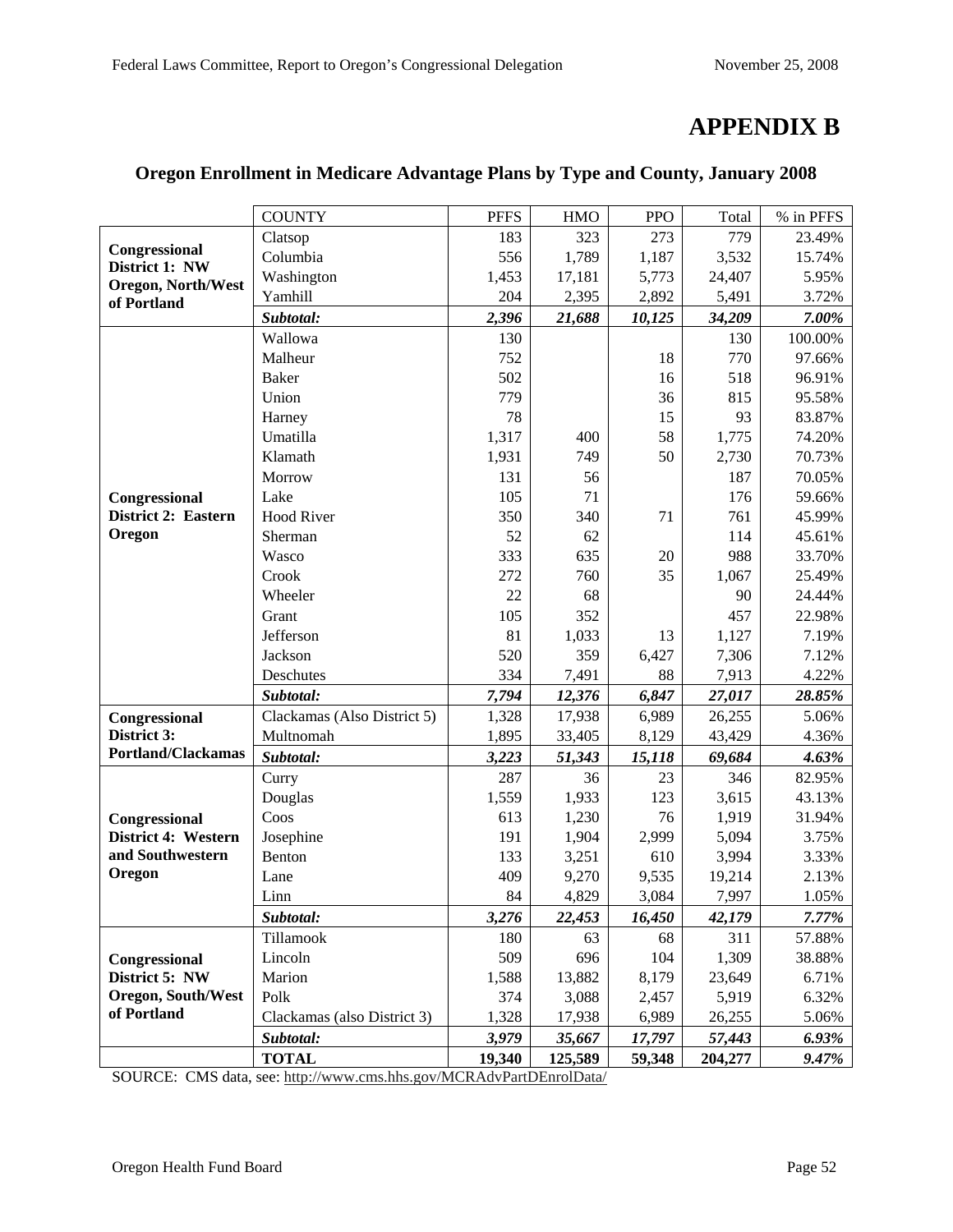# APPENDIX B

## Oregon Enrollment in Medicare Advantage Plans by Type and County, January 2008

| | COUNTY | PFFS | HMO | PPO | Total | % in PFFS |
|---|---|---|---|---|---|---|
| **Congressional District 1: NW Oregon, North/West of Portland** | Clatsop | 183 | 323 | 273 | 779 | 23.49% |
| | Columbia | 556 | 1,789 | 1,187 | 3,532 | 15.74% |
| | Washington | 1,453 | 17,181 | 5,773 | 24,407 | 5.95% |
| | Yamhill | 204 | 2,395 | 2,892 | 5,491 | 3.72% |
| | ***Subtotal:*** | ***2,396*** | ***21,688*** | ***10,125*** | ***34,209*** | ***7.00%*** |
| **Congressional District 2: Eastern Oregon** | Wallowa | 130 | | | 130 | 100.00% |
| | Malheur | 752 | | 18 | 770 | 97.66% |
| | Baker | 502 | | 16 | 518 | 96.91% |
| | Union | 779 | | 36 | 815 | 95.58% |
| | Harney | 78 | | 15 | 93 | 83.87% |
| | Umatilla | 1,317 | 400 | 58 | 1,775 | 74.20% |
| | Klamath | 1,931 | 749 | 50 | 2,730 | 70.73% |
| | Morrow | 131 | 56 | | 187 | 70.05% |
| | Lake | 105 | 71 | | 176 | 59.66% |
| | Hood River | 350 | 340 | 71 | 761 | 45.99% |
| | Sherman | 52 | 62 | | 114 | 45.61% |
| | Wasco | 333 | 635 | 20 | 988 | 33.70% |
| | Crook | 272 | 760 | 35 | 1,067 | 25.49% |
| | Wheeler | 22 | 68 | | 90 | 24.44% |
| | Grant | 105 | 352 | | 457 | 22.98% |
| | Jefferson | 81 | 1,033 | 13 | 1,127 | 7.19% |
| | Jackson | 520 | 359 | 6,427 | 7,306 | 7.12% |
| | Deschutes | 334 | 7,491 | 88 | 7,913 | 4.22% |
| | ***Subtotal:*** | ***7,794*** | ***12,376*** | ***6,847*** | ***27,017*** | ***28.85%*** |
| **Congressional District 3: Portland/Clackamas** | Clackamas (Also District 5) | 1,328 | 17,938 | 6,989 | 26,255 | 5.06% |
| | Multnomah | 1,895 | 33,405 | 8,129 | 43,429 | 4.36% |
| | ***Subtotal:*** | ***3,223*** | ***51,343*** | ***15,118*** | ***69,684*** | ***4.63%*** |
| **Congressional District 4: Western and Southwestern Oregon** | Curry | 287 | 36 | 23 | 346 | 82.95% |
| | Douglas | 1,559 | 1,933 | 123 | 3,615 | 43.13% |
| | Coos | 613 | 1,230 | 76 | 1,919 | 31.94% |
| | Josephine | 191 | 1,904 | 2,999 | 5,094 | 3.75% |
| | Benton | 133 | 3,251 | 610 | 3,994 | 3.33% |
| | Lane | 409 | 9,270 | 9,535 | 19,214 | 2.13% |
| | Linn | 84 | 4,829 | 3,084 | 7,997 | 1.05% |
| | ***Subtotal:*** | ***3,276*** | ***22,453*** | ***16,450*** | ***42,179*** | ***7.77%*** |
| **Congressional District 5: NW Oregon, South/West of Portland** | Tillamook | 180 | 63 | 68 | 311 | 57.88% |
| | Lincoln | 509 | 696 | 104 | 1,309 | 38.88% |
| | Marion | 1,588 | 13,882 | 8,179 | 23,649 | 6.71% |
| | Polk | 374 | 3,088 | 2,457 | 5,919 | 6.32% |
| | Clackamas (also District 3) | 1,328 | 17,938 | 6,989 | 26,255 | 5.06% |
| | ***Subtotal:*** | ***3,979*** | ***35,667*** | ***17,797*** | ***57,443*** | ***6.93%*** |
| | **TOTAL** | **19,340** | **125,589** | **59,348** | **204,277** | ***9.47%*** |

SOURCE: CMS data, see: http://www.cms.hhs.gov/MCRAdvPartDEnrolData/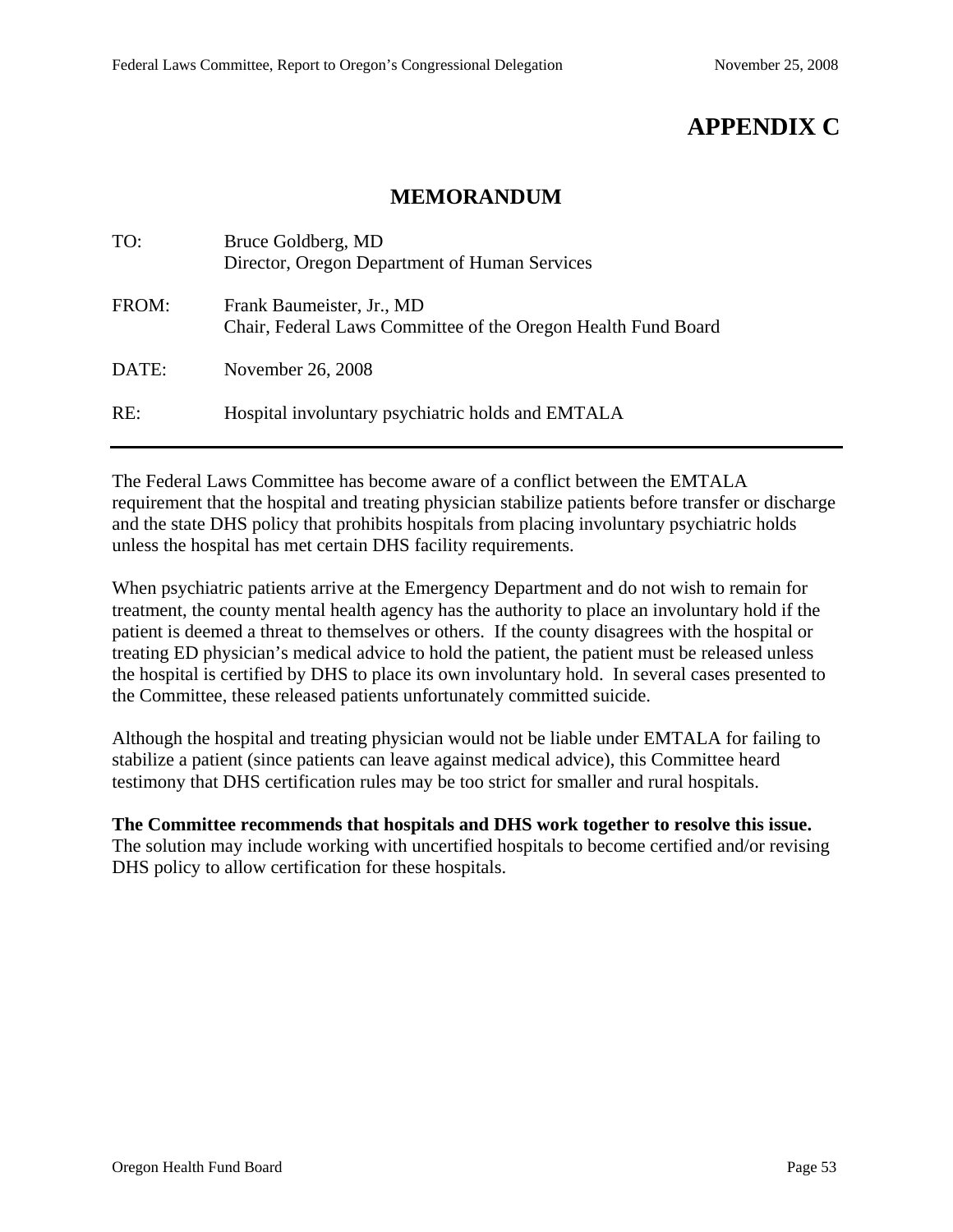# APPENDIX C

## MEMORANDUM

TO: Bruce Goldberg, MD
Director, Oregon Department of Human Services

FROM: Frank Baumeister, Jr., MD
Chair, Federal Laws Committee of the Oregon Health Fund Board

DATE: November 26, 2008

RE: Hospital involuntary psychiatric holds and EMTALA

---

The Federal Laws Committee has become aware of a conflict between the EMTALA requirement that the hospital and treating physician stabilize patients before transfer or discharge and the state DHS policy that prohibits hospitals from placing involuntary psychiatric holds unless the hospital has met certain DHS facility requirements.

When psychiatric patients arrive at the Emergency Department and do not wish to remain for treatment, the county mental health agency has the authority to place an involuntary hold if the patient is deemed a threat to themselves or others. If the county disagrees with the hospital or treating ED physician's medical advice to hold the patient, the patient must be released unless the hospital is certified by DHS to place its own involuntary hold. In several cases presented to the Committee, these released patients unfortunately committed suicide.

Although the hospital and treating physician would not be liable under EMTALA for failing to stabilize a patient (since patients can leave against medical advice), this Committee heard testimony that DHS certification rules may be too strict for smaller and rural hospitals.

**The Committee recommends that hospitals and DHS work together to resolve this issue.** The solution may include working with uncertified hospitals to become certified and/or revising DHS policy to allow certification for these hospitals.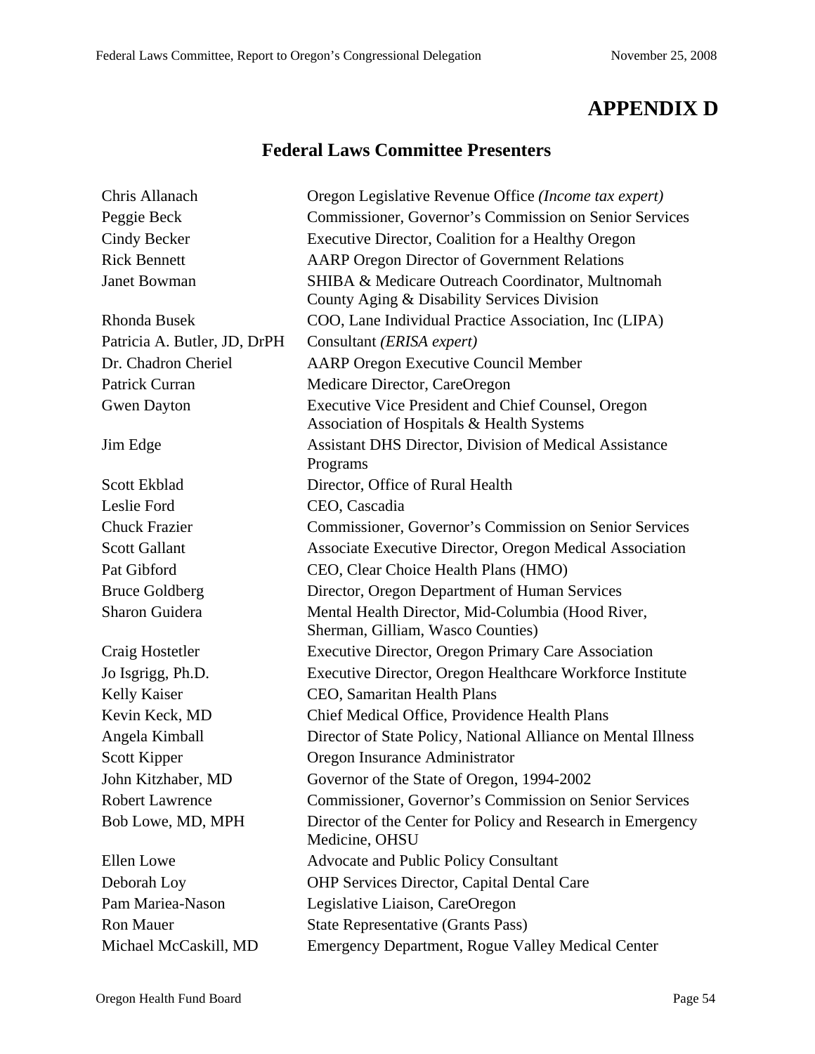# APPENDIX D

## Federal Laws Committee Presenters

| | |
|---|---|
| Chris Allanach | Oregon Legislative Revenue Office *(Income tax expert)* |
| Peggie Beck | Commissioner, Governor's Commission on Senior Services |
| Cindy Becker | Executive Director, Coalition for a Healthy Oregon |
| Rick Bennett | AARP Oregon Director of Government Relations |
| Janet Bowman | SHIBA & Medicare Outreach Coordinator, Multnomah County Aging & Disability Services Division |
| Rhonda Busek | COO, Lane Individual Practice Association, Inc (LIPA) |
| Patricia A. Butler, JD, DrPH | Consultant *(ERISA expert)* |
| Dr. Chadron Cheriel | AARP Oregon Executive Council Member |
| Patrick Curran | Medicare Director, CareOregon |
| Gwen Dayton | Executive Vice President and Chief Counsel, Oregon Association of Hospitals & Health Systems |
| Jim Edge | Assistant DHS Director, Division of Medical Assistance Programs |
| Scott Ekblad | Director, Office of Rural Health |
| Leslie Ford | CEO, Cascadia |
| Chuck Frazier | Commissioner, Governor's Commission on Senior Services |
| Scott Gallant | Associate Executive Director, Oregon Medical Association |
| Pat Gibford | CEO, Clear Choice Health Plans (HMO) |
| Bruce Goldberg | Director, Oregon Department of Human Services |
| Sharon Guidera | Mental Health Director, Mid-Columbia (Hood River, Sherman, Gilliam, Wasco Counties) |
| Craig Hostetler | Executive Director, Oregon Primary Care Association |
| Jo Isgrigg, Ph.D. | Executive Director, Oregon Healthcare Workforce Institute |
| Kelly Kaiser | CEO, Samaritan Health Plans |
| Kevin Keck, MD | Chief Medical Office, Providence Health Plans |
| Angela Kimball | Director of State Policy, National Alliance on Mental Illness |
| Scott Kipper | Oregon Insurance Administrator |
| John Kitzhaber, MD | Governor of the State of Oregon, 1994-2002 |
| Robert Lawrence | Commissioner, Governor's Commission on Senior Services |
| Bob Lowe, MD, MPH | Director of the Center for Policy and Research in Emergency Medicine, OHSU |
| Ellen Lowe | Advocate and Public Policy Consultant |
| Deborah Loy | OHP Services Director, Capital Dental Care |
| Pam Mariea-Nason | Legislative Liaison, CareOregon |
| Ron Mauer | State Representative (Grants Pass) |
| Michael McCaskill, MD | Emergency Department, Rogue Valley Medical Center |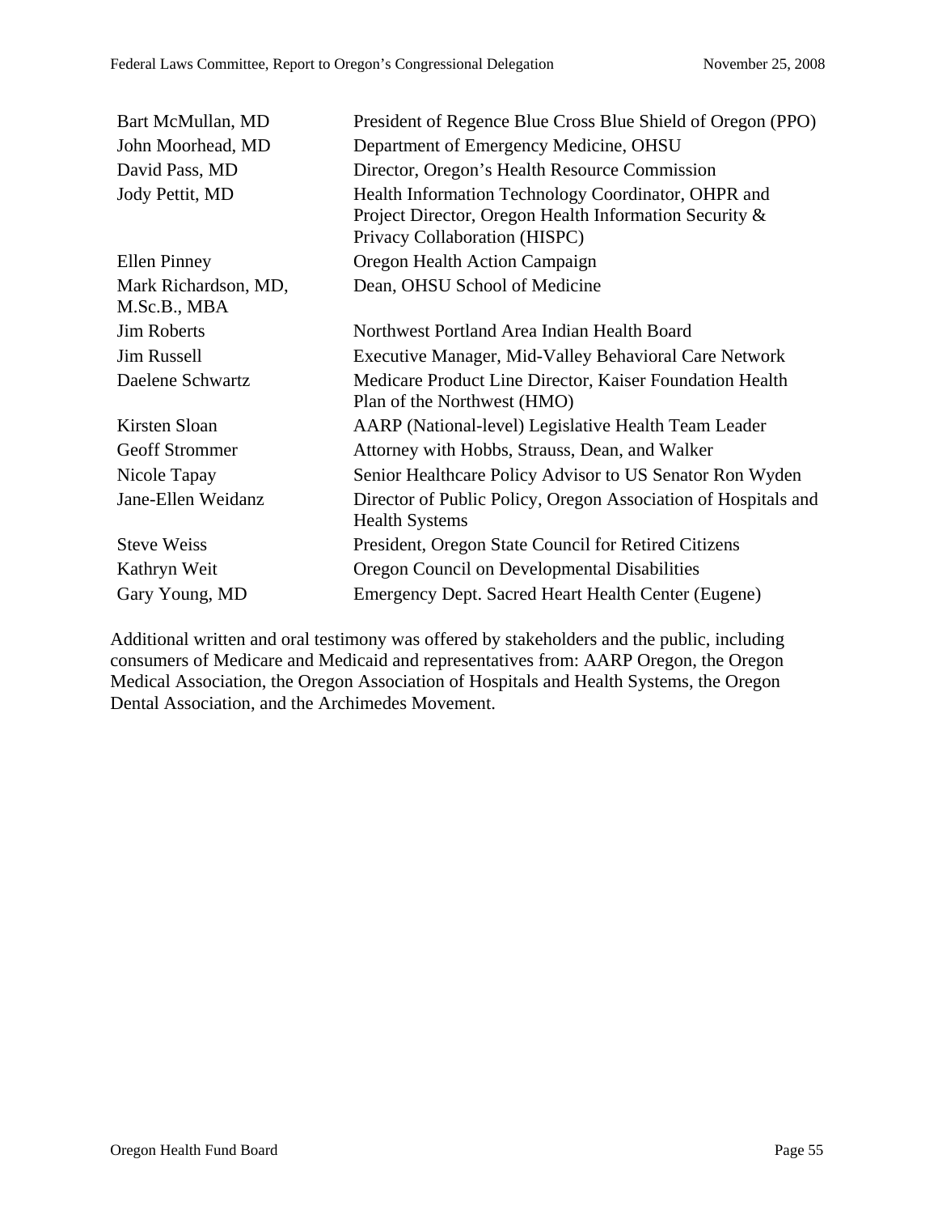| | |
|---|---|
| Bart McMullan, MD | President of Regence Blue Cross Blue Shield of Oregon (PPO) |
| John Moorhead, MD | Department of Emergency Medicine, OHSU |
| David Pass, MD | Director, Oregon's Health Resource Commission |
| Jody Pettit, MD | Health Information Technology Coordinator, OHPR and Project Director, Oregon Health Information Security & Privacy Collaboration (HISPC) |
| Ellen Pinney | Oregon Health Action Campaign |
| Mark Richardson, MD, M.Sc.B., MBA | Dean, OHSU School of Medicine |
| Jim Roberts | Northwest Portland Area Indian Health Board |
| Jim Russell | Executive Manager, Mid-Valley Behavioral Care Network |
| Daelene Schwartz | Medicare Product Line Director, Kaiser Foundation Health Plan of the Northwest (HMO) |
| Kirsten Sloan | AARP (National-level) Legislative Health Team Leader |
| Geoff Strommer | Attorney with Hobbs, Strauss, Dean, and Walker |
| Nicole Tapay | Senior Healthcare Policy Advisor to US Senator Ron Wyden |
| Jane-Ellen Weidanz | Director of Public Policy, Oregon Association of Hospitals and Health Systems |
| Steve Weiss | President, Oregon State Council for Retired Citizens |
| Kathryn Weit | Oregon Council on Developmental Disabilities |
| Gary Young, MD | Emergency Dept. Sacred Heart Health Center (Eugene) |

Additional written and oral testimony was offered by stakeholders and the public, including consumers of Medicare and Medicaid and representatives from: AARP Oregon, the Oregon Medical Association, the Oregon Association of Hospitals and Health Systems, the Oregon Dental Association, and the Archimedes Movement.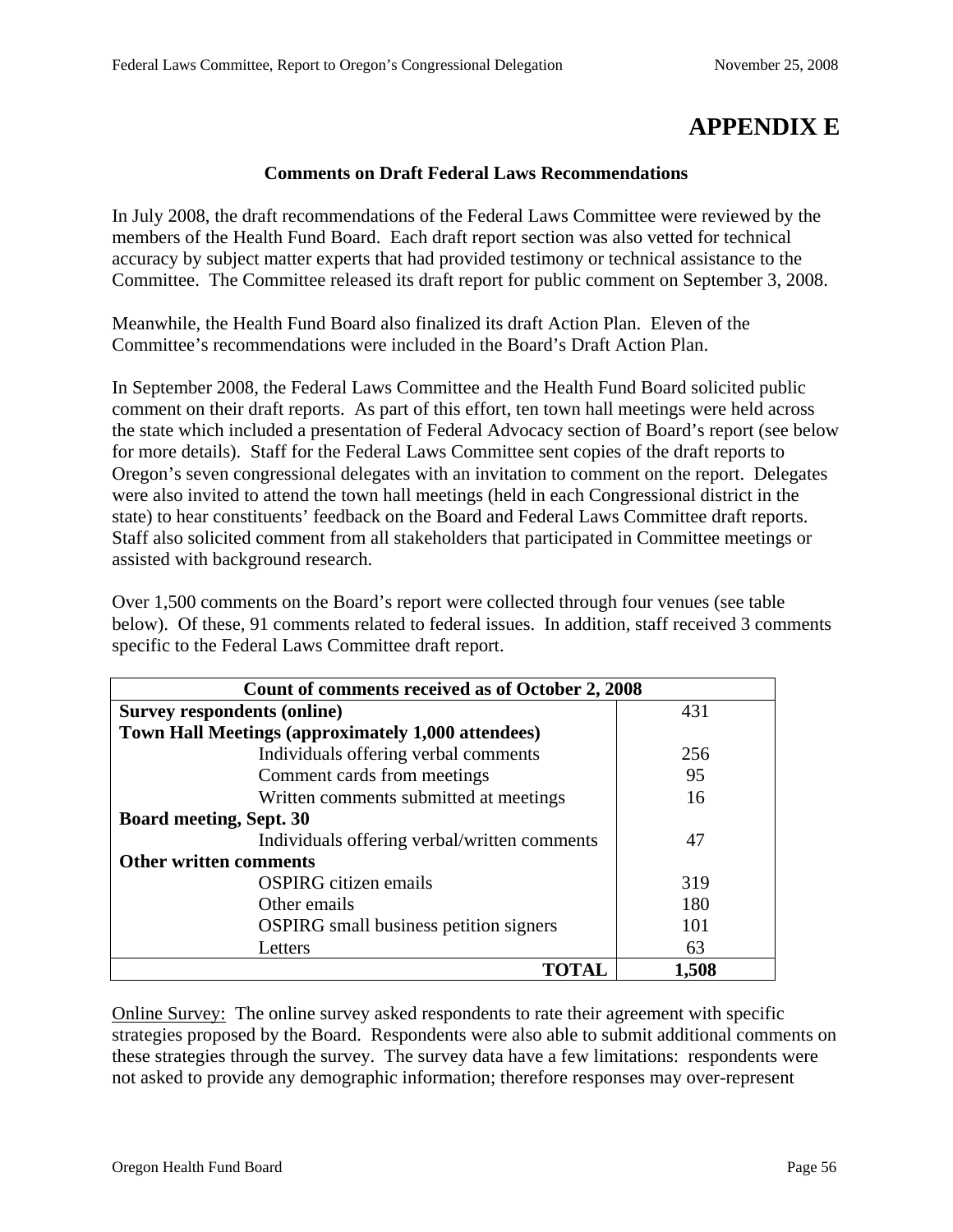# APPENDIX E

### Comments on Draft Federal Laws Recommendations

In July 2008, the draft recommendations of the Federal Laws Committee were reviewed by the members of the Health Fund Board. Each draft report section was also vetted for technical accuracy by subject matter experts that had provided testimony or technical assistance to the Committee. The Committee released its draft report for public comment on September 3, 2008.

Meanwhile, the Health Fund Board also finalized its draft Action Plan. Eleven of the Committee's recommendations were included in the Board's Draft Action Plan.

In September 2008, the Federal Laws Committee and the Health Fund Board solicited public comment on their draft reports. As part of this effort, ten town hall meetings were held across the state which included a presentation of Federal Advocacy section of Board's report (see below for more details). Staff for the Federal Laws Committee sent copies of the draft reports to Oregon's seven congressional delegates with an invitation to comment on the report. Delegates were also invited to attend the town hall meetings (held in each Congressional district in the state) to hear constituents' feedback on the Board and Federal Laws Committee draft reports. Staff also solicited comment from all stakeholders that participated in Committee meetings or assisted with background research.

Over 1,500 comments on the Board's report were collected through four venues (see table below). Of these, 91 comments related to federal issues. In addition, staff received 3 comments specific to the Federal Laws Committee draft report.

| **Count of comments received as of October 2, 2008** | |
|---|---|
| **Survey respondents (online)** | 431 |
| **Town Hall Meetings (approximately 1,000 attendees)** | |
| Individuals offering verbal comments | 256 |
| Comment cards from meetings | 95 |
| Written comments submitted at meetings | 16 |
| **Board meeting, Sept. 30** | |
| Individuals offering verbal/written comments | 47 |
| **Other written comments** | |
| OSPIRG citizen emails | 319 |
| Other emails | 180 |
| OSPIRG small business petition signers | 101 |
| Letters | 63 |
| **TOTAL** | **1,508** |

Online Survey: The online survey asked respondents to rate their agreement with specific strategies proposed by the Board. Respondents were also able to submit additional comments on these strategies through the survey. The survey data have a few limitations: respondents were not asked to provide any demographic information; therefore responses may over-represent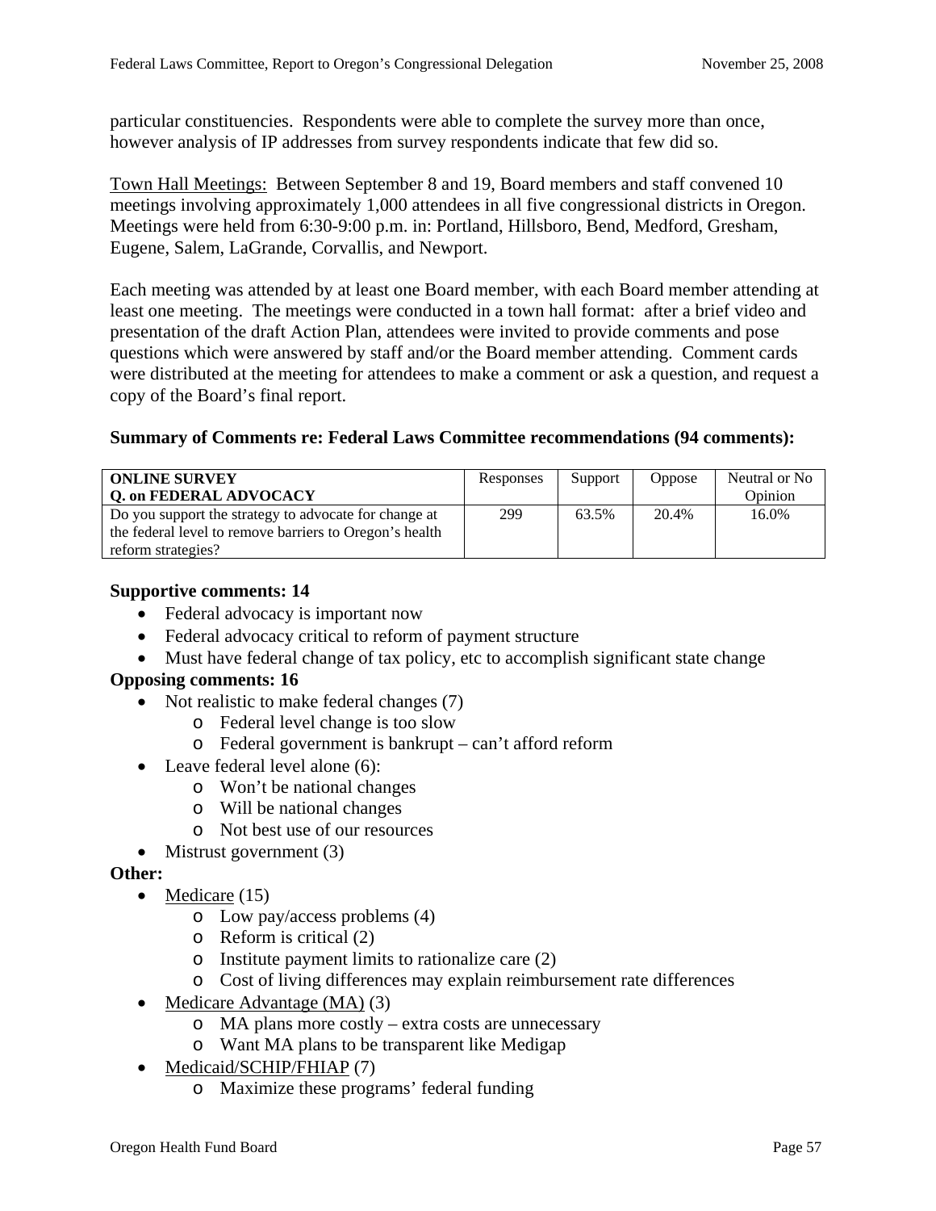particular constituencies. Respondents were able to complete the survey more than once, however analysis of IP addresses from survey respondents indicate that few did so.

Town Hall Meetings: Between September 8 and 19, Board members and staff convened 10 meetings involving approximately 1,000 attendees in all five congressional districts in Oregon. Meetings were held from 6:30-9:00 p.m. in: Portland, Hillsboro, Bend, Medford, Gresham, Eugene, Salem, LaGrande, Corvallis, and Newport.

Each meeting was attended by at least one Board member, with each Board member attending at least one meeting. The meetings were conducted in a town hall format: after a brief video and presentation of the draft Action Plan, attendees were invited to provide comments and pose questions which were answered by staff and/or the Board member attending. Comment cards were distributed at the meeting for attendees to make a comment or ask a question, and request a copy of the Board's final report.

**Summary of Comments re: Federal Laws Committee recommendations (94 comments):**

| **ONLINE SURVEY Q. on FEDERAL ADVOCACY** | Responses | Support | Oppose | Neutral or No Opinion |
|---|---|---|---|---|
| Do you support the strategy to advocate for change at the federal level to remove barriers to Oregon's health reform strategies? | 299 | 63.5% | 20.4% | 16.0% |

**Supportive comments: 14**

- Federal advocacy is important now
- Federal advocacy critical to reform of payment structure
- Must have federal change of tax policy, etc to accomplish significant state change

**Opposing comments: 16**

- Not realistic to make federal changes (7)
  - Federal level change is too slow
  - Federal government is bankrupt – can't afford reform
- Leave federal level alone (6):
  - Won't be national changes
  - Will be national changes
  - Not best use of our resources
- Mistrust government (3)

**Other:**

- Medicare (15)
  - Low pay/access problems (4)
  - Reform is critical (2)
  - Institute payment limits to rationalize care (2)
  - Cost of living differences may explain reimbursement rate differences
- Medicare Advantage (MA) (3)
  - MA plans more costly – extra costs are unnecessary
  - Want MA plans to be transparent like Medigap
- Medicaid/SCHIP/FHIAP (7)
  - Maximize these programs' federal funding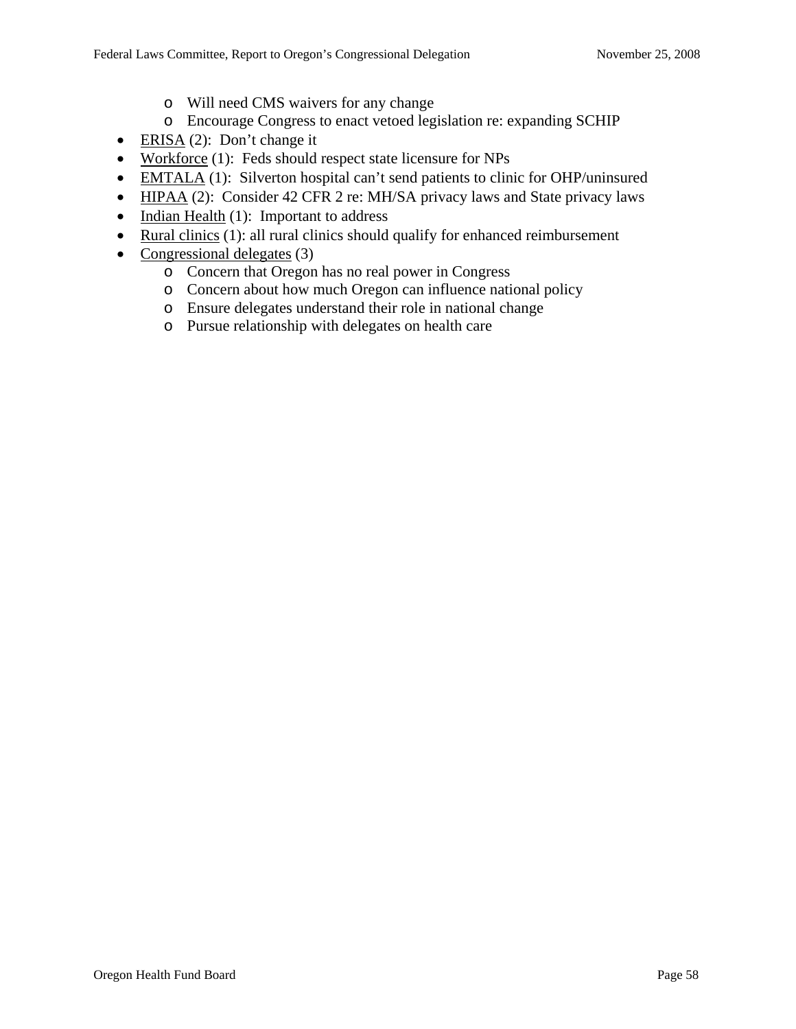- Will need CMS waivers for any change
    - Encourage Congress to enact vetoed legislation re: expanding SCHIP
- ERISA (2): Don't change it
- Workforce (1): Feds should respect state licensure for NPs
- EMTALA (1): Silverton hospital can't send patients to clinic for OHP/uninsured
- HIPAA (2): Consider 42 CFR 2 re: MH/SA privacy laws and State privacy laws
- Indian Health (1): Important to address
- Rural clinics (1): all rural clinics should qualify for enhanced reimbursement
- Congressional delegates (3)
    - Concern that Oregon has no real power in Congress
    - Concern about how much Oregon can influence national policy
    - Ensure delegates understand their role in national change
    - Pursue relationship with delegates on health care